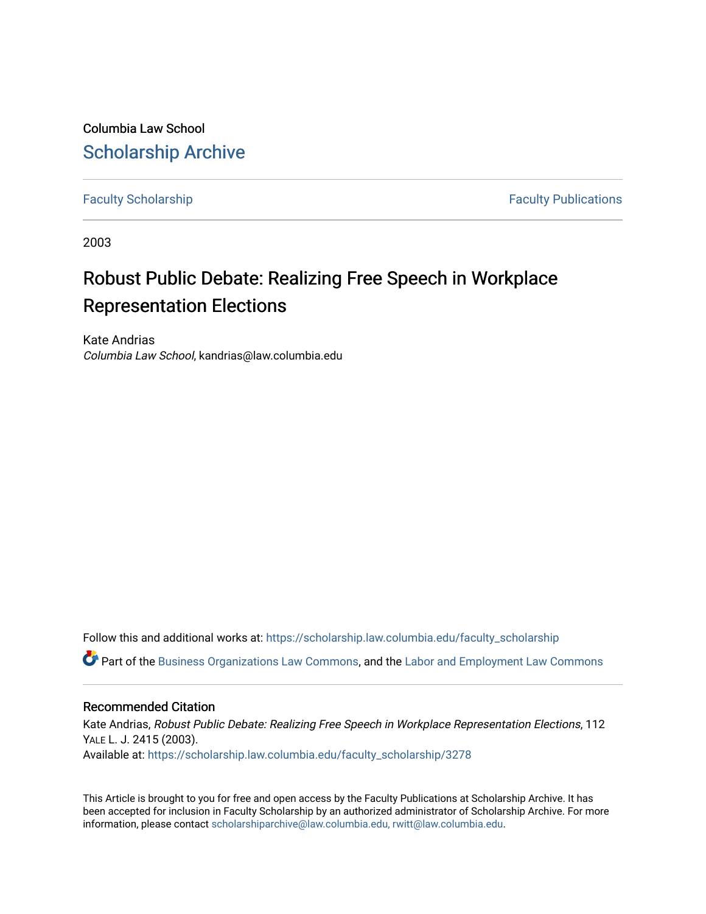Columbia Law School

# Scholarship Archive

Faculty Scholarship | Faculty Publications

2003

# Robust Public Debate: Realizing Free Speech in Workplace Representation Elections

Kate Andrias
*Columbia Law School*, kandrias@law.columbia.edu

Follow this and additional works at: https://scholarship.law.columbia.edu/faculty_scholarship

Part of the Business Organizations Law Commons, and the Labor and Employment Law Commons

## Recommended Citation

Kate Andrias, *Robust Public Debate: Realizing Free Speech in Workplace Representation Elections*, 112 YALE L. J. 2415 (2003).
Available at: https://scholarship.law.columbia.edu/faculty_scholarship/3278

This Article is brought to you for free and open access by the Faculty Publications at Scholarship Archive. It has been accepted for inclusion in Faculty Scholarship by an authorized administrator of Scholarship Archive. For more information, please contact scholarshiparchive@law.columbia.edu, rwitt@law.columbia.edu.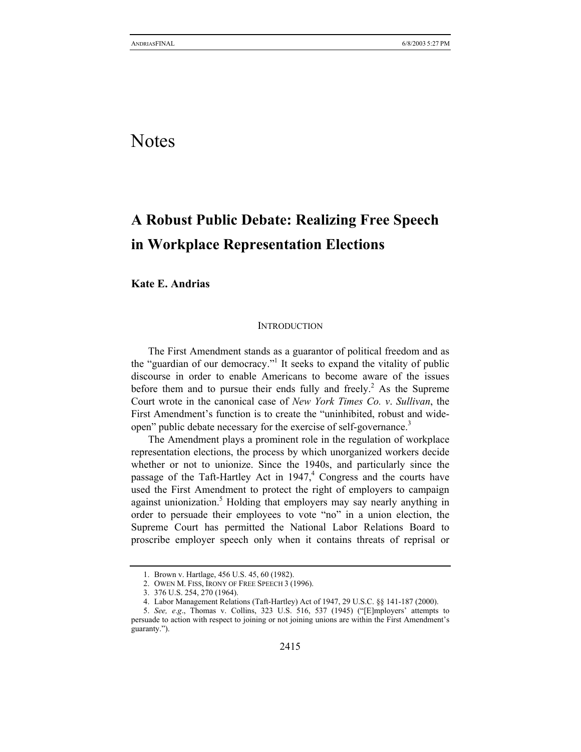# Notes

## A Robust Public Debate: Realizing Free Speech in Workplace Representation Elections

**Kate E. Andrias**

### INTRODUCTION

The First Amendment stands as a guarantor of political freedom and as the "guardian of our democracy."[1] It seeks to expand the vitality of public discourse in order to enable Americans to become aware of the issues before them and to pursue their ends fully and freely.[2] As the Supreme Court wrote in the canonical case of *New York Times Co. v. Sullivan*, the First Amendment's function is to create the "uninhibited, robust and wide-open" public debate necessary for the exercise of self-governance.[3]

The Amendment plays a prominent role in the regulation of workplace representation elections, the process by which unorganized workers decide whether or not to unionize. Since the 1940s, and particularly since the passage of the Taft-Hartley Act in 1947,[4] Congress and the courts have used the First Amendment to protect the right of employers to campaign against unionization.[5] Holding that employers may say nearly anything in order to persuade their employees to vote "no" in a union election, the Supreme Court has permitted the National Labor Relations Board to proscribe employer speech only when it contains threats of reprisal or

---

1. Brown v. Hartlage, 456 U.S. 45, 60 (1982).
2. OWEN M. FISS, IRONY OF FREE SPEECH 3 (1996).
3. 376 U.S. 254, 270 (1964).
4. Labor Management Relations (Taft-Hartley) Act of 1947, 29 U.S.C. §§ 141-187 (2000).
5. *See, e.g.*, Thomas v. Collins, 323 U.S. 516, 537 (1945) ("[E]mployers' attempts to persuade to action with respect to joining or not joining unions are within the First Amendment's guaranty.").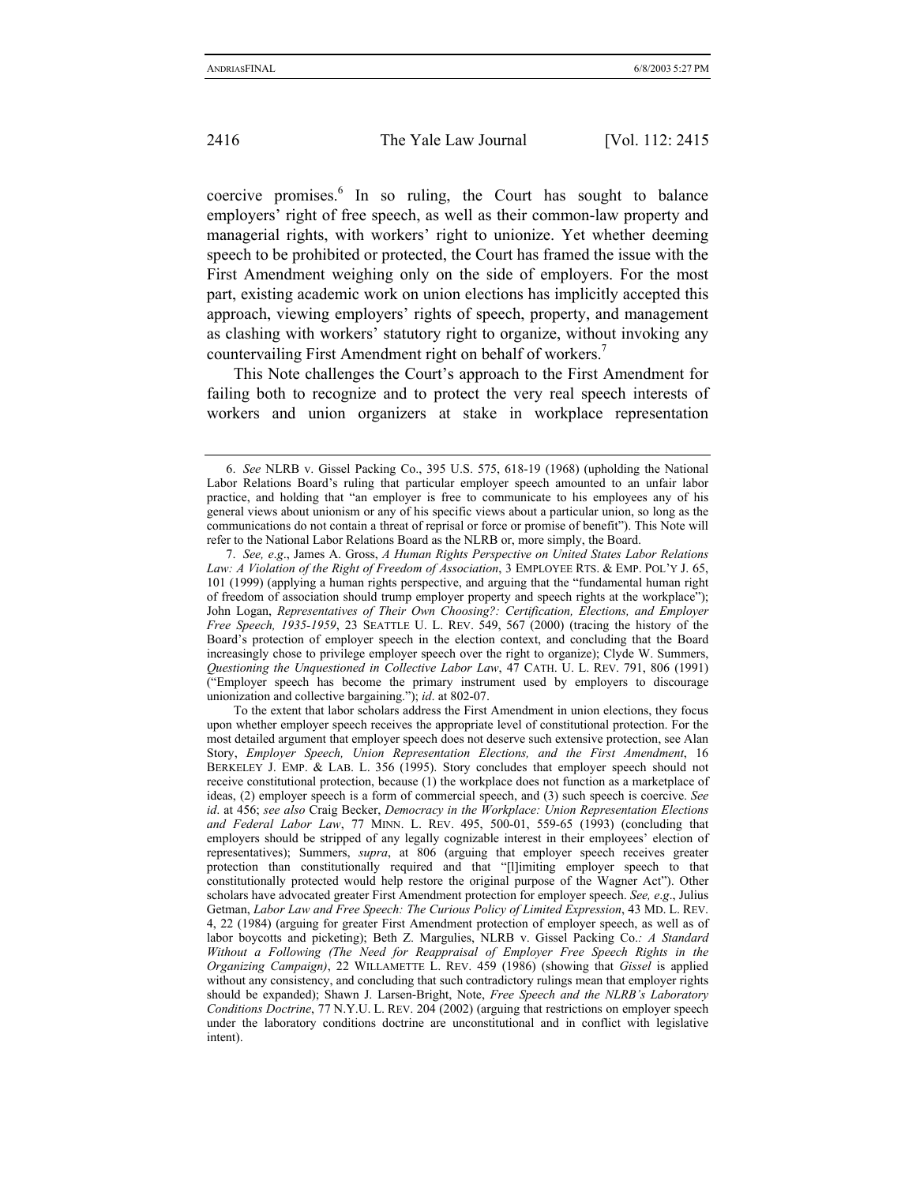coercive promises.[6] In so ruling, the Court has sought to balance employers' right of free speech, as well as their common-law property and managerial rights, with workers' right to unionize. Yet whether deeming speech to be prohibited or protected, the Court has framed the issue with the First Amendment weighing only on the side of employers. For the most part, existing academic work on union elections has implicitly accepted this approach, viewing employers' rights of speech, property, and management as clashing with workers' statutory right to organize, without invoking any countervailing First Amendment right on behalf of workers.[7]

This Note challenges the Court's approach to the First Amendment for failing both to recognize and to protect the very real speech interests of workers and union organizers at stake in workplace representation

---

6. *See* NLRB v. Gissel Packing Co., 395 U.S. 575, 618-19 (1968) (upholding the National Labor Relations Board's ruling that particular employer speech amounted to an unfair labor practice, and holding that "an employer is free to communicate to his employees any of his general views about unionism or any of his specific views about a particular union, so long as the communications do not contain a threat of reprisal or force or promise of benefit"). This Note will refer to the National Labor Relations Board as the NLRB or, more simply, the Board.

7. *See, e.g.*, James A. Gross, *A Human Rights Perspective on United States Labor Relations Law: A Violation of the Right of Freedom of Association*, 3 EMPLOYEE RTS. & EMP. POL'Y J. 65, 101 (1999) (applying a human rights perspective, and arguing that the "fundamental human right of freedom of association should trump employer property and speech rights at the workplace"); John Logan, *Representatives of Their Own Choosing?: Certification, Elections, and Employer Free Speech, 1935-1959*, 23 SEATTLE U. L. REV. 549, 567 (2000) (tracing the history of the Board's protection of employer speech in the election context, and concluding that the Board increasingly chose to privilege employer speech over the right to organize); Clyde W. Summers, *Questioning the Unquestioned in Collective Labor Law*, 47 CATH. U. L. REV. 791, 806 (1991) ("Employer speech has become the primary instrument used by employers to discourage unionization and collective bargaining."); *id*. at 802-07.

To the extent that labor scholars address the First Amendment in union elections, they focus upon whether employer speech receives the appropriate level of constitutional protection. For the most detailed argument that employer speech does not deserve such extensive protection, see Alan Story, *Employer Speech, Union Representation Elections, and the First Amendment*, 16 BERKELEY J. EMP. & LAB. L. 356 (1995). Story concludes that employer speech should not receive constitutional protection, because (1) the workplace does not function as a marketplace of ideas, (2) employer speech is a form of commercial speech, and (3) such speech is coercive. *See id*. at 456; *see also* Craig Becker, *Democracy in the Workplace: Union Representation Elections and Federal Labor Law*, 77 MINN. L. REV. 495, 500-01, 559-65 (1993) (concluding that employers should be stripped of any legally cognizable interest in their employees' election of representatives); Summers, *supra*, at 806 (arguing that employer speech receives greater protection than constitutionally required and that "[l]imiting employer speech to that constitutionally protected would help restore the original purpose of the Wagner Act"). Other scholars have advocated greater First Amendment protection for employer speech. *See, e.g.*, Julius Getman, *Labor Law and Free Speech: The Curious Policy of Limited Expression*, 43 MD. L. REV. 4, 22 (1984) (arguing for greater First Amendment protection of employer speech, as well as of labor boycotts and picketing); Beth Z. Margulies, *NLRB v. Gissel Packing Co.: A Standard Without a Following (The Need for Reappraisal of Employer Free Speech Rights in the Organizing Campaign)*, 22 WILLAMETTE L. REV. 459 (1986) (showing that *Gissel* is applied without any consistency, and concluding that such contradictory rulings mean that employer rights should be expanded); Shawn J. Larsen-Bright, Note, *Free Speech and the NLRB's Laboratory Conditions Doctrine*, 77 N.Y.U. L. REV. 204 (2002) (arguing that restrictions on employer speech under the laboratory conditions doctrine are unconstitutional and in conflict with legislative intent).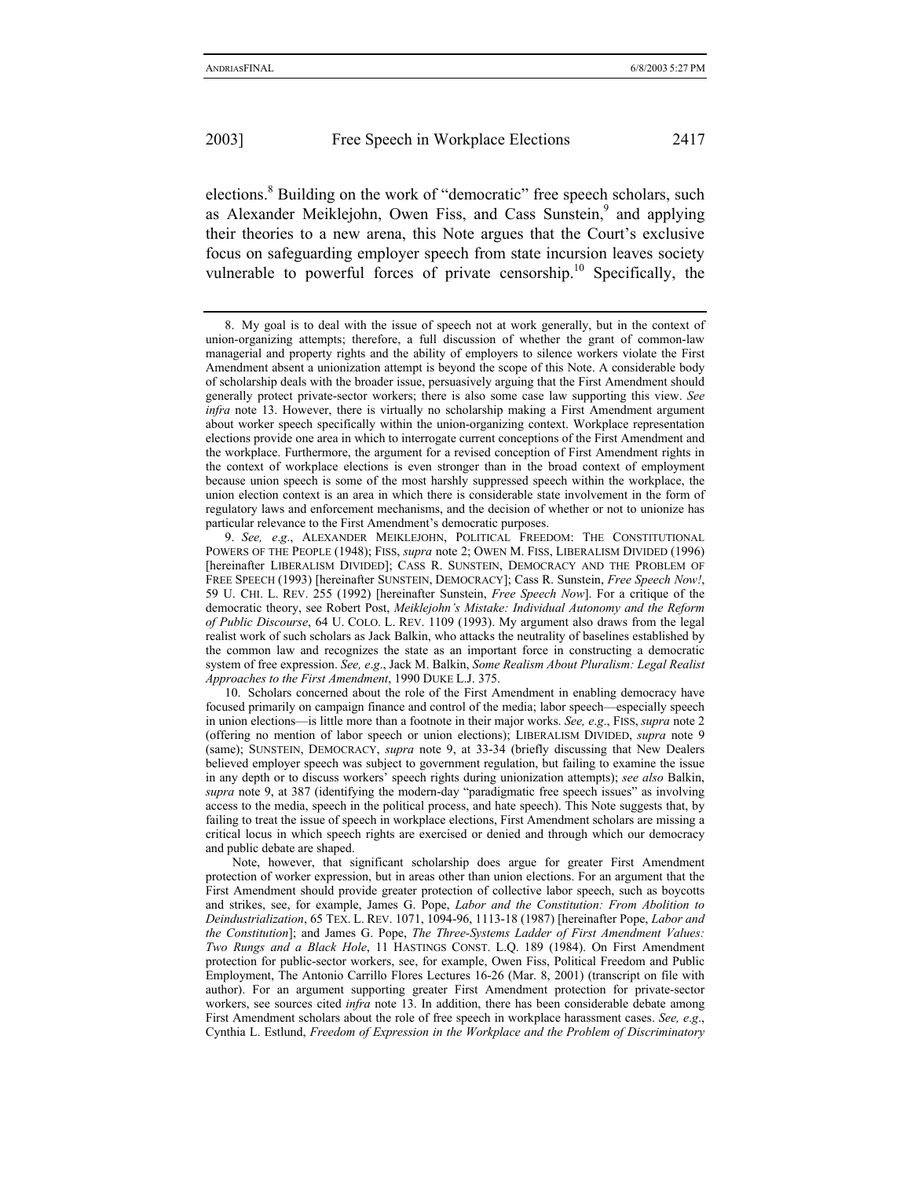elections.[8] Building on the work of "democratic" free speech scholars, such as Alexander Meiklejohn, Owen Fiss, and Cass Sunstein,[9] and applying their theories to a new arena, this Note argues that the Court's exclusive focus on safeguarding employer speech from state incursion leaves society vulnerable to powerful forces of private censorship.[10] Specifically, the

---

8. My goal is to deal with the issue of speech not at work generally, but in the context of union-organizing attempts; therefore, a full discussion of whether the grant of common-law managerial and property rights and the ability of employers to silence workers violate the First Amendment absent a unionization attempt is beyond the scope of this Note. A considerable body of scholarship deals with the broader issue, persuasively arguing that the First Amendment should generally protect private-sector workers; there is also some case law supporting this view. *See infra* note 13. However, there is virtually no scholarship making a First Amendment argument about worker speech specifically within the union-organizing context. Workplace representation elections provide one area in which to interrogate current conceptions of the First Amendment and the workplace. Furthermore, the argument for a revised conception of First Amendment rights in the context of workplace elections is even stronger than in the broad context of employment because union speech is some of the most harshly suppressed speech within the workplace, the union election context is an area in which there is considerable state involvement in the form of regulatory laws and enforcement mechanisms, and the decision of whether or not to unionize has particular relevance to the First Amendment's democratic purposes.

9. *See, e.g.*, ALEXANDER MEIKLEJOHN, POLITICAL FREEDOM: THE CONSTITUTIONAL POWERS OF THE PEOPLE (1948); FISS, *supra* note 2; OWEN M. FISS, LIBERALISM DIVIDED (1996) [hereinafter LIBERALISM DIVIDED]; CASS R. SUNSTEIN, DEMOCRACY AND THE PROBLEM OF FREE SPEECH (1993) [hereinafter SUNSTEIN, DEMOCRACY]; Cass R. Sunstein, *Free Speech Now!*, 59 U. CHI. L. REV. 255 (1992) [hereinafter Sunstein, *Free Speech Now*]. For a critique of the democratic theory, see Robert Post, *Meiklejohn's Mistake: Individual Autonomy and the Reform of Public Discourse*, 64 U. COLO. L. REV. 1109 (1993). My argument also draws from the legal realist work of such scholars as Jack Balkin, who attacks the neutrality of baselines established by the common law and recognizes the state as an important force in constructing a democratic system of free expression. *See, e.g.*, Jack M. Balkin, *Some Realism About Pluralism: Legal Realist Approaches to the First Amendment*, 1990 DUKE L.J. 375.

10. Scholars concerned about the role of the First Amendment in enabling democracy have focused primarily on campaign finance and control of the media; labor speech—especially speech in union elections—is little more than a footnote in their major works. *See, e.g.*, FISS, *supra* note 2 (offering no mention of labor speech or union elections); LIBERALISM DIVIDED, *supra* note 9 (same); SUNSTEIN, DEMOCRACY, *supra* note 9, at 33-34 (briefly discussing that New Dealers believed employer speech was subject to government regulation, but failing to examine the issue in any depth or to discuss workers' speech rights during unionization attempts); *see also* Balkin, *supra* note 9, at 387 (identifying the modern-day "paradigmatic free speech issues" as involving access to the media, speech in the political process, and hate speech). This Note suggests that, by failing to treat the issue of speech in workplace elections, First Amendment scholars are missing a critical locus in which speech rights are exercised or denied and through which our democracy and public debate are shaped.

Note, however, that significant scholarship does argue for greater First Amendment protection of worker expression, but in areas other than union elections. For an argument that the First Amendment should provide greater protection of collective labor speech, such as boycotts and strikes, see, for example, James G. Pope, *Labor and the Constitution: From Abolition to Deindustrialization*, 65 TEX. L. REV. 1071, 1094-96, 1113-18 (1987) [hereinafter Pope, *Labor and the Constitution*]; and James G. Pope, *The Three-Systems Ladder of First Amendment Values: Two Rungs and a Black Hole*, 11 HASTINGS CONST. L.Q. 189 (1984). On First Amendment protection for public-sector workers, see, for example, Owen Fiss, Political Freedom and Public Employment, The Antonio Carrillo Flores Lectures 16-26 (Mar. 8, 2001) (transcript on file with author). For an argument supporting greater First Amendment protection for private-sector workers, see sources cited *infra* note 13. In addition, there has been considerable debate among First Amendment scholars about the role of free speech in workplace harassment cases. *See, e.g.*, Cynthia L. Estlund, *Freedom of Expression in the Workplace and the Problem of Discriminatory*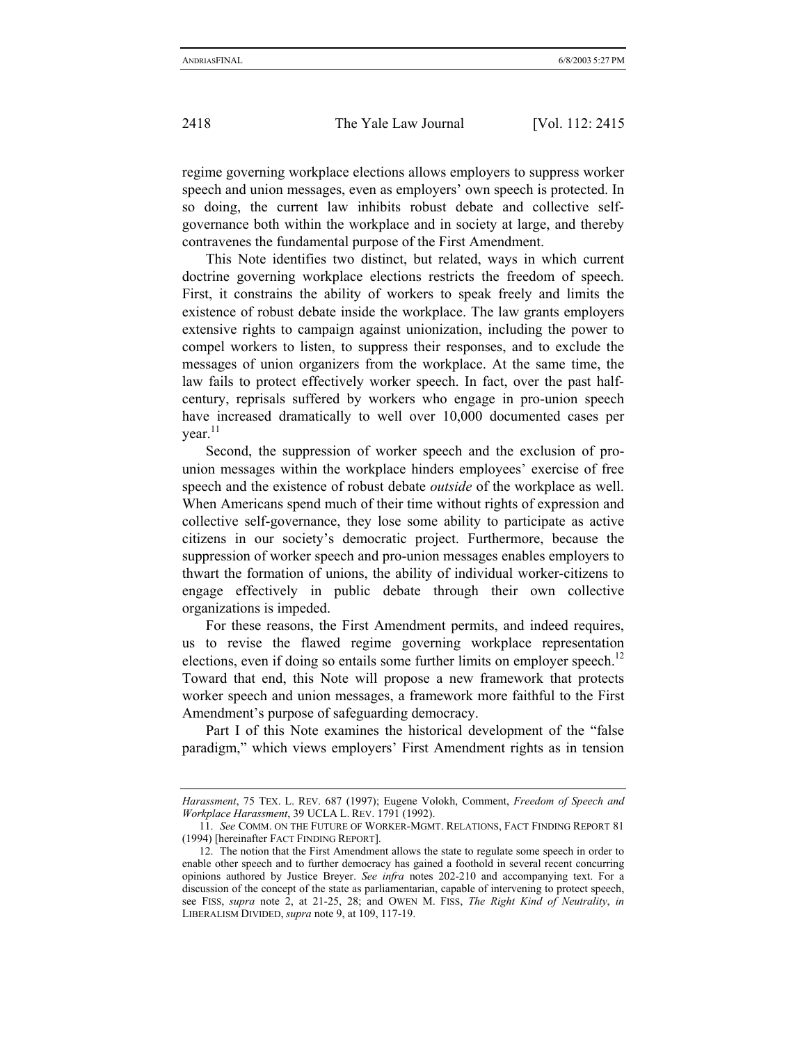regime governing workplace elections allows employers to suppress worker speech and union messages, even as employers' own speech is protected. In so doing, the current law inhibits robust debate and collective self-governance both within the workplace and in society at large, and thereby contravenes the fundamental purpose of the First Amendment.

This Note identifies two distinct, but related, ways in which current doctrine governing workplace elections restricts the freedom of speech. First, it constrains the ability of workers to speak freely and limits the existence of robust debate inside the workplace. The law grants employers extensive rights to campaign against unionization, including the power to compel workers to listen, to suppress their responses, and to exclude the messages of union organizers from the workplace. At the same time, the law fails to protect effectively worker speech. In fact, over the past half-century, reprisals suffered by workers who engage in pro-union speech have increased dramatically to well over 10,000 documented cases per year.[11]

Second, the suppression of worker speech and the exclusion of pro-union messages within the workplace hinders employees' exercise of free speech and the existence of robust debate *outside* of the workplace as well. When Americans spend much of their time without rights of expression and collective self-governance, they lose some ability to participate as active citizens in our society's democratic project. Furthermore, because the suppression of worker speech and pro-union messages enables employers to thwart the formation of unions, the ability of individual worker-citizens to engage effectively in public debate through their own collective organizations is impeded.

For these reasons, the First Amendment permits, and indeed requires, us to revise the flawed regime governing workplace representation elections, even if doing so entails some further limits on employer speech.[12] Toward that end, this Note will propose a new framework that protects worker speech and union messages, a framework more faithful to the First Amendment's purpose of safeguarding democracy.

Part I of this Note examines the historical development of the "false paradigm," which views employers' First Amendment rights as in tension

---

*Harassment*, 75 TEX. L. REV. 687 (1997); Eugene Volokh, Comment, *Freedom of Speech and Workplace Harassment*, 39 UCLA L. REV. 1791 (1992).

11. *See* COMM. ON THE FUTURE OF WORKER-MGMT. RELATIONS, FACT FINDING REPORT 81 (1994) [hereinafter FACT FINDING REPORT].

12. The notion that the First Amendment allows the state to regulate some speech in order to enable other speech and to further democracy has gained a foothold in several recent concurring opinions authored by Justice Breyer. *See infra* notes 202-210 and accompanying text. For a discussion of the concept of the state as parliamentarian, capable of intervening to protect speech, see FISS, *supra* note 2, at 21-25, 28; and OWEN M. FISS, *The Right Kind of Neutrality*, *in* LIBERALISM DIVIDED, *supra* note 9, at 109, 117-19.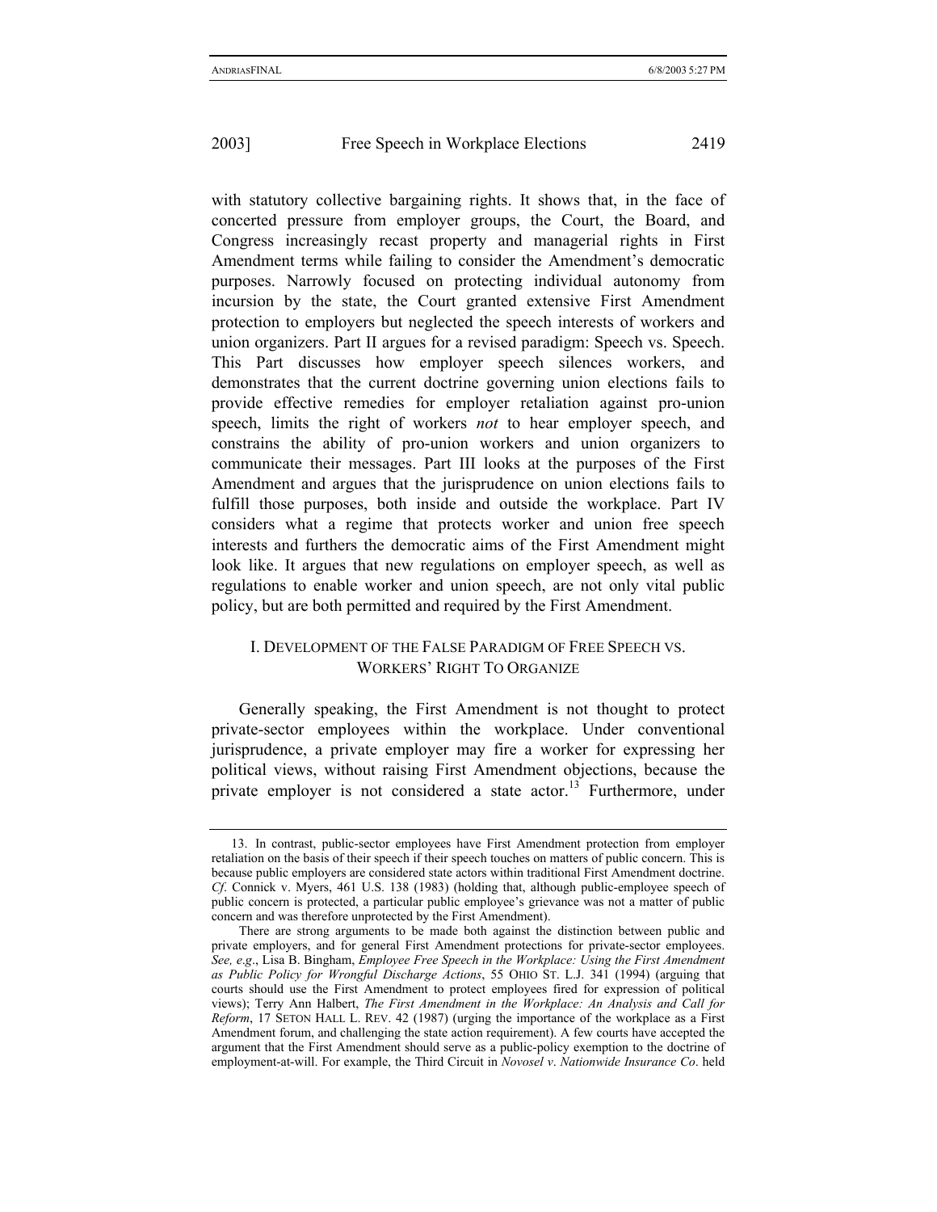with statutory collective bargaining rights. It shows that, in the face of concerted pressure from employer groups, the Court, the Board, and Congress increasingly recast property and managerial rights in First Amendment terms while failing to consider the Amendment's democratic purposes. Narrowly focused on protecting individual autonomy from incursion by the state, the Court granted extensive First Amendment protection to employers but neglected the speech interests of workers and union organizers. Part II argues for a revised paradigm: Speech vs. Speech. This Part discusses how employer speech silences workers, and demonstrates that the current doctrine governing union elections fails to provide effective remedies for employer retaliation against pro-union speech, limits the right of workers *not* to hear employer speech, and constrains the ability of pro-union workers and union organizers to communicate their messages. Part III looks at the purposes of the First Amendment and argues that the jurisprudence on union elections fails to fulfill those purposes, both inside and outside the workplace. Part IV considers what a regime that protects worker and union free speech interests and furthers the democratic aims of the First Amendment might look like. It argues that new regulations on employer speech, as well as regulations to enable worker and union speech, are not only vital public policy, but are both permitted and required by the First Amendment.

## I. DEVELOPMENT OF THE FALSE PARADIGM OF FREE SPEECH VS. WORKERS' RIGHT TO ORGANIZE

Generally speaking, the First Amendment is not thought to protect private-sector employees within the workplace. Under conventional jurisprudence, a private employer may fire a worker for expressing her political views, without raising First Amendment objections, because the private employer is not considered a state actor.[13] Furthermore, under

---

13. In contrast, public-sector employees have First Amendment protection from employer retaliation on the basis of their speech if their speech touches on matters of public concern. This is because public employers are considered state actors within traditional First Amendment doctrine. *Cf*. Connick v. Myers, 461 U.S. 138 (1983) (holding that, although public-employee speech of public concern is protected, a particular public employee's grievance was not a matter of public concern and was therefore unprotected by the First Amendment).

There are strong arguments to be made both against the distinction between public and private employers, and for general First Amendment protections for private-sector employees. *See, e.g*., Lisa B. Bingham, *Employee Free Speech in the Workplace: Using the First Amendment as Public Policy for Wrongful Discharge Actions*, 55 OHIO ST. L.J. 341 (1994) (arguing that courts should use the First Amendment to protect employees fired for expression of political views); Terry Ann Halbert, *The First Amendment in the Workplace: An Analysis and Call for Reform*, 17 SETON HALL L. REV. 42 (1987) (urging the importance of the workplace as a First Amendment forum, and challenging the state action requirement). A few courts have accepted the argument that the First Amendment should serve as a public-policy exemption to the doctrine of employment-at-will. For example, the Third Circuit in *Novosel v. Nationwide Insurance Co*. held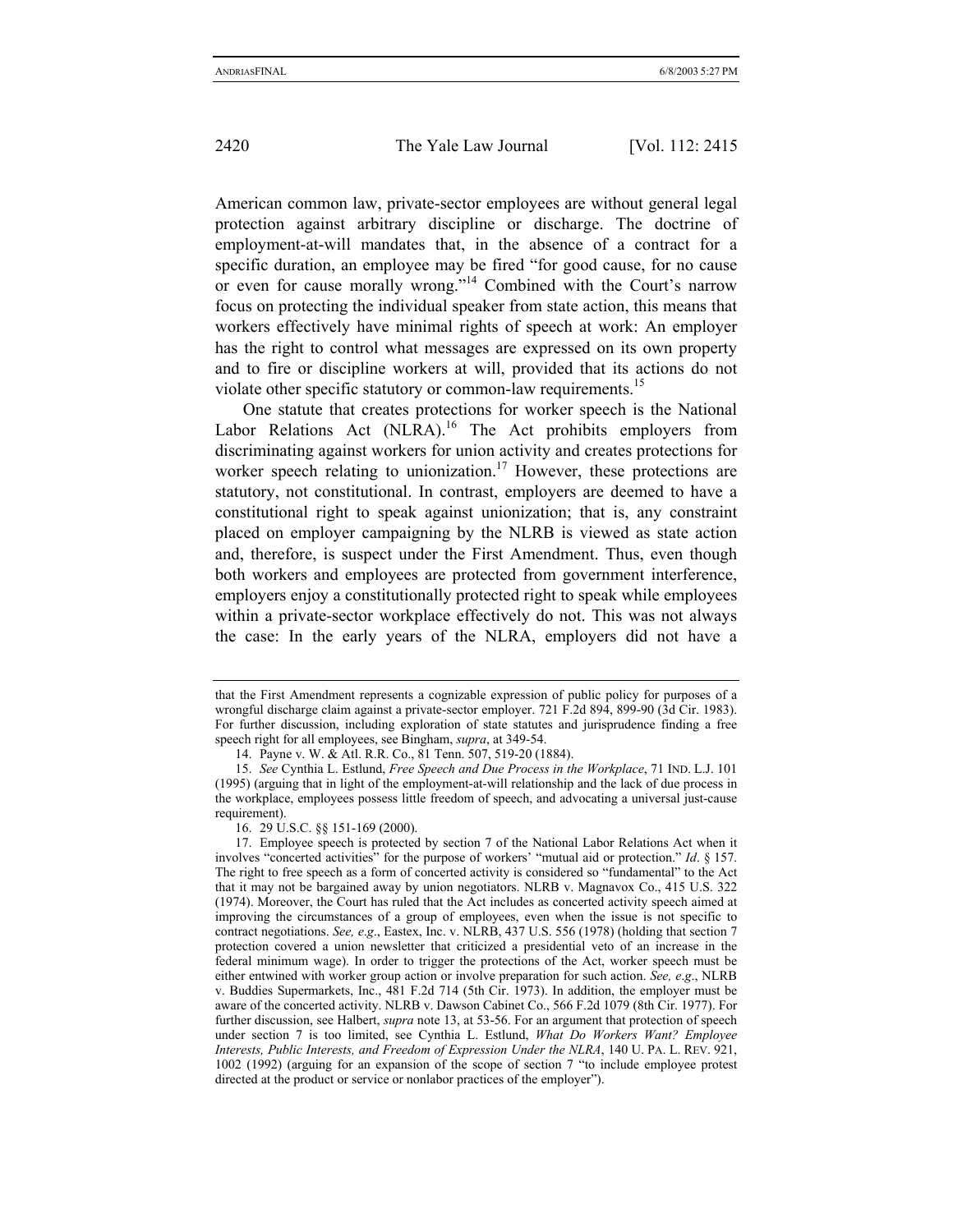American common law, private-sector employees are without general legal protection against arbitrary discipline or discharge. The doctrine of employment-at-will mandates that, in the absence of a contract for a specific duration, an employee may be fired "for good cause, for no cause or even for cause morally wrong."[14] Combined with the Court's narrow focus on protecting the individual speaker from state action, this means that workers effectively have minimal rights of speech at work: An employer has the right to control what messages are expressed on its own property and to fire or discipline workers at will, provided that its actions do not violate other specific statutory or common-law requirements.[15]

One statute that creates protections for worker speech is the National Labor Relations Act (NLRA).[16] The Act prohibits employers from discriminating against workers for union activity and creates protections for worker speech relating to unionization.[17] However, these protections are statutory, not constitutional. In contrast, employers are deemed to have a constitutional right to speak against unionization; that is, any constraint placed on employer campaigning by the NLRB is viewed as state action and, therefore, is suspect under the First Amendment. Thus, even though both workers and employees are protected from government interference, employers enjoy a constitutionally protected right to speak while employees within a private-sector workplace effectively do not. This was not always the case: In the early years of the NLRA, employers did not have a

---

that the First Amendment represents a cognizable expression of public policy for purposes of a wrongful discharge claim against a private-sector employer. 721 F.2d 894, 899-90 (3d Cir. 1983). For further discussion, including exploration of state statutes and jurisprudence finding a free speech right for all employees, see Bingham, *supra*, at 349-54.

14. Payne v. W. & Atl. R.R. Co., 81 Tenn. 507, 519-20 (1884).

15. *See* Cynthia L. Estlund, *Free Speech and Due Process in the Workplace*, 71 IND. L.J. 101 (1995) (arguing that in light of the employment-at-will relationship and the lack of due process in the workplace, employees possess little freedom of speech, and advocating a universal just-cause requirement).

16. 29 U.S.C. §§ 151-169 (2000).

17. Employee speech is protected by section 7 of the National Labor Relations Act when it involves "concerted activities" for the purpose of workers' "mutual aid or protection." *Id*. § 157. The right to free speech as a form of concerted activity is considered so "fundamental" to the Act that it may not be bargained away by union negotiators. NLRB v. Magnavox Co., 415 U.S. 322 (1974). Moreover, the Court has ruled that the Act includes as concerted activity speech aimed at improving the circumstances of a group of employees, even when the issue is not specific to contract negotiations. *See, e.g*., Eastex, Inc. v. NLRB, 437 U.S. 556 (1978) (holding that section 7 protection covered a union newsletter that criticized a presidential veto of an increase in the federal minimum wage). In order to trigger the protections of the Act, worker speech must be either entwined with worker group action or involve preparation for such action. *See, e.g*., NLRB v. Buddies Supermarkets, Inc., 481 F.2d 714 (5th Cir. 1973). In addition, the employer must be aware of the concerted activity. NLRB v. Dawson Cabinet Co., 566 F.2d 1079 (8th Cir. 1977). For further discussion, see Halbert, *supra* note 13, at 53-56. For an argument that protection of speech under section 7 is too limited, see Cynthia L. Estlund, *What Do Workers Want? Employee Interests, Public Interests, and Freedom of Expression Under the NLRA*, 140 U. PA. L. REV. 921, 1002 (1992) (arguing for an expansion of the scope of section 7 "to include employee protest directed at the product or service or nonlabor practices of the employer").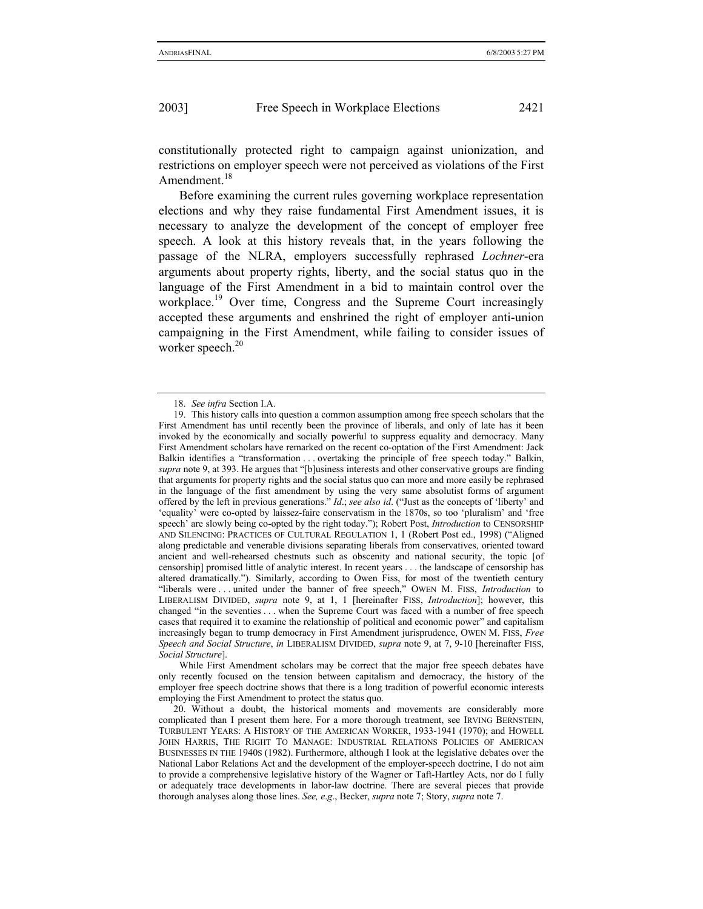constitutionally protected right to campaign against unionization, and restrictions on employer speech were not perceived as violations of the First Amendment.[18]

Before examining the current rules governing workplace representation elections and why they raise fundamental First Amendment issues, it is necessary to analyze the development of the concept of employer free speech. A look at this history reveals that, in the years following the passage of the NLRA, employers successfully rephrased *Lochner*-era arguments about property rights, liberty, and the social status quo in the language of the First Amendment in a bid to maintain control over the workplace.[19] Over time, Congress and the Supreme Court increasingly accepted these arguments and enshrined the right of employer anti-union campaigning in the First Amendment, while failing to consider issues of worker speech.[20]

---

18. *See infra* Section I.A.

19. This history calls into question a common assumption among free speech scholars that the First Amendment has until recently been the province of liberals, and only of late has it been invoked by the economically and socially powerful to suppress equality and democracy. Many First Amendment scholars have remarked on the recent co-optation of the First Amendment: Jack Balkin identifies a "transformation . . . overtaking the principle of free speech today." Balkin, *supra* note 9, at 393. He argues that "[b]usiness interests and other conservative groups are finding that arguments for property rights and the social status quo can more and more easily be rephrased in the language of the first amendment by using the very same absolutist forms of argument offered by the left in previous generations." *Id*.; *see also id*. ("Just as the concepts of 'liberty' and 'equality' were co-opted by laissez-faire conservatism in the 1870s, so too 'pluralism' and 'free speech' are slowly being co-opted by the right today."); Robert Post, *Introduction* to CENSORSHIP AND SILENCING: PRACTICES OF CULTURAL REGULATION 1, 1 (Robert Post ed., 1998) ("Aligned along predictable and venerable divisions separating liberals from conservatives, oriented toward ancient and well-rehearsed chestnuts such as obscenity and national security, the topic [of censorship] promised little of analytic interest. In recent years . . . the landscape of censorship has altered dramatically."). Similarly, according to Owen Fiss, for most of the twentieth century "liberals were . . . united under the banner of free speech," OWEN M. FISS, *Introduction* to LIBERALISM DIVIDED, *supra* note 9, at 1, 1 [hereinafter FISS, *Introduction*]; however, this changed "in the seventies . . . when the Supreme Court was faced with a number of free speech cases that required it to examine the relationship of political and economic power" and capitalism increasingly began to trump democracy in First Amendment jurisprudence, OWEN M. FISS, *Free Speech and Social Structure*, *in* LIBERALISM DIVIDED, *supra* note 9, at 7, 9-10 [hereinafter FISS, *Social Structure*].

While First Amendment scholars may be correct that the major free speech debates have only recently focused on the tension between capitalism and democracy, the history of the employer free speech doctrine shows that there is a long tradition of powerful economic interests employing the First Amendment to protect the status quo.

20. Without a doubt, the historical moments and movements are considerably more complicated than I present them here. For a more thorough treatment, see IRVING BERNSTEIN, TURBULENT YEARS: A HISTORY OF THE AMERICAN WORKER, 1933-1941 (1970); and HOWELL JOHN HARRIS, THE RIGHT TO MANAGE: INDUSTRIAL RELATIONS POLICIES OF AMERICAN BUSINESSES IN THE 1940S (1982). Furthermore, although I look at the legislative debates over the National Labor Relations Act and the development of the employer-speech doctrine, I do not aim to provide a comprehensive legislative history of the Wagner or Taft-Hartley Acts, nor do I fully or adequately trace developments in labor-law doctrine. There are several pieces that provide thorough analyses along those lines. *See, e.g*., Becker, *supra* note 7; Story, *supra* note 7.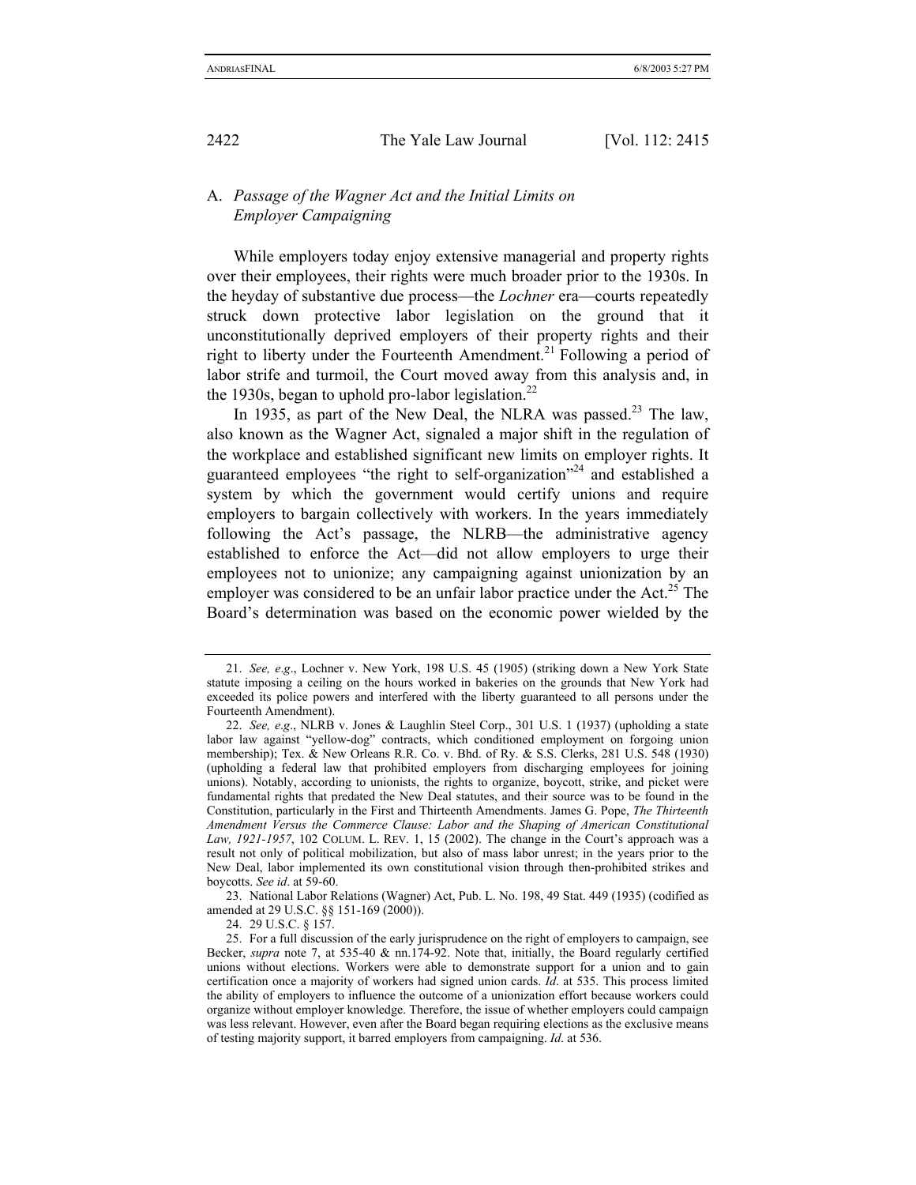### A. *Passage of the Wagner Act and the Initial Limits on Employer Campaigning*

While employers today enjoy extensive managerial and property rights over their employees, their rights were much broader prior to the 1930s. In the heyday of substantive due process—the *Lochner* era—courts repeatedly struck down protective labor legislation on the ground that it unconstitutionally deprived employers of their property rights and their right to liberty under the Fourteenth Amendment.[21] Following a period of labor strife and turmoil, the Court moved away from this analysis and, in the 1930s, began to uphold pro-labor legislation.[22]

In 1935, as part of the New Deal, the NLRA was passed.[23] The law, also known as the Wagner Act, signaled a major shift in the regulation of the workplace and established significant new limits on employer rights. It guaranteed employees "the right to self-organization"[24] and established a system by which the government would certify unions and require employers to bargain collectively with workers. In the years immediately following the Act's passage, the NLRB—the administrative agency established to enforce the Act—did not allow employers to urge their employees not to unionize; any campaigning against unionization by an employer was considered to be an unfair labor practice under the Act.[25] The Board's determination was based on the economic power wielded by the

---

21. *See, e.g.*, Lochner v. New York, 198 U.S. 45 (1905) (striking down a New York State statute imposing a ceiling on the hours worked in bakeries on the grounds that New York had exceeded its police powers and interfered with the liberty guaranteed to all persons under the Fourteenth Amendment).

22. *See, e.g.*, NLRB v. Jones & Laughlin Steel Corp., 301 U.S. 1 (1937) (upholding a state labor law against "yellow-dog" contracts, which conditioned employment on forgoing union membership); Tex. & New Orleans R.R. Co. v. Bhd. of Ry. & S.S. Clerks, 281 U.S. 548 (1930) (upholding a federal law that prohibited employers from discharging employees for joining unions). Notably, according to unionists, the rights to organize, boycott, strike, and picket were fundamental rights that predated the New Deal statutes, and their source was to be found in the Constitution, particularly in the First and Thirteenth Amendments. James G. Pope, *The Thirteenth Amendment Versus the Commerce Clause: Labor and the Shaping of American Constitutional Law, 1921-1957*, 102 COLUM. L. REV. 1, 15 (2002). The change in the Court's approach was a result not only of political mobilization, but also of mass labor unrest; in the years prior to the New Deal, labor implemented its own constitutional vision through then-prohibited strikes and boycotts. *See id*. at 59-60.

23. National Labor Relations (Wagner) Act, Pub. L. No. 198, 49 Stat. 449 (1935) (codified as amended at 29 U.S.C. §§ 151-169 (2000)).

24. 29 U.S.C. § 157.

25. For a full discussion of the early jurisprudence on the right of employers to campaign, see Becker, *supra* note 7, at 535-40 & nn.174-92. Note that, initially, the Board regularly certified unions without elections. Workers were able to demonstrate support for a union and to gain certification once a majority of workers had signed union cards. *Id*. at 535. This process limited the ability of employers to influence the outcome of a unionization effort because workers could organize without employer knowledge. Therefore, the issue of whether employers could campaign was less relevant. However, even after the Board began requiring elections as the exclusive means of testing majority support, it barred employers from campaigning. *Id*. at 536.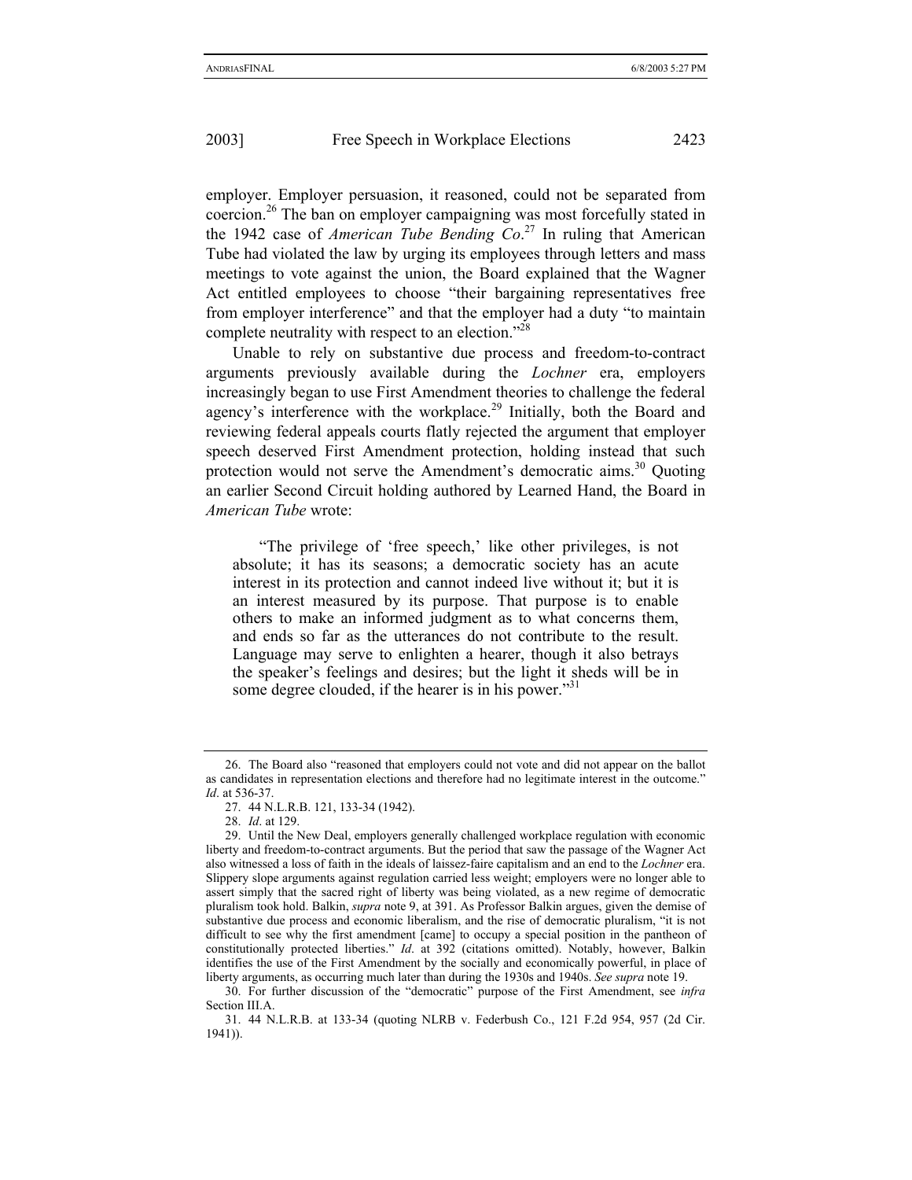employer. Employer persuasion, it reasoned, could not be separated from coercion.[26] The ban on employer campaigning was most forcefully stated in the 1942 case of *American Tube Bending Co*.[27] In ruling that American Tube had violated the law by urging its employees through letters and mass meetings to vote against the union, the Board explained that the Wagner Act entitled employees to choose "their bargaining representatives free from employer interference" and that the employer had a duty "to maintain complete neutrality with respect to an election."[28]

Unable to rely on substantive due process and freedom-to-contract arguments previously available during the *Lochner* era, employers increasingly began to use First Amendment theories to challenge the federal agency's interference with the workplace.[29] Initially, both the Board and reviewing federal appeals courts flatly rejected the argument that employer speech deserved First Amendment protection, holding instead that such protection would not serve the Amendment's democratic aims.[30] Quoting an earlier Second Circuit holding authored by Learned Hand, the Board in *American Tube* wrote:

> "The privilege of 'free speech,' like other privileges, is not absolute; it has its seasons; a democratic society has an acute interest in its protection and cannot indeed live without it; but it is an interest measured by its purpose. That purpose is to enable others to make an informed judgment as to what concerns them, and ends so far as the utterances do not contribute to the result. Language may serve to enlighten a hearer, though it also betrays the speaker's feelings and desires; but the light it sheds will be in some degree clouded, if the hearer is in his power."[31]

---

26. The Board also "reasoned that employers could not vote and did not appear on the ballot as candidates in representation elections and therefore had no legitimate interest in the outcome." *Id*. at 536-37.

27. 44 N.L.R.B. 121, 133-34 (1942).

28. *Id*. at 129.

29. Until the New Deal, employers generally challenged workplace regulation with economic liberty and freedom-to-contract arguments. But the period that saw the passage of the Wagner Act also witnessed a loss of faith in the ideals of laissez-faire capitalism and an end to the *Lochner* era. Slippery slope arguments against regulation carried less weight; employers were no longer able to assert simply that the sacred right of liberty was being violated, as a new regime of democratic pluralism took hold. Balkin, *supra* note 9, at 391. As Professor Balkin argues, given the demise of substantive due process and economic liberalism, and the rise of democratic pluralism, "it is not difficult to see why the first amendment [came] to occupy a special position in the pantheon of constitutionally protected liberties." *Id*. at 392 (citations omitted). Notably, however, Balkin identifies the use of the First Amendment by the socially and economically powerful, in place of liberty arguments, as occurring much later than during the 1930s and 1940s. *See supra* note 19.

30. For further discussion of the "democratic" purpose of the First Amendment, see *infra* Section III.A.

31. 44 N.L.R.B. at 133-34 (quoting NLRB v. Federbush Co., 121 F.2d 954, 957 (2d Cir. 1941)).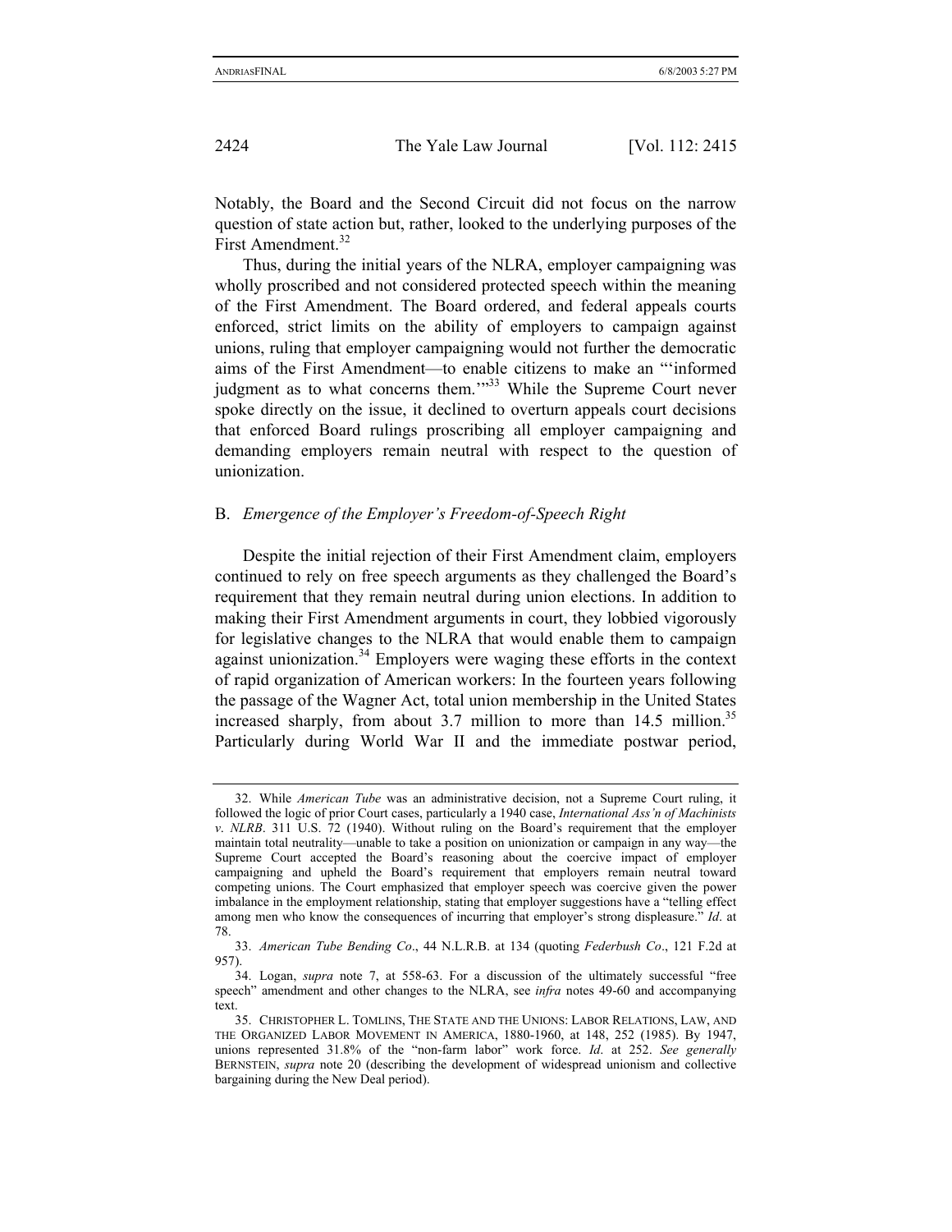Notably, the Board and the Second Circuit did not focus on the narrow question of state action but, rather, looked to the underlying purposes of the First Amendment.[32]

Thus, during the initial years of the NLRA, employer campaigning was wholly proscribed and not considered protected speech within the meaning of the First Amendment. The Board ordered, and federal appeals courts enforced, strict limits on the ability of employers to campaign against unions, ruling that employer campaigning would not further the democratic aims of the First Amendment—to enable citizens to make an "'informed judgment as to what concerns them.'"[33] While the Supreme Court never spoke directly on the issue, it declined to overturn appeals court decisions that enforced Board rulings proscribing all employer campaigning and demanding employers remain neutral with respect to the question of unionization.

### B. *Emergence of the Employer's Freedom-of-Speech Right*

Despite the initial rejection of their First Amendment claim, employers continued to rely on free speech arguments as they challenged the Board's requirement that they remain neutral during union elections. In addition to making their First Amendment arguments in court, they lobbied vigorously for legislative changes to the NLRA that would enable them to campaign against unionization.[34] Employers were waging these efforts in the context of rapid organization of American workers: In the fourteen years following the passage of the Wagner Act, total union membership in the United States increased sharply, from about 3.7 million to more than 14.5 million.[35] Particularly during World War II and the immediate postwar period,

---

32. While *American Tube* was an administrative decision, not a Supreme Court ruling, it followed the logic of prior Court cases, particularly a 1940 case, *International Ass'n of Machinists v. NLRB*. 311 U.S. 72 (1940). Without ruling on the Board's requirement that the employer maintain total neutrality—unable to take a position on unionization or campaign in any way—the Supreme Court accepted the Board's reasoning about the coercive impact of employer campaigning and upheld the Board's requirement that employers remain neutral toward competing unions. The Court emphasized that employer speech was coercive given the power imbalance in the employment relationship, stating that employer suggestions have a "telling effect among men who know the consequences of incurring that employer's strong displeasure." *Id*. at 78.

33. *American Tube Bending Co*., 44 N.L.R.B. at 134 (quoting *Federbush Co*., 121 F.2d at 957).

34. Logan, *supra* note 7, at 558-63. For a discussion of the ultimately successful "free speech" amendment and other changes to the NLRA, see *infra* notes 49-60 and accompanying text.

35. CHRISTOPHER L. TOMLINS, THE STATE AND THE UNIONS: LABOR RELATIONS, LAW, AND THE ORGANIZED LABOR MOVEMENT IN AMERICA, 1880-1960, at 148, 252 (1985). By 1947, unions represented 31.8% of the "non-farm labor" work force. *Id*. at 252. *See generally* BERNSTEIN, *supra* note 20 (describing the development of widespread unionism and collective bargaining during the New Deal period).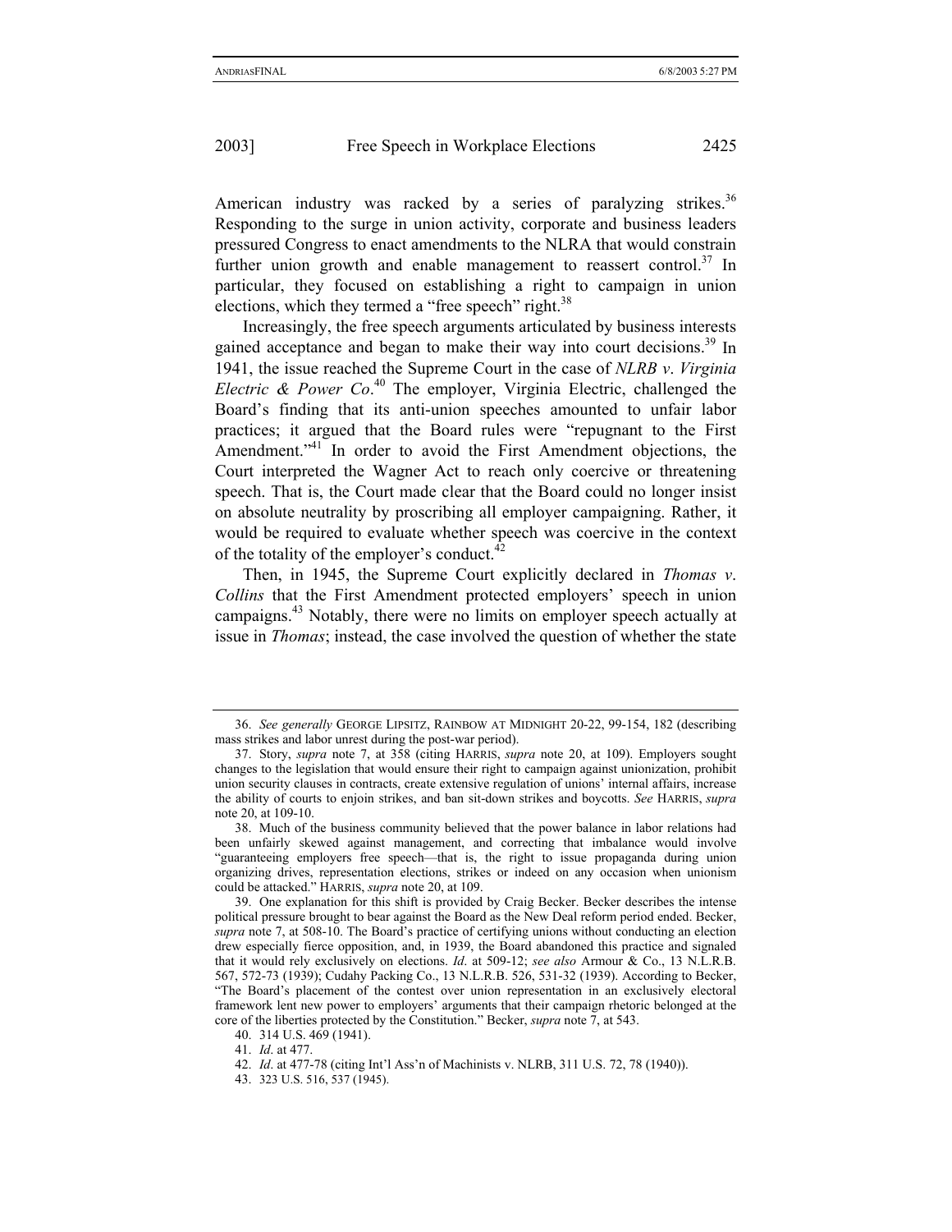American industry was racked by a series of paralyzing strikes.[36] Responding to the surge in union activity, corporate and business leaders pressured Congress to enact amendments to the NLRA that would constrain further union growth and enable management to reassert control.[37] In particular, they focused on establishing a right to campaign in union elections, which they termed a "free speech" right.[38]

Increasingly, the free speech arguments articulated by business interests gained acceptance and began to make their way into court decisions.[39] In 1941, the issue reached the Supreme Court in the case of *NLRB v. Virginia Electric & Power Co*.[40] The employer, Virginia Electric, challenged the Board's finding that its anti-union speeches amounted to unfair labor practices; it argued that the Board rules were "repugnant to the First Amendment."[41] In order to avoid the First Amendment objections, the Court interpreted the Wagner Act to reach only coercive or threatening speech. That is, the Court made clear that the Board could no longer insist on absolute neutrality by proscribing all employer campaigning. Rather, it would be required to evaluate whether speech was coercive in the context of the totality of the employer's conduct.[42]

Then, in 1945, the Supreme Court explicitly declared in *Thomas v. Collins* that the First Amendment protected employers' speech in union campaigns.[43] Notably, there were no limits on employer speech actually at issue in *Thomas*; instead, the case involved the question of whether the state

---

36. *See generally* GEORGE LIPSITZ, RAINBOW AT MIDNIGHT 20-22, 99-154, 182 (describing mass strikes and labor unrest during the post-war period).

37. Story, *supra* note 7, at 358 (citing HARRIS, *supra* note 20, at 109). Employers sought changes to the legislation that would ensure their right to campaign against unionization, prohibit union security clauses in contracts, create extensive regulation of unions' internal affairs, increase the ability of courts to enjoin strikes, and ban sit-down strikes and boycotts. *See* HARRIS, *supra* note 20, at 109-10.

38. Much of the business community believed that the power balance in labor relations had been unfairly skewed against management, and correcting that imbalance would involve "guaranteeing employers free speech—that is, the right to issue propaganda during union organizing drives, representation elections, strikes or indeed on any occasion when unionism could be attacked." HARRIS, *supra* note 20, at 109.

39. One explanation for this shift is provided by Craig Becker. Becker describes the intense political pressure brought to bear against the Board as the New Deal reform period ended. Becker, *supra* note 7, at 508-10. The Board's practice of certifying unions without conducting an election drew especially fierce opposition, and, in 1939, the Board abandoned this practice and signaled that it would rely exclusively on elections. *Id*. at 509-12; *see also* Armour & Co., 13 N.L.R.B. 567, 572-73 (1939); Cudahy Packing Co., 13 N.L.R.B. 526, 531-32 (1939). According to Becker, "The Board's placement of the contest over union representation in an exclusively electoral framework lent new power to employers' arguments that their campaign rhetoric belonged at the core of the liberties protected by the Constitution." Becker, *supra* note 7, at 543.

40. 314 U.S. 469 (1941).

41. *Id*. at 477.

42. *Id*. at 477-78 (citing Int'l Ass'n of Machinists v. NLRB, 311 U.S. 72, 78 (1940)).

43. 323 U.S. 516, 537 (1945).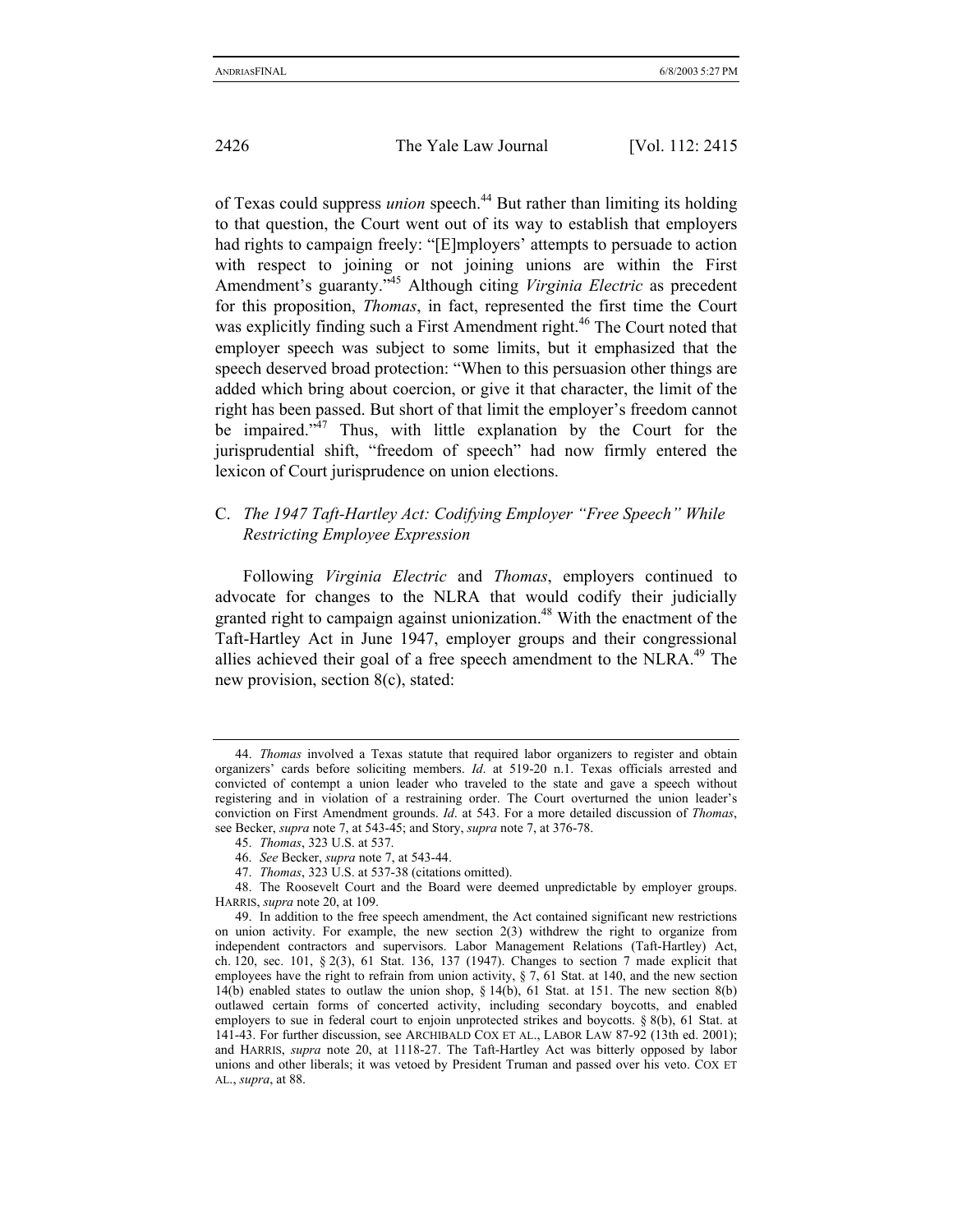of Texas could suppress *union* speech.[44] But rather than limiting its holding to that question, the Court went out of its way to establish that employers had rights to campaign freely: "[E]mployers' attempts to persuade to action with respect to joining or not joining unions are within the First Amendment's guaranty."[45] Although citing *Virginia Electric* as precedent for this proposition, *Thomas*, in fact, represented the first time the Court was explicitly finding such a First Amendment right.[46] The Court noted that employer speech was subject to some limits, but it emphasized that the speech deserved broad protection: "When to this persuasion other things are added which bring about coercion, or give it that character, the limit of the right has been passed. But short of that limit the employer's freedom cannot be impaired."[47] Thus, with little explanation by the Court for the jurisprudential shift, "freedom of speech" had now firmly entered the lexicon of Court jurisprudence on union elections.

### C. *The 1947 Taft-Hartley Act: Codifying Employer "Free Speech" While Restricting Employee Expression*

Following *Virginia Electric* and *Thomas*, employers continued to advocate for changes to the NLRA that would codify their judicially granted right to campaign against unionization.[48] With the enactment of the Taft-Hartley Act in June 1947, employer groups and their congressional allies achieved their goal of a free speech amendment to the NLRA.[49] The new provision, section 8(c), stated:

---

44. *Thomas* involved a Texas statute that required labor organizers to register and obtain organizers' cards before soliciting members. *Id*. at 519-20 n.1. Texas officials arrested and convicted of contempt a union leader who traveled to the state and gave a speech without registering and in violation of a restraining order. The Court overturned the union leader's conviction on First Amendment grounds. *Id*. at 543. For a more detailed discussion of *Thomas*, see Becker, *supra* note 7, at 543-45; and Story, *supra* note 7, at 376-78.

45. *Thomas*, 323 U.S. at 537.

46. *See* Becker, *supra* note 7, at 543-44.

47. *Thomas*, 323 U.S. at 537-38 (citations omitted).

48. The Roosevelt Court and the Board were deemed unpredictable by employer groups. HARRIS, *supra* note 20, at 109.

49. In addition to the free speech amendment, the Act contained significant new restrictions on union activity. For example, the new section 2(3) withdrew the right to organize from independent contractors and supervisors. Labor Management Relations (Taft-Hartley) Act, ch. 120, sec. 101, § 2(3), 61 Stat. 136, 137 (1947). Changes to section 7 made explicit that employees have the right to refrain from union activity, § 7, 61 Stat. at 140, and the new section 14(b) enabled states to outlaw the union shop, § 14(b), 61 Stat. at 151. The new section 8(b) outlawed certain forms of concerted activity, including secondary boycotts, and enabled employers to sue in federal court to enjoin unprotected strikes and boycotts. § 8(b), 61 Stat. at 141-43. For further discussion, see ARCHIBALD COX ET AL., LABOR LAW 87-92 (13th ed. 2001); and HARRIS, *supra* note 20, at 1118-27. The Taft-Hartley Act was bitterly opposed by labor unions and other liberals; it was vetoed by President Truman and passed over his veto. COX ET AL., *supra*, at 88.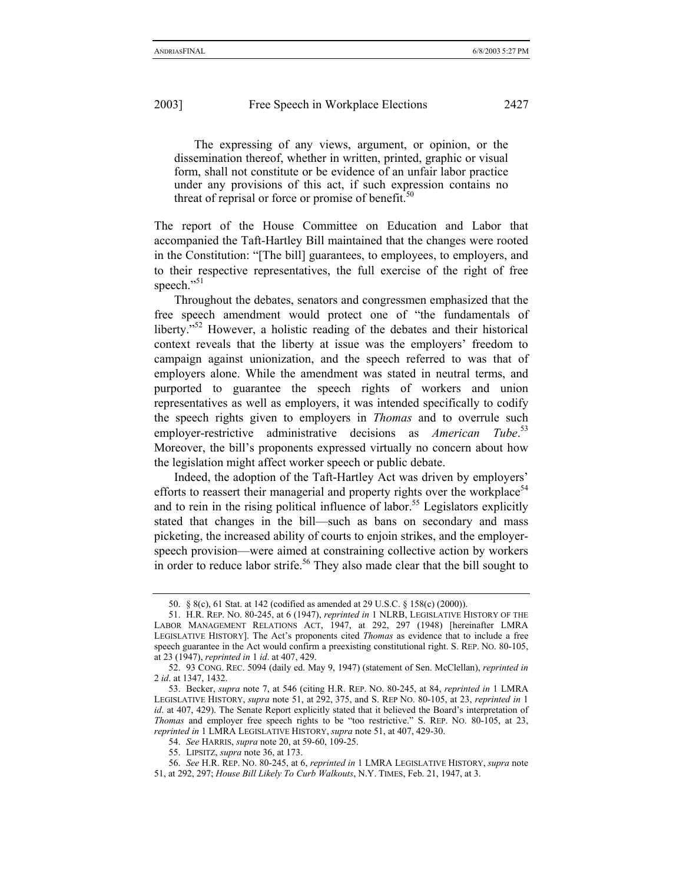> The expressing of any views, argument, or opinion, or the dissemination thereof, whether in written, printed, graphic or visual form, shall not constitute or be evidence of an unfair labor practice under any provisions of this act, if such expression contains no threat of reprisal or force or promise of benefit.[50]

The report of the House Committee on Education and Labor that accompanied the Taft-Hartley Bill maintained that the changes were rooted in the Constitution: "[The bill] guarantees, to employees, to employers, and to their respective representatives, the full exercise of the right of free speech."[51]

Throughout the debates, senators and congressmen emphasized that the free speech amendment would protect one of "the fundamentals of liberty."[52] However, a holistic reading of the debates and their historical context reveals that the liberty at issue was the employers' freedom to campaign against unionization, and the speech referred to was that of employers alone. While the amendment was stated in neutral terms, and purported to guarantee the speech rights of workers and union representatives as well as employers, it was intended specifically to codify the speech rights given to employers in *Thomas* and to overrule such employer-restrictive administrative decisions as *American Tube*.[53] Moreover, the bill's proponents expressed virtually no concern about how the legislation might affect worker speech or public debate.

Indeed, the adoption of the Taft-Hartley Act was driven by employers' efforts to reassert their managerial and property rights over the workplace[54] and to rein in the rising political influence of labor.[55] Legislators explicitly stated that changes in the bill—such as bans on secondary and mass picketing, the increased ability of courts to enjoin strikes, and the employer-speech provision—were aimed at constraining collective action by workers in order to reduce labor strife.[56] They also made clear that the bill sought to

---

50. § 8(c), 61 Stat. at 142 (codified as amended at 29 U.S.C. § 158(c) (2000)).

51. H.R. REP. NO. 80-245, at 6 (1947), *reprinted in* 1 NLRB, LEGISLATIVE HISTORY OF THE LABOR MANAGEMENT RELATIONS ACT, 1947, at 292, 297 (1948) [hereinafter LMRA LEGISLATIVE HISTORY]. The Act's proponents cited *Thomas* as evidence that to include a free speech guarantee in the Act would confirm a preexisting constitutional right. S. REP. NO. 80-105, at 23 (1947), *reprinted in* 1 *id*. at 407, 429.

52. 93 CONG. REC. 5094 (daily ed. May 9, 1947) (statement of Sen. McClellan), *reprinted in* 2 *id*. at 1347, 1432.

53. Becker, *supra* note 7, at 546 (citing H.R. REP. NO. 80-245, at 84, *reprinted in* 1 LMRA LEGISLATIVE HISTORY, *supra* note 51, at 292, 375, and S. REP NO. 80-105, at 23, *reprinted in* 1 *id*. at 407, 429). The Senate Report explicitly stated that it believed the Board's interpretation of *Thomas* and employer free speech rights to be "too restrictive." S. REP. NO. 80-105, at 23, *reprinted in* 1 LMRA LEGISLATIVE HISTORY, *supra* note 51, at 407, 429-30.

54. *See* HARRIS, *supra* note 20, at 59-60, 109-25.

55. LIPSITZ, *supra* note 36, at 173.

56. *See* H.R. REP. NO. 80-245, at 6, *reprinted in* 1 LMRA LEGISLATIVE HISTORY, *supra* note 51, at 292, 297; *House Bill Likely To Curb Walkouts*, N.Y. TIMES, Feb. 21, 1947, at 3.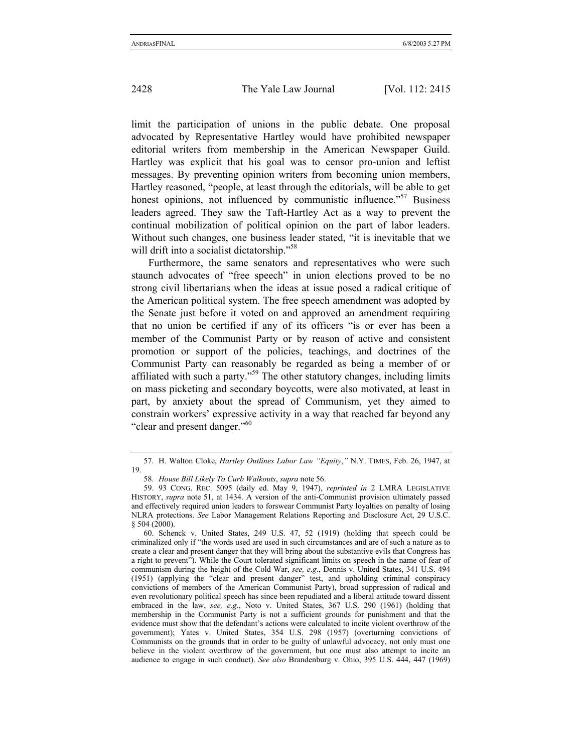limit the participation of unions in the public debate. One proposal advocated by Representative Hartley would have prohibited newspaper editorial writers from membership in the American Newspaper Guild. Hartley was explicit that his goal was to censor pro-union and leftist messages. By preventing opinion writers from becoming union members, Hartley reasoned, "people, at least through the editorials, will be able to get honest opinions, not influenced by communistic influence."[57] Business leaders agreed. They saw the Taft-Hartley Act as a way to prevent the continual mobilization of political opinion on the part of labor leaders. Without such changes, one business leader stated, "it is inevitable that we will drift into a socialist dictatorship."[58]

Furthermore, the same senators and representatives who were such staunch advocates of "free speech" in union elections proved to be no strong civil libertarians when the ideas at issue posed a radical critique of the American political system. The free speech amendment was adopted by the Senate just before it voted on and approved an amendment requiring that no union be certified if any of its officers "is or ever has been a member of the Communist Party or by reason of active and consistent promotion or support of the policies, teachings, and doctrines of the Communist Party can reasonably be regarded as being a member of or affiliated with such a party."[59] The other statutory changes, including limits on mass picketing and secondary boycotts, were also motivated, at least in part, by anxiety about the spread of Communism, yet they aimed to constrain workers' expressive activity in a way that reached far beyond any "clear and present danger."[60]

---

57. H. Walton Cloke, *Hartley Outlines Labor Law "Equity*,*"* N.Y. TIMES, Feb. 26, 1947, at 19.

58. *House Bill Likely To Curb Walkouts*, *supra* note 56.

59. 93 CONG. REC. 5095 (daily ed. May 9, 1947), *reprinted in* 2 LMRA LEGISLATIVE HISTORY, *supra* note 51, at 1434. A version of the anti-Communist provision ultimately passed and effectively required union leaders to forswear Communist Party loyalties on penalty of losing NLRA protections. *See* Labor Management Relations Reporting and Disclosure Act, 29 U.S.C. § 504 (2000).

60. Schenck v. United States, 249 U.S. 47, 52 (1919) (holding that speech could be criminalized only if "the words used are used in such circumstances and are of such a nature as to create a clear and present danger that they will bring about the substantive evils that Congress has a right to prevent"). While the Court tolerated significant limits on speech in the name of fear of communism during the height of the Cold War, *see, e.g*., Dennis v. United States, 341 U.S. 494 (1951) (applying the "clear and present danger" test, and upholding criminal conspiracy convictions of members of the American Communist Party), broad suppression of radical and even revolutionary political speech has since been repudiated and a liberal attitude toward dissent embraced in the law, *see, e.g*., Noto v. United States, 367 U.S. 290 (1961) (holding that membership in the Communist Party is not a sufficient grounds for punishment and that the evidence must show that the defendant's actions were calculated to incite violent overthrow of the government); Yates v. United States, 354 U.S. 298 (1957) (overturning convictions of Communists on the grounds that in order to be guilty of unlawful advocacy, not only must one believe in the violent overthrow of the government, but one must also attempt to incite an audience to engage in such conduct). *See also* Brandenburg v. Ohio, 395 U.S. 444, 447 (1969)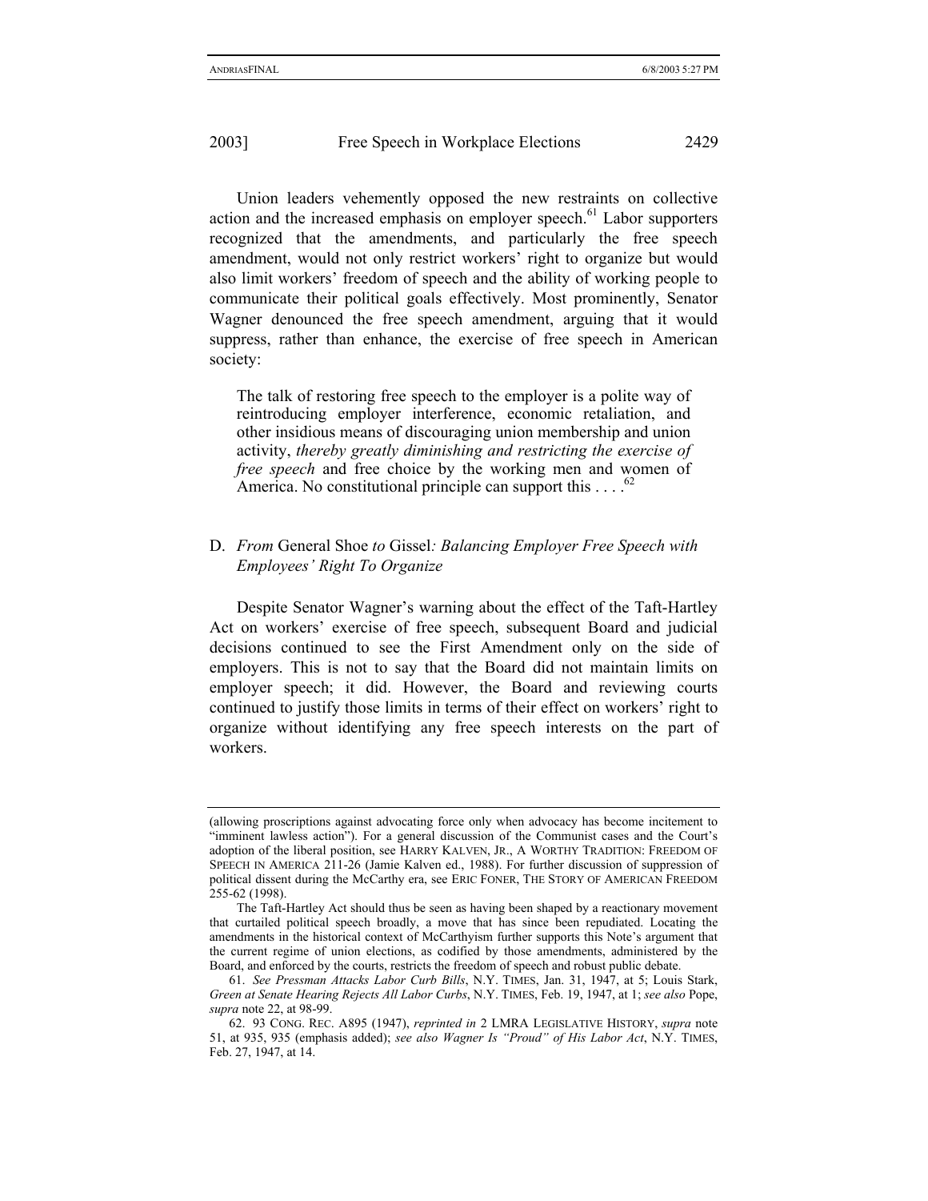Union leaders vehemently opposed the new restraints on collective action and the increased emphasis on employer speech.[61] Labor supporters recognized that the amendments, and particularly the free speech amendment, would not only restrict workers' right to organize but would also limit workers' freedom of speech and the ability of working people to communicate their political goals effectively. Most prominently, Senator Wagner denounced the free speech amendment, arguing that it would suppress, rather than enhance, the exercise of free speech in American society:

> The talk of restoring free speech to the employer is a polite way of reintroducing employer interference, economic retaliation, and other insidious means of discouraging union membership and union activity, *thereby greatly diminishing and restricting the exercise of free speech* and free choice by the working men and women of America. No constitutional principle can support this . . . .[62]

### D. *From* General Shoe *to* Gissel*: Balancing Employer Free Speech with Employees' Right To Organize*

Despite Senator Wagner's warning about the effect of the Taft-Hartley Act on workers' exercise of free speech, subsequent Board and judicial decisions continued to see the First Amendment only on the side of employers. This is not to say that the Board did not maintain limits on employer speech; it did. However, the Board and reviewing courts continued to justify those limits in terms of their effect on workers' right to organize without identifying any free speech interests on the part of workers.

---

(allowing proscriptions against advocating force only when advocacy has become incitement to "imminent lawless action"). For a general discussion of the Communist cases and the Court's adoption of the liberal position, see HARRY KALVEN, JR., A WORTHY TRADITION: FREEDOM OF SPEECH IN AMERICA 211-26 (Jamie Kalven ed., 1988). For further discussion of suppression of political dissent during the McCarthy era, see ERIC FONER, THE STORY OF AMERICAN FREEDOM 255-62 (1998).

The Taft-Hartley Act should thus be seen as having been shaped by a reactionary movement that curtailed political speech broadly, a move that has since been repudiated. Locating the amendments in the historical context of McCarthyism further supports this Note's argument that the current regime of union elections, as codified by those amendments, administered by the Board, and enforced by the courts, restricts the freedom of speech and robust public debate.

61. *See Pressman Attacks Labor Curb Bills*, N.Y. TIMES, Jan. 31, 1947, at 5; Louis Stark, *Green at Senate Hearing Rejects All Labor Curbs*, N.Y. TIMES, Feb. 19, 1947, at 1; *see also* Pope, *supra* note 22, at 98-99.

62. 93 CONG. REC. A895 (1947), *reprinted in* 2 LMRA LEGISLATIVE HISTORY, *supra* note 51, at 935, 935 (emphasis added); *see also Wagner Is "Proud" of His Labor Act*, N.Y. TIMES, Feb. 27, 1947, at 14.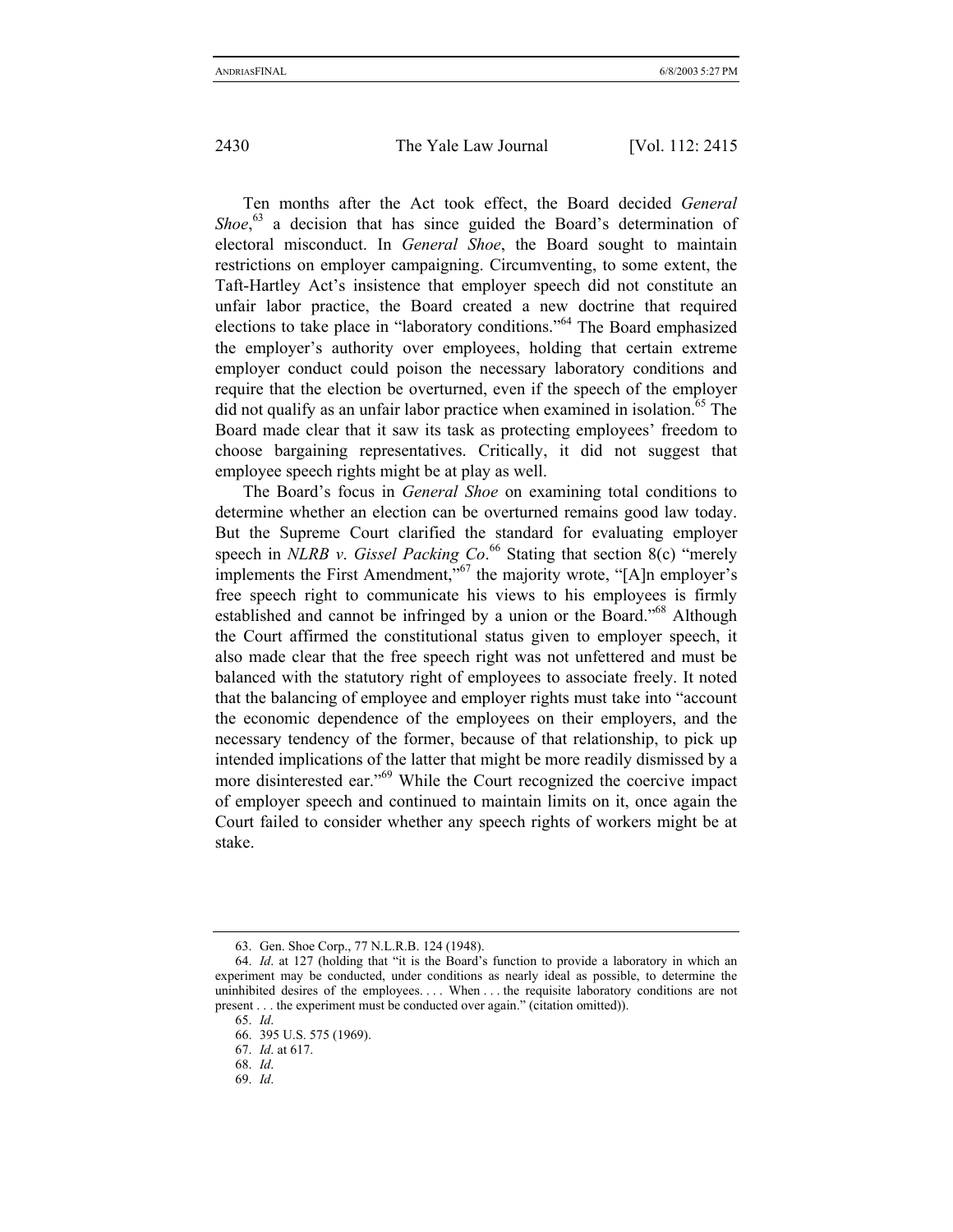Ten months after the Act took effect, the Board decided *General Shoe*,[63] a decision that has since guided the Board's determination of electoral misconduct. In *General Shoe*, the Board sought to maintain restrictions on employer campaigning. Circumventing, to some extent, the Taft-Hartley Act's insistence that employer speech did not constitute an unfair labor practice, the Board created a new doctrine that required elections to take place in "laboratory conditions."[64] The Board emphasized the employer's authority over employees, holding that certain extreme employer conduct could poison the necessary laboratory conditions and require that the election be overturned, even if the speech of the employer did not qualify as an unfair labor practice when examined in isolation.[65] The Board made clear that it saw its task as protecting employees' freedom to choose bargaining representatives. Critically, it did not suggest that employee speech rights might be at play as well.

The Board's focus in *General Shoe* on examining total conditions to determine whether an election can be overturned remains good law today. But the Supreme Court clarified the standard for evaluating employer speech in *NLRB v. Gissel Packing Co*.[66] Stating that section 8(c) "merely implements the First Amendment,"[67] the majority wrote, "[A]n employer's free speech right to communicate his views to his employees is firmly established and cannot be infringed by a union or the Board."[68] Although the Court affirmed the constitutional status given to employer speech, it also made clear that the free speech right was not unfettered and must be balanced with the statutory right of employees to associate freely. It noted that the balancing of employee and employer rights must take into "account the economic dependence of the employees on their employers, and the necessary tendency of the former, because of that relationship, to pick up intended implications of the latter that might be more readily dismissed by a more disinterested ear."[69] While the Court recognized the coercive impact of employer speech and continued to maintain limits on it, once again the Court failed to consider whether any speech rights of workers might be at stake.

---

63. Gen. Shoe Corp., 77 N.L.R.B. 124 (1948).

64. *Id*. at 127 (holding that "it is the Board's function to provide a laboratory in which an experiment may be conducted, under conditions as nearly ideal as possible, to determine the uninhibited desires of the employees. . . . When . . . the requisite laboratory conditions are not present . . . the experiment must be conducted over again." (citation omitted)).

65. *Id*.

66. 395 U.S. 575 (1969).

67. *Id*. at 617.

68. *Id*.

69. *Id*.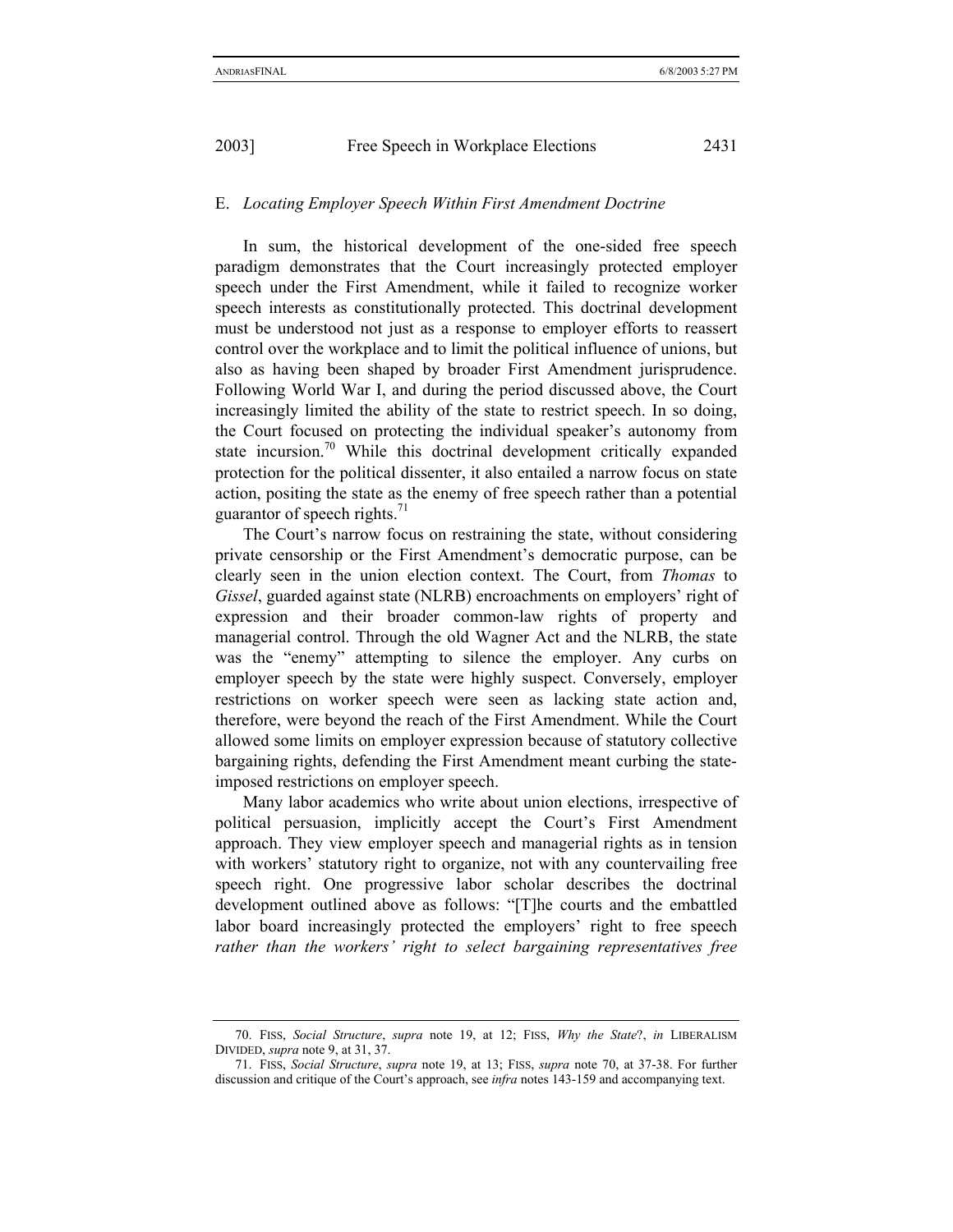### E. *Locating Employer Speech Within First Amendment Doctrine*

In sum, the historical development of the one-sided free speech paradigm demonstrates that the Court increasingly protected employer speech under the First Amendment, while it failed to recognize worker speech interests as constitutionally protected. This doctrinal development must be understood not just as a response to employer efforts to reassert control over the workplace and to limit the political influence of unions, but also as having been shaped by broader First Amendment jurisprudence. Following World War I, and during the period discussed above, the Court increasingly limited the ability of the state to restrict speech. In so doing, the Court focused on protecting the individual speaker's autonomy from state incursion.[70] While this doctrinal development critically expanded protection for the political dissenter, it also entailed a narrow focus on state action, positing the state as the enemy of free speech rather than a potential guarantor of speech rights.[71]

The Court's narrow focus on restraining the state, without considering private censorship or the First Amendment's democratic purpose, can be clearly seen in the union election context. The Court, from *Thomas* to *Gissel*, guarded against state (NLRB) encroachments on employers' right of expression and their broader common-law rights of property and managerial control. Through the old Wagner Act and the NLRB, the state was the "enemy" attempting to silence the employer. Any curbs on employer speech by the state were highly suspect. Conversely, employer restrictions on worker speech were seen as lacking state action and, therefore, were beyond the reach of the First Amendment. While the Court allowed some limits on employer expression because of statutory collective bargaining rights, defending the First Amendment meant curbing the state-imposed restrictions on employer speech.

Many labor academics who write about union elections, irrespective of political persuasion, implicitly accept the Court's First Amendment approach. They view employer speech and managerial rights as in tension with workers' statutory right to organize, not with any countervailing free speech right. One progressive labor scholar describes the doctrinal development outlined above as follows: "[T]he courts and the embattled labor board increasingly protected the employers' right to free speech *rather than the workers' right to select bargaining representatives free*

---

70. FISS, *Social Structure*, *supra* note 19, at 12; FISS, *Why the State*?, *in* LIBERALISM DIVIDED, *supra* note 9, at 31, 37.

71. FISS, *Social Structure*, *supra* note 19, at 13; FISS, *supra* note 70, at 37-38. For further discussion and critique of the Court's approach, see *infra* notes 143-159 and accompanying text.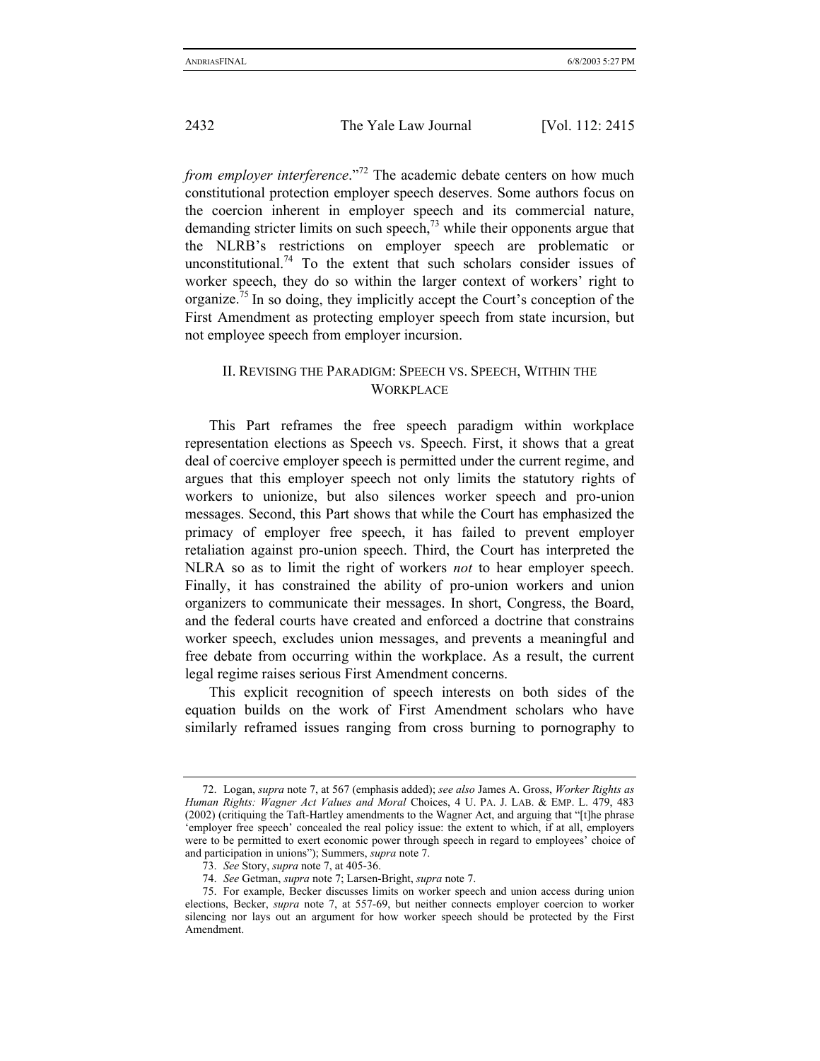*from employer interference*."[72] The academic debate centers on how much constitutional protection employer speech deserves. Some authors focus on the coercion inherent in employer speech and its commercial nature, demanding stricter limits on such speech,[73] while their opponents argue that the NLRB's restrictions on employer speech are problematic or unconstitutional.[74] To the extent that such scholars consider issues of worker speech, they do so within the larger context of workers' right to organize.[75] In so doing, they implicitly accept the Court's conception of the First Amendment as protecting employer speech from state incursion, but not employee speech from employer incursion.

## II. REVISING THE PARADIGM: SPEECH VS. SPEECH, WITHIN THE WORKPLACE

This Part reframes the free speech paradigm within workplace representation elections as Speech vs. Speech. First, it shows that a great deal of coercive employer speech is permitted under the current regime, and argues that this employer speech not only limits the statutory rights of workers to unionize, but also silences worker speech and pro-union messages. Second, this Part shows that while the Court has emphasized the primacy of employer free speech, it has failed to prevent employer retaliation against pro-union speech. Third, the Court has interpreted the NLRA so as to limit the right of workers *not* to hear employer speech. Finally, it has constrained the ability of pro-union workers and union organizers to communicate their messages. In short, Congress, the Board, and the federal courts have created and enforced a doctrine that constrains worker speech, excludes union messages, and prevents a meaningful and free debate from occurring within the workplace. As a result, the current legal regime raises serious First Amendment concerns.

This explicit recognition of speech interests on both sides of the equation builds on the work of First Amendment scholars who have similarly reframed issues ranging from cross burning to pornography to

---

72. Logan, *supra* note 7, at 567 (emphasis added); *see also* James A. Gross, *Worker Rights as Human Rights: Wagner Act Values and Moral* Choices, 4 U. PA. J. LAB. & EMP. L. 479, 483 (2002) (critiquing the Taft-Hartley amendments to the Wagner Act, and arguing that "[t]he phrase 'employer free speech' concealed the real policy issue: the extent to which, if at all, employers were to be permitted to exert economic power through speech in regard to employees' choice of and participation in unions"); Summers, *supra* note 7.

73. *See* Story, *supra* note 7, at 405-36.

74. *See* Getman, *supra* note 7; Larsen-Bright, *supra* note 7.

75. For example, Becker discusses limits on worker speech and union access during union elections, Becker, *supra* note 7, at 557-69, but neither connects employer coercion to worker silencing nor lays out an argument for how worker speech should be protected by the First Amendment.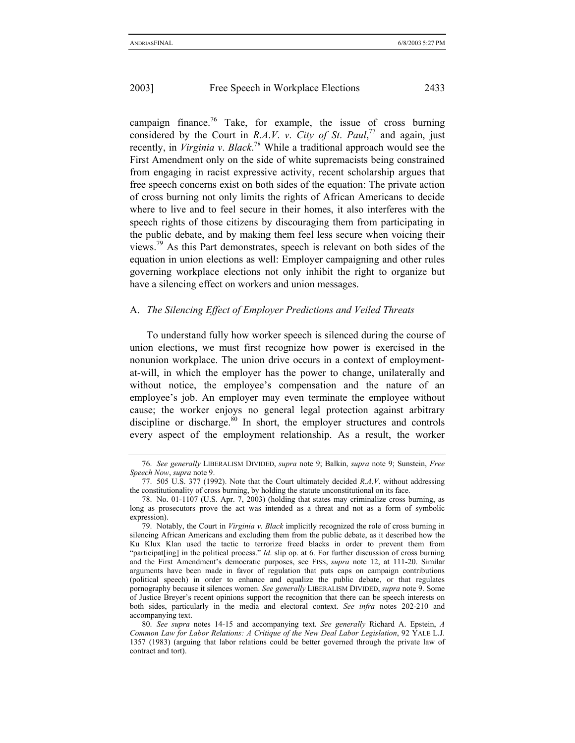campaign finance.[76] Take, for example, the issue of cross burning considered by the Court in *R.A.V. v. City of St. Paul*,[77] and again, just recently, in *Virginia v. Black*.[78] While a traditional approach would see the First Amendment only on the side of white supremacists being constrained from engaging in racist expressive activity, recent scholarship argues that free speech concerns exist on both sides of the equation: The private action of cross burning not only limits the rights of African Americans to decide where to live and to feel secure in their homes, it also interferes with the speech rights of those citizens by discouraging them from participating in the public debate, and by making them feel less secure when voicing their views.[79] As this Part demonstrates, speech is relevant on both sides of the equation in union elections as well: Employer campaigning and other rules governing workplace elections not only inhibit the right to organize but have a silencing effect on workers and union messages.

### A. *The Silencing Effect of Employer Predictions and Veiled Threats*

To understand fully how worker speech is silenced during the course of union elections, we must first recognize how power is exercised in the nonunion workplace. The union drive occurs in a context of employment-at-will, in which the employer has the power to change, unilaterally and without notice, the employee's compensation and the nature of an employee's job. An employer may even terminate the employee without cause; the worker enjoys no general legal protection against arbitrary discipline or discharge.[80] In short, the employer structures and controls every aspect of the employment relationship. As a result, the worker

---

76. *See generally* LIBERALISM DIVIDED, *supra* note 9; Balkin, *supra* note 9; Sunstein, *Free Speech Now*, *supra* note 9.

77. 505 U.S. 377 (1992). Note that the Court ultimately decided *R.A.V.* without addressing the constitutionality of cross burning, by holding the statute unconstitutional on its face.

78. No. 01-1107 (U.S. Apr. 7, 2003) (holding that states may criminalize cross burning, as long as prosecutors prove the act was intended as a threat and not as a form of symbolic expression).

79. Notably, the Court in *Virginia v. Black* implicitly recognized the role of cross burning in silencing African Americans and excluding them from the public debate, as it described how the Ku Klux Klan used the tactic to terrorize freed blacks in order to prevent them from "participat[ing] in the political process." *Id*. slip op. at 6. For further discussion of cross burning and the First Amendment's democratic purposes, see FISS, *supra* note 12, at 111-20. Similar arguments have been made in favor of regulation that puts caps on campaign contributions (political speech) in order to enhance and equalize the public debate, or that regulates pornography because it silences women. *See generally* LIBERALISM DIVIDED, *supra* note 9. Some of Justice Breyer's recent opinions support the recognition that there can be speech interests on both sides, particularly in the media and electoral context. *See infra* notes 202-210 and accompanying text.

80. *See supra* notes 14-15 and accompanying text. *See generally* Richard A. Epstein, *A Common Law for Labor Relations: A Critique of the New Deal Labor Legislation*, 92 YALE L.J. 1357 (1983) (arguing that labor relations could be better governed through the private law of contract and tort).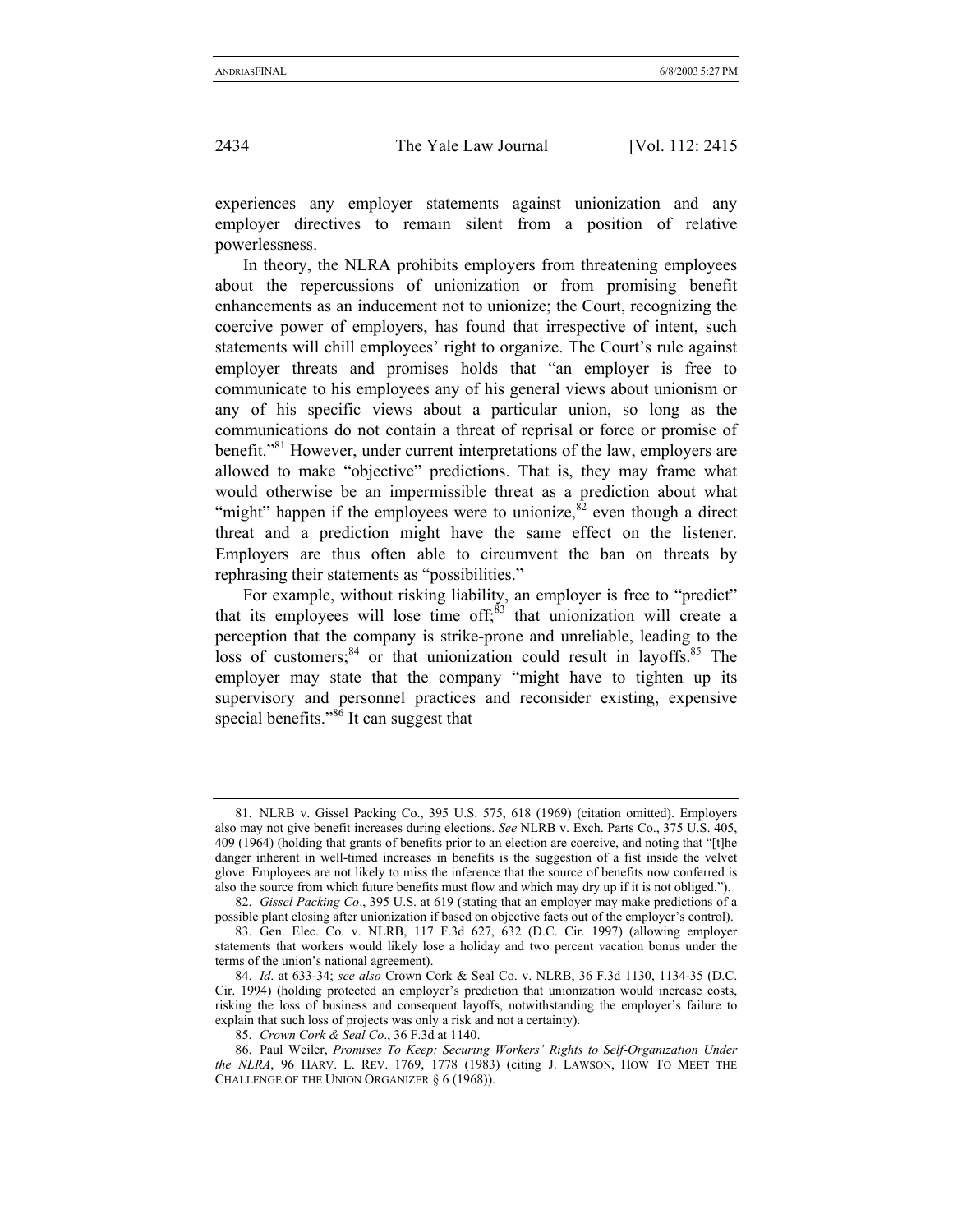experiences any employer statements against unionization and any employer directives to remain silent from a position of relative powerlessness.

In theory, the NLRA prohibits employers from threatening employees about the repercussions of unionization or from promising benefit enhancements as an inducement not to unionize; the Court, recognizing the coercive power of employers, has found that irrespective of intent, such statements will chill employees' right to organize. The Court's rule against employer threats and promises holds that "an employer is free to communicate to his employees any of his general views about unionism or any of his specific views about a particular union, so long as the communications do not contain a threat of reprisal or force or promise of benefit."[81] However, under current interpretations of the law, employers are allowed to make "objective" predictions. That is, they may frame what would otherwise be an impermissible threat as a prediction about what "might" happen if the employees were to unionize,[82] even though a direct threat and a prediction might have the same effect on the listener. Employers are thus often able to circumvent the ban on threats by rephrasing their statements as "possibilities."

For example, without risking liability, an employer is free to "predict" that its employees will lose time off;[83] that unionization will create a perception that the company is strike-prone and unreliable, leading to the loss of customers;[84] or that unionization could result in layoffs.[85] The employer may state that the company "might have to tighten up its supervisory and personnel practices and reconsider existing, expensive special benefits."[86] It can suggest that

---

81. NLRB v. Gissel Packing Co., 395 U.S. 575, 618 (1969) (citation omitted). Employers also may not give benefit increases during elections. *See* NLRB v. Exch. Parts Co., 375 U.S. 405, 409 (1964) (holding that grants of benefits prior to an election are coercive, and noting that "[t]he danger inherent in well-timed increases in benefits is the suggestion of a fist inside the velvet glove. Employees are not likely to miss the inference that the source of benefits now conferred is also the source from which future benefits must flow and which may dry up if it is not obliged.").

82. *Gissel Packing Co*., 395 U.S. at 619 (stating that an employer may make predictions of a possible plant closing after unionization if based on objective facts out of the employer's control).

83. Gen. Elec. Co. v. NLRB, 117 F.3d 627, 632 (D.C. Cir. 1997) (allowing employer statements that workers would likely lose a holiday and two percent vacation bonus under the terms of the union's national agreement).

84. *Id*. at 633-34; *see also* Crown Cork & Seal Co. v. NLRB, 36 F.3d 1130, 1134-35 (D.C. Cir. 1994) (holding protected an employer's prediction that unionization would increase costs, risking the loss of business and consequent layoffs, notwithstanding the employer's failure to explain that such loss of projects was only a risk and not a certainty).

85. *Crown Cork & Seal Co*., 36 F.3d at 1140.

86. Paul Weiler, *Promises To Keep: Securing Workers' Rights to Self-Organization Under the NLRA*, 96 HARV. L. REV. 1769, 1778 (1983) (citing J. LAWSON, HOW TO MEET THE CHALLENGE OF THE UNION ORGANIZER § 6 (1968)).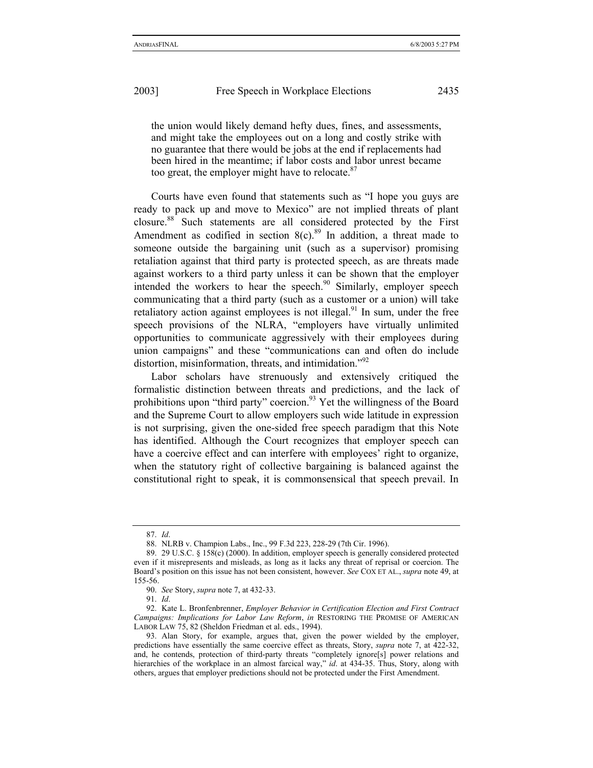> the union would likely demand hefty dues, fines, and assessments, and might take the employees out on a long and costly strike with no guarantee that there would be jobs at the end if replacements had been hired in the meantime; if labor costs and labor unrest became too great, the employer might have to relocate.[87]

Courts have even found that statements such as "I hope you guys are ready to pack up and move to Mexico" are not implied threats of plant closure.[88] Such statements are all considered protected by the First Amendment as codified in section 8(c).[89] In addition, a threat made to someone outside the bargaining unit (such as a supervisor) promising retaliation against that third party is protected speech, as are threats made against workers to a third party unless it can be shown that the employer intended the workers to hear the speech.[90] Similarly, employer speech communicating that a third party (such as a customer or a union) will take retaliatory action against employees is not illegal.[91] In sum, under the free speech provisions of the NLRA, "employers have virtually unlimited opportunities to communicate aggressively with their employees during union campaigns" and these "communications can and often do include distortion, misinformation, threats, and intimidation."[92]

Labor scholars have strenuously and extensively critiqued the formalistic distinction between threats and predictions, and the lack of prohibitions upon "third party" coercion.[93] Yet the willingness of the Board and the Supreme Court to allow employers such wide latitude in expression is not surprising, given the one-sided free speech paradigm that this Note has identified. Although the Court recognizes that employer speech can have a coercive effect and can interfere with employees' right to organize, when the statutory right of collective bargaining is balanced against the constitutional right to speak, it is commonsensical that speech prevail. In

---

87. *Id*.

88. NLRB v. Champion Labs., Inc., 99 F.3d 223, 228-29 (7th Cir. 1996).

89. 29 U.S.C. § 158(c) (2000). In addition, employer speech is generally considered protected even if it misrepresents and misleads, as long as it lacks any threat of reprisal or coercion. The Board's position on this issue has not been consistent, however. *See* COX ET AL., *supra* note 49, at 155-56.

90. *See* Story, *supra* note 7, at 432-33.

91. *Id*.

92. Kate L. Bronfenbrenner, *Employer Behavior in Certification Election and First Contract Campaigns: Implications for Labor Law Reform*, *in* RESTORING THE PROMISE OF AMERICAN LABOR LAW 75, 82 (Sheldon Friedman et al. eds., 1994).

93. Alan Story, for example, argues that, given the power wielded by the employer, predictions have essentially the same coercive effect as threats, Story, *supra* note 7, at 422-32, and, he contends, protection of third-party threats "completely ignore[s] power relations and hierarchies of the workplace in an almost farcical way," *id*. at 434-35. Thus, Story, along with others, argues that employer predictions should not be protected under the First Amendment.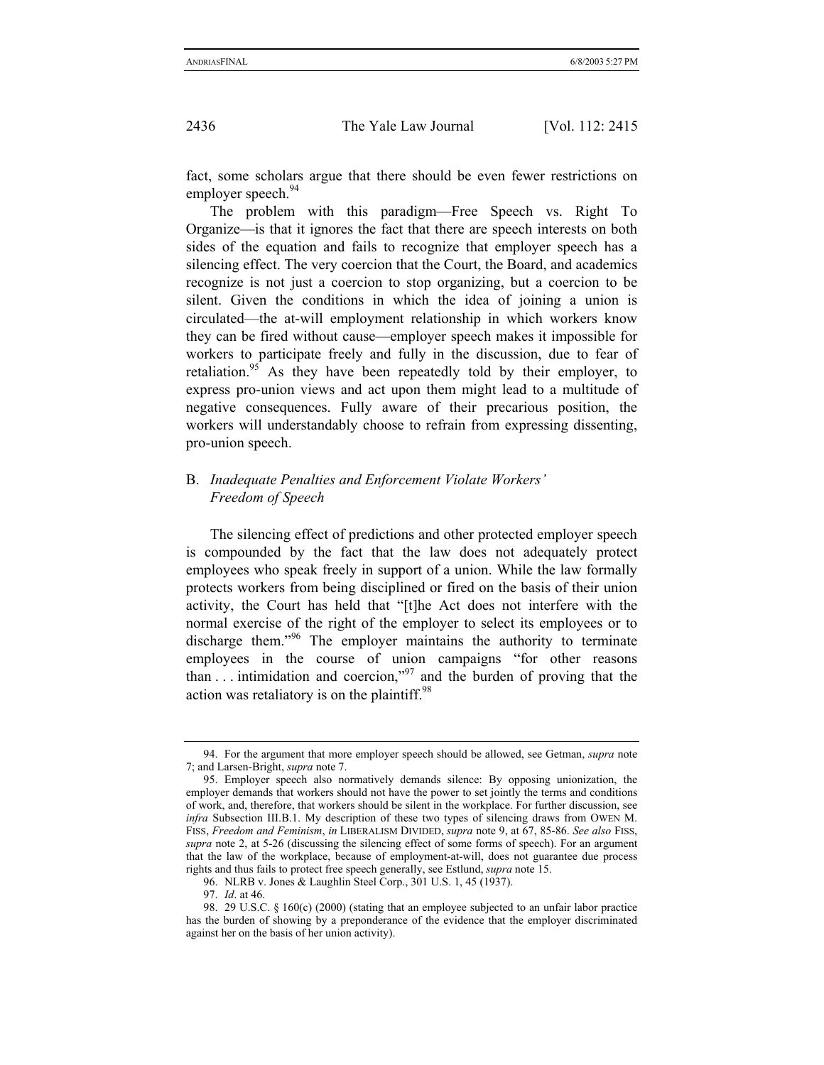fact, some scholars argue that there should be even fewer restrictions on employer speech.[94]

The problem with this paradigm—Free Speech vs. Right To Organize—is that it ignores the fact that there are speech interests on both sides of the equation and fails to recognize that employer speech has a silencing effect. The very coercion that the Court, the Board, and academics recognize is not just a coercion to stop organizing, but a coercion to be silent. Given the conditions in which the idea of joining a union is circulated—the at-will employment relationship in which workers know they can be fired without cause—employer speech makes it impossible for workers to participate freely and fully in the discussion, due to fear of retaliation.[95] As they have been repeatedly told by their employer, to express pro-union views and act upon them might lead to a multitude of negative consequences. Fully aware of their precarious position, the workers will understandably choose to refrain from expressing dissenting, pro-union speech.

## B. *Inadequate Penalties and Enforcement Violate Workers' Freedom of Speech*

The silencing effect of predictions and other protected employer speech is compounded by the fact that the law does not adequately protect employees who speak freely in support of a union. While the law formally protects workers from being disciplined or fired on the basis of their union activity, the Court has held that "[t]he Act does not interfere with the normal exercise of the right of the employer to select its employees or to discharge them."[96] The employer maintains the authority to terminate employees in the course of union campaigns "for other reasons than . . . intimidation and coercion,"[97] and the burden of proving that the action was retaliatory is on the plaintiff.[98]

---

94. For the argument that more employer speech should be allowed, see Getman, *supra* note 7; and Larsen-Bright, *supra* note 7.

95. Employer speech also normatively demands silence: By opposing unionization, the employer demands that workers should not have the power to set jointly the terms and conditions of work, and, therefore, that workers should be silent in the workplace. For further discussion, see *infra* Subsection III.B.1. My description of these two types of silencing draws from OWEN M. FISS, *Freedom and Feminism*, *in* LIBERALISM DIVIDED, *supra* note 9, at 67, 85-86. *See also* FISS, *supra* note 2, at 5-26 (discussing the silencing effect of some forms of speech). For an argument that the law of the workplace, because of employment-at-will, does not guarantee due process rights and thus fails to protect free speech generally, see Estlund, *supra* note 15.

96. NLRB v. Jones & Laughlin Steel Corp., 301 U.S. 1, 45 (1937).

97. *Id*. at 46.

98. 29 U.S.C. § 160(c) (2000) (stating that an employee subjected to an unfair labor practice has the burden of showing by a preponderance of the evidence that the employer discriminated against her on the basis of her union activity).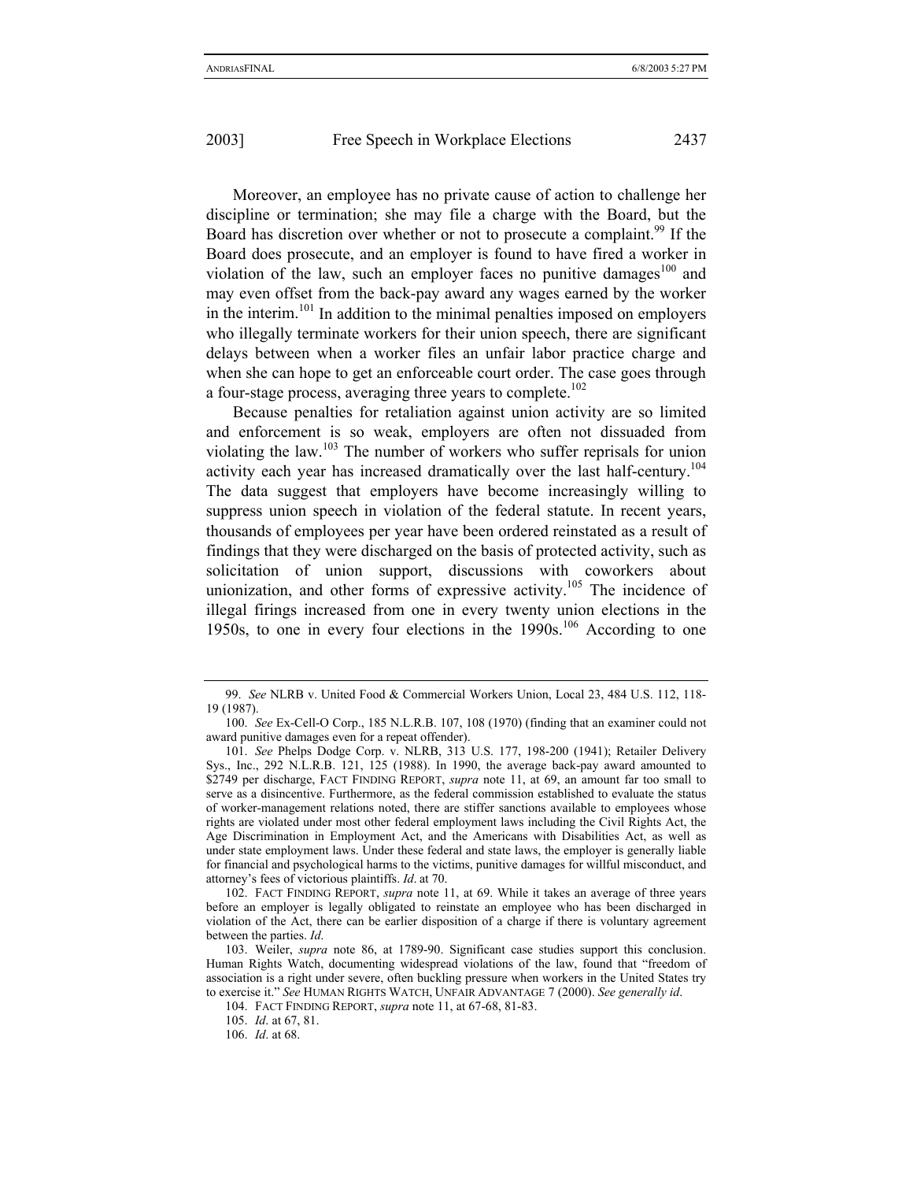Moreover, an employee has no private cause of action to challenge her discipline or termination; she may file a charge with the Board, but the Board has discretion over whether or not to prosecute a complaint.[99] If the Board does prosecute, and an employer is found to have fired a worker in violation of the law, such an employer faces no punitive damages[100] and may even offset from the back-pay award any wages earned by the worker in the interim.[101] In addition to the minimal penalties imposed on employers who illegally terminate workers for their union speech, there are significant delays between when a worker files an unfair labor practice charge and when she can hope to get an enforceable court order. The case goes through a four-stage process, averaging three years to complete.[102]

Because penalties for retaliation against union activity are so limited and enforcement is so weak, employers are often not dissuaded from violating the law.[103] The number of workers who suffer reprisals for union activity each year has increased dramatically over the last half-century.[104] The data suggest that employers have become increasingly willing to suppress union speech in violation of the federal statute. In recent years, thousands of employees per year have been ordered reinstated as a result of findings that they were discharged on the basis of protected activity, such as solicitation of union support, discussions with coworkers about unionization, and other forms of expressive activity.[105] The incidence of illegal firings increased from one in every twenty union elections in the 1950s, to one in every four elections in the 1990s.[106] According to one

---

99. *See* NLRB v. United Food & Commercial Workers Union, Local 23, 484 U.S. 112, 118-19 (1987).

100. *See* Ex-Cell-O Corp., 185 N.L.R.B. 107, 108 (1970) (finding that an examiner could not award punitive damages even for a repeat offender).

101. *See* Phelps Dodge Corp. v. NLRB, 313 U.S. 177, 198-200 (1941); Retailer Delivery Sys., Inc., 292 N.L.R.B. 121, 125 (1988). In 1990, the average back-pay award amounted to $2749 per discharge, FACT FINDING REPORT, *supra* note 11, at 69, an amount far too small to serve as a disincentive. Furthermore, as the federal commission established to evaluate the status of worker-management relations noted, there are stiffer sanctions available to employees whose rights are violated under most other federal employment laws including the Civil Rights Act, the Age Discrimination in Employment Act, and the Americans with Disabilities Act, as well as under state employment laws. Under these federal and state laws, the employer is generally liable for financial and psychological harms to the victims, punitive damages for willful misconduct, and attorney's fees of victorious plaintiffs. *Id*. at 70.

102. FACT FINDING REPORT, *supra* note 11, at 69. While it takes an average of three years before an employer is legally obligated to reinstate an employee who has been discharged in violation of the Act, there can be earlier disposition of a charge if there is voluntary agreement between the parties. *Id*.

103. Weiler, *supra* note 86, at 1789-90. Significant case studies support this conclusion. Human Rights Watch, documenting widespread violations of the law, found that "freedom of association is a right under severe, often buckling pressure when workers in the United States try to exercise it." *See* HUMAN RIGHTS WATCH, UNFAIR ADVANTAGE 7 (2000). *See generally id*.

104. FACT FINDING REPORT, *supra* note 11, at 67-68, 81-83.

105. *Id*. at 67, 81.

106. *Id*. at 68.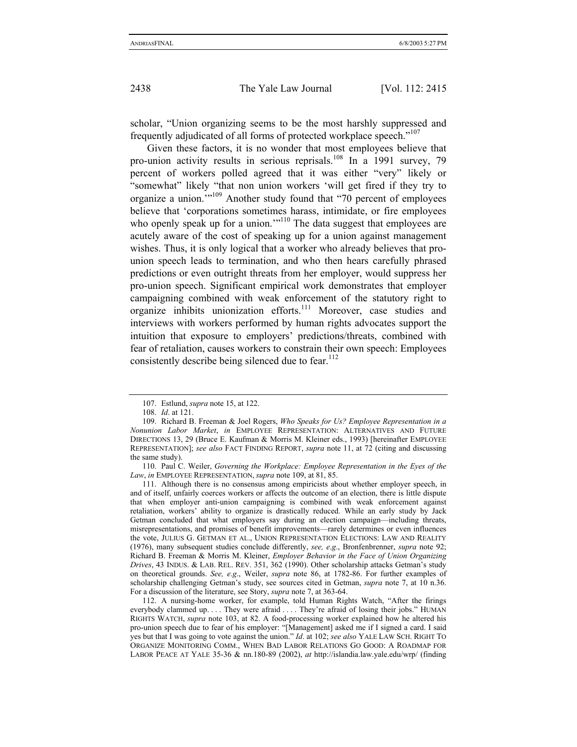scholar, "Union organizing seems to be the most harshly suppressed and frequently adjudicated of all forms of protected workplace speech."[107]

Given these factors, it is no wonder that most employees believe that pro-union activity results in serious reprisals.[108] In a 1991 survey, 79 percent of workers polled agreed that it was either "very" likely or "somewhat" likely "that non union workers 'will get fired if they try to organize a union.'"[109] Another study found that "70 percent of employees believe that 'corporations sometimes harass, intimidate, or fire employees who openly speak up for a union.'"[110] The data suggest that employees are acutely aware of the cost of speaking up for a union against management wishes. Thus, it is only logical that a worker who already believes that pro-union speech leads to termination, and who then hears carefully phrased predictions or even outright threats from her employer, would suppress her pro-union speech. Significant empirical work demonstrates that employer campaigning combined with weak enforcement of the statutory right to organize inhibits unionization efforts.[111] Moreover, case studies and interviews with workers performed by human rights advocates support the intuition that exposure to employers' predictions/threats, combined with fear of retaliation, causes workers to constrain their own speech: Employees consistently describe being silenced due to fear.[112]

---

107. Estlund, *supra* note 15, at 122.

108. *Id*. at 121.

109. Richard B. Freeman & Joel Rogers, *Who Speaks for Us? Employee Representation in a Nonunion Labor Market*, *in* EMPLOYEE REPRESENTATION: ALTERNATIVES AND FUTURE DIRECTIONS 13, 29 (Bruce E. Kaufman & Morris M. Kleiner eds., 1993) [hereinafter EMPLOYEE REPRESENTATION]; *see also* FACT FINDING REPORT, *supra* note 11, at 72 (citing and discussing the same study).

110. Paul C. Weiler, *Governing the Workplace: Employee Representation in the Eyes of the Law*, *in* EMPLOYEE REPRESENTATION, *supra* note 109, at 81, 85.

111. Although there is no consensus among empiricists about whether employer speech, in and of itself, unfairly coerces workers or affects the outcome of an election, there is little dispute that when employer anti-union campaigning is combined with weak enforcement against retaliation, workers' ability to organize is drastically reduced. While an early study by Jack Getman concluded that what employers say during an election campaign—including threats, misrepresentations, and promises of benefit improvements—rarely determines or even influences the vote, JULIUS G. GETMAN ET AL., UNION REPRESENTATION ELECTIONS: LAW AND REALITY (1976), many subsequent studies conclude differently, *see, e.g*., Bronfenbrenner, *supra* note 92; Richard B. Freeman & Morris M. Kleiner, *Employer Behavior in the Face of Union Organizing Drives*, 43 INDUS. & LAB. REL. REV. 351, 362 (1990). Other scholarship attacks Getman's study on theoretical grounds. *See, e.g*., Weiler, *supra* note 86, at 1782-86. For further examples of scholarship challenging Getman's study, see sources cited in Getman, *supra* note 7, at 10 n.36. For a discussion of the literature, see Story, *supra* note 7, at 363-64.

112. A nursing-home worker, for example, told Human Rights Watch, "After the firings everybody clammed up. . . . They were afraid . . . . They're afraid of losing their jobs." HUMAN RIGHTS WATCH, *supra* note 103, at 82. A food-processing worker explained how he altered his pro-union speech due to fear of his employer: "[Management] asked me if I signed a card. I said yes but that I was going to vote against the union." *Id*. at 102; *see also* YALE LAW SCH. RIGHT TO ORGANIZE MONITORING COMM., WHEN BAD LABOR RELATIONS GO GOOD: A ROADMAP FOR LABOR PEACE AT YALE 35-36 & nn.180-89 (2002), *at* http://islandia.law.yale.edu/wrp/ (finding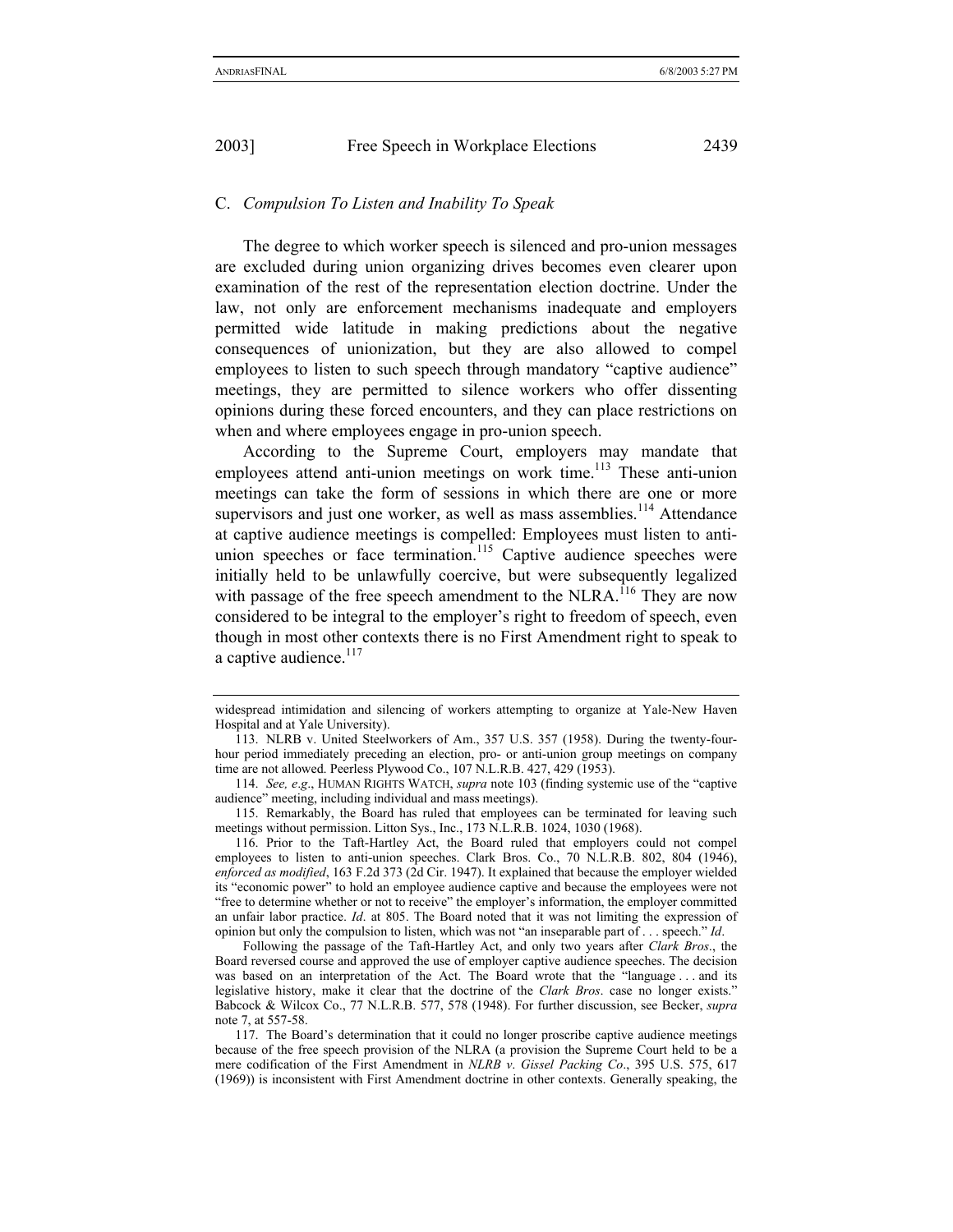### C. *Compulsion To Listen and Inability To Speak*

The degree to which worker speech is silenced and pro-union messages are excluded during union organizing drives becomes even clearer upon examination of the rest of the representation election doctrine. Under the law, not only are enforcement mechanisms inadequate and employers permitted wide latitude in making predictions about the negative consequences of unionization, but they are also allowed to compel employees to listen to such speech through mandatory "captive audience" meetings, they are permitted to silence workers who offer dissenting opinions during these forced encounters, and they can place restrictions on when and where employees engage in pro-union speech.

According to the Supreme Court, employers may mandate that employees attend anti-union meetings on work time.[113] These anti-union meetings can take the form of sessions in which there are one or more supervisors and just one worker, as well as mass assemblies.[114] Attendance at captive audience meetings is compelled: Employees must listen to anti-union speeches or face termination.[115] Captive audience speeches were initially held to be unlawfully coercive, but were subsequently legalized with passage of the free speech amendment to the NLRA.[116] They are now considered to be integral to the employer's right to freedom of speech, even though in most other contexts there is no First Amendment right to speak to a captive audience.[117]

---

widespread intimidation and silencing of workers attempting to organize at Yale-New Haven Hospital and at Yale University).

113. NLRB v. United Steelworkers of Am., 357 U.S. 357 (1958). During the twenty-four-hour period immediately preceding an election, pro- or anti-union group meetings on company time are not allowed. Peerless Plywood Co., 107 N.L.R.B. 427, 429 (1953).

114. *See, e.g*., HUMAN RIGHTS WATCH, *supra* note 103 (finding systemic use of the "captive audience" meeting, including individual and mass meetings).

115. Remarkably, the Board has ruled that employees can be terminated for leaving such meetings without permission. Litton Sys., Inc., 173 N.L.R.B. 1024, 1030 (1968).

116. Prior to the Taft-Hartley Act, the Board ruled that employers could not compel employees to listen to anti-union speeches. Clark Bros. Co., 70 N.L.R.B. 802, 804 (1946), *enforced as modified*, 163 F.2d 373 (2d Cir. 1947). It explained that because the employer wielded its "economic power" to hold an employee audience captive and because the employees were not "free to determine whether or not to receive" the employer's information, the employer committed an unfair labor practice. *Id*. at 805. The Board noted that it was not limiting the expression of opinion but only the compulsion to listen, which was not "an inseparable part of . . . speech." *Id*.

Following the passage of the Taft-Hartley Act, and only two years after *Clark Bros*., the Board reversed course and approved the use of employer captive audience speeches. The decision was based on an interpretation of the Act. The Board wrote that the "language . . . and its legislative history, make it clear that the doctrine of the *Clark Bros*. case no longer exists." Babcock & Wilcox Co., 77 N.L.R.B. 577, 578 (1948). For further discussion, see Becker, *supra* note 7, at 557-58.

117. The Board's determination that it could no longer proscribe captive audience meetings because of the free speech provision of the NLRA (a provision the Supreme Court held to be a mere codification of the First Amendment in *NLRB v. Gissel Packing Co*., 395 U.S. 575, 617 (1969)) is inconsistent with First Amendment doctrine in other contexts. Generally speaking, the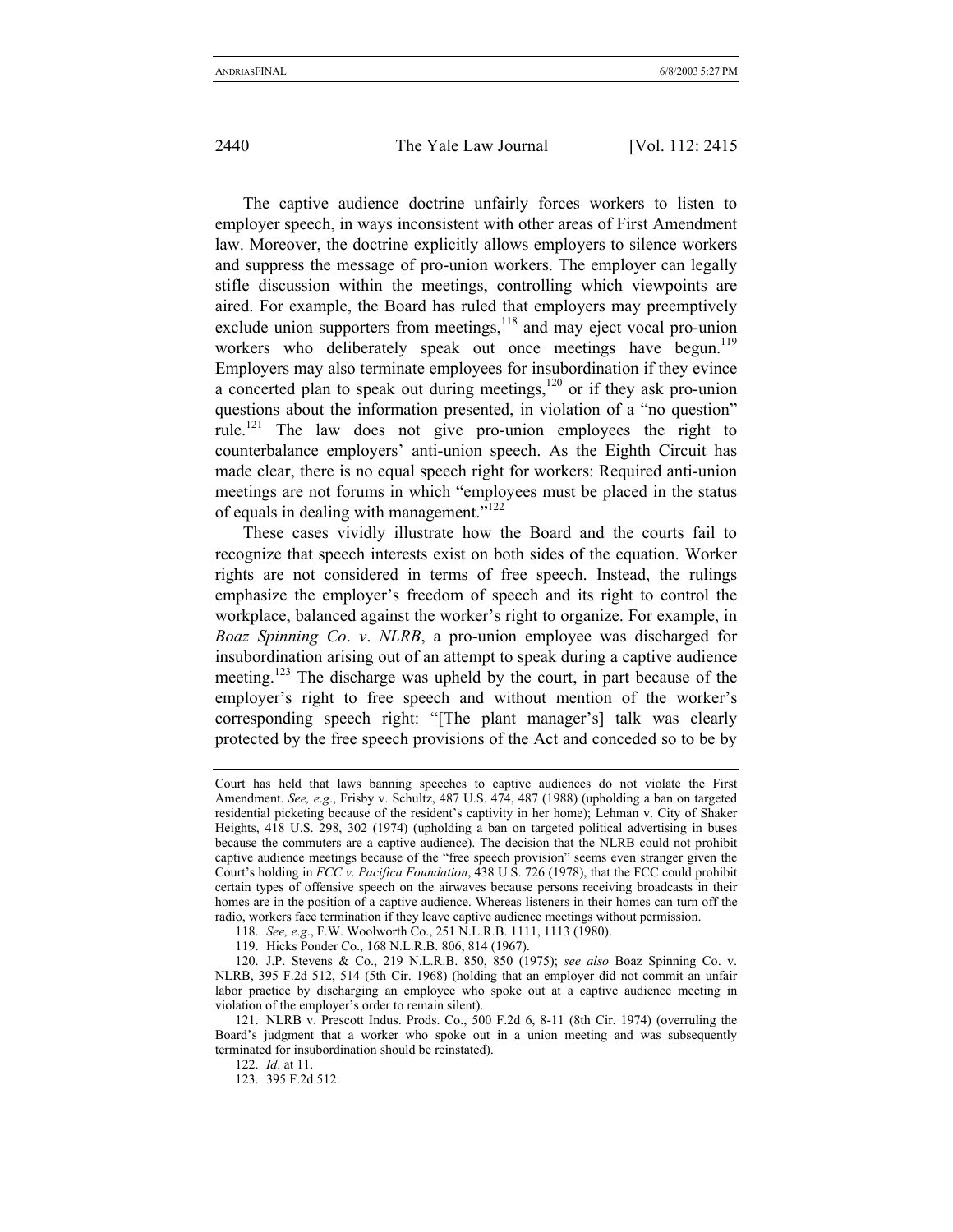The captive audience doctrine unfairly forces workers to listen to employer speech, in ways inconsistent with other areas of First Amendment law. Moreover, the doctrine explicitly allows employers to silence workers and suppress the message of pro-union workers. The employer can legally stifle discussion within the meetings, controlling which viewpoints are aired. For example, the Board has ruled that employers may preemptively exclude union supporters from meetings,[118] and may eject vocal pro-union workers who deliberately speak out once meetings have begun.[119] Employers may also terminate employees for insubordination if they evince a concerted plan to speak out during meetings,[120] or if they ask pro-union questions about the information presented, in violation of a "no question" rule.[121] The law does not give pro-union employees the right to counterbalance employers' anti-union speech. As the Eighth Circuit has made clear, there is no equal speech right for workers: Required anti-union meetings are not forums in which "employees must be placed in the status of equals in dealing with management."[122]

These cases vividly illustrate how the Board and the courts fail to recognize that speech interests exist on both sides of the equation. Worker rights are not considered in terms of free speech. Instead, the rulings emphasize the employer's freedom of speech and its right to control the workplace, balanced against the worker's right to organize. For example, in *Boaz Spinning Co. v. NLRB*, a pro-union employee was discharged for insubordination arising out of an attempt to speak during a captive audience meeting.[123] The discharge was upheld by the court, in part because of the employer's right to free speech and without mention of the worker's corresponding speech right: "[The plant manager's] talk was clearly protected by the free speech provisions of the Act and conceded so to be by

---

Court has held that laws banning speeches to captive audiences do not violate the First Amendment. *See, e.g.*, Frisby v. Schultz, 487 U.S. 474, 487 (1988) (upholding a ban on targeted residential picketing because of the resident's captivity in her home); Lehman v. City of Shaker Heights, 418 U.S. 298, 302 (1974) (upholding a ban on targeted political advertising in buses because the commuters are a captive audience). The decision that the NLRB could not prohibit captive audience meetings because of the "free speech provision" seems even stranger given the Court's holding in *FCC v. Pacifica Foundation*, 438 U.S. 726 (1978), that the FCC could prohibit certain types of offensive speech on the airwaves because persons receiving broadcasts in their homes are in the position of a captive audience. Whereas listeners in their homes can turn off the radio, workers face termination if they leave captive audience meetings without permission.

118. *See, e.g.*, F.W. Woolworth Co., 251 N.L.R.B. 1111, 1113 (1980).

119. Hicks Ponder Co., 168 N.L.R.B. 806, 814 (1967).

120. J.P. Stevens & Co., 219 N.L.R.B. 850, 850 (1975); *see also* Boaz Spinning Co. v. NLRB, 395 F.2d 512, 514 (5th Cir. 1968) (holding that an employer did not commit an unfair labor practice by discharging an employee who spoke out at a captive audience meeting in violation of the employer's order to remain silent).

121. NLRB v. Prescott Indus. Prods. Co., 500 F.2d 6, 8-11 (8th Cir. 1974) (overruling the Board's judgment that a worker who spoke out in a union meeting and was subsequently terminated for insubordination should be reinstated).

122. *Id*. at 11.

123. 395 F.2d 512.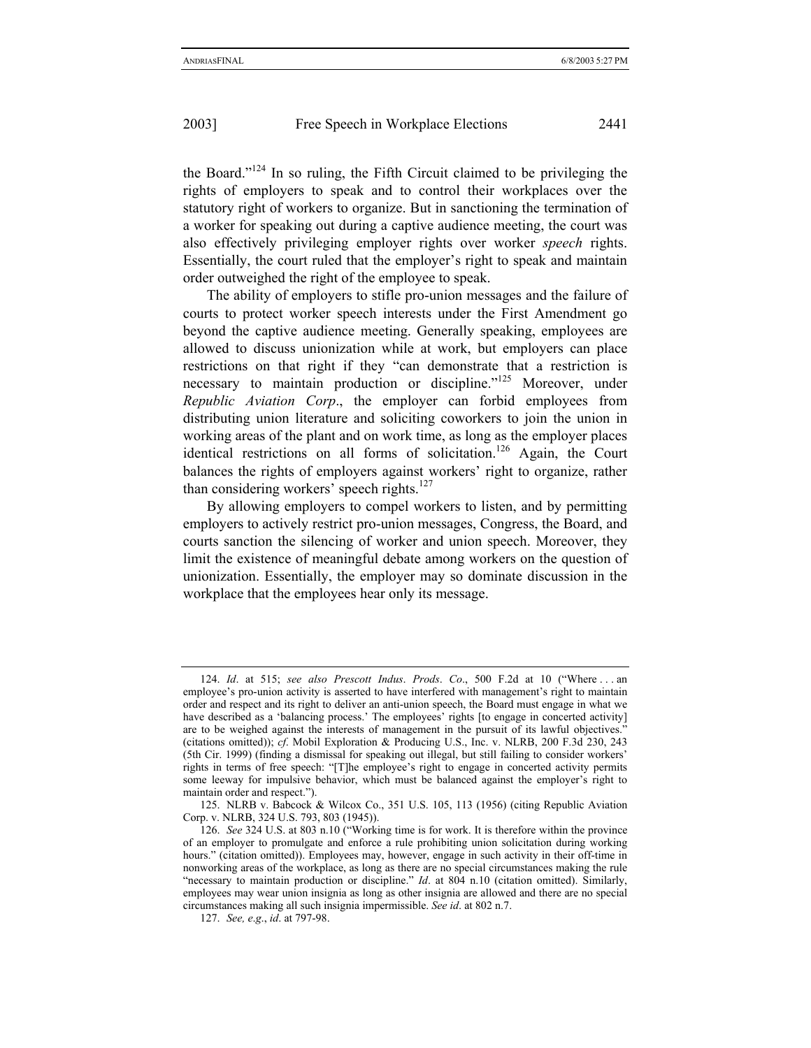the Board."[124] In so ruling, the Fifth Circuit claimed to be privileging the rights of employers to speak and to control their workplaces over the statutory right of workers to organize. But in sanctioning the termination of a worker for speaking out during a captive audience meeting, the court was also effectively privileging employer rights over worker *speech* rights. Essentially, the court ruled that the employer's right to speak and maintain order outweighed the right of the employee to speak.

The ability of employers to stifle pro-union messages and the failure of courts to protect worker speech interests under the First Amendment go beyond the captive audience meeting. Generally speaking, employees are allowed to discuss unionization while at work, but employers can place restrictions on that right if they "can demonstrate that a restriction is necessary to maintain production or discipline."[125] Moreover, under *Republic Aviation Corp*., the employer can forbid employees from distributing union literature and soliciting coworkers to join the union in working areas of the plant and on work time, as long as the employer places identical restrictions on all forms of solicitation.[126] Again, the Court balances the rights of employers against workers' right to organize, rather than considering workers' speech rights.[127]

By allowing employers to compel workers to listen, and by permitting employers to actively restrict pro-union messages, Congress, the Board, and courts sanction the silencing of worker and union speech. Moreover, they limit the existence of meaningful debate among workers on the question of unionization. Essentially, the employer may so dominate discussion in the workplace that the employees hear only its message.

---

124. *Id*. at 515; *see also Prescott Indus*. *Prods*. *Co*., 500 F.2d at 10 ("Where . . . an employee's pro-union activity is asserted to have interfered with management's right to maintain order and respect and its right to deliver an anti-union speech, the Board must engage in what we have described as a 'balancing process.' The employees' rights [to engage in concerted activity] are to be weighed against the interests of management in the pursuit of its lawful objectives." (citations omitted)); *cf*. Mobil Exploration & Producing U.S., Inc. v. NLRB, 200 F.3d 230, 243 (5th Cir. 1999) (finding a dismissal for speaking out illegal, but still failing to consider workers' rights in terms of free speech: "[T]he employee's right to engage in concerted activity permits some leeway for impulsive behavior, which must be balanced against the employer's right to maintain order and respect.").

125. NLRB v. Babcock & Wilcox Co., 351 U.S. 105, 113 (1956) (citing Republic Aviation Corp. v. NLRB, 324 U.S. 793, 803 (1945)).

126. *See* 324 U.S. at 803 n.10 ("Working time is for work. It is therefore within the province of an employer to promulgate and enforce a rule prohibiting union solicitation during working hours." (citation omitted)). Employees may, however, engage in such activity in their off-time in nonworking areas of the workplace, as long as there are no special circumstances making the rule "necessary to maintain production or discipline." *Id*. at 804 n.10 (citation omitted). Similarly, employees may wear union insignia as long as other insignia are allowed and there are no special circumstances making all such insignia impermissible. *See id*. at 802 n.7.

127. *See, e.g.*, *id*. at 797-98.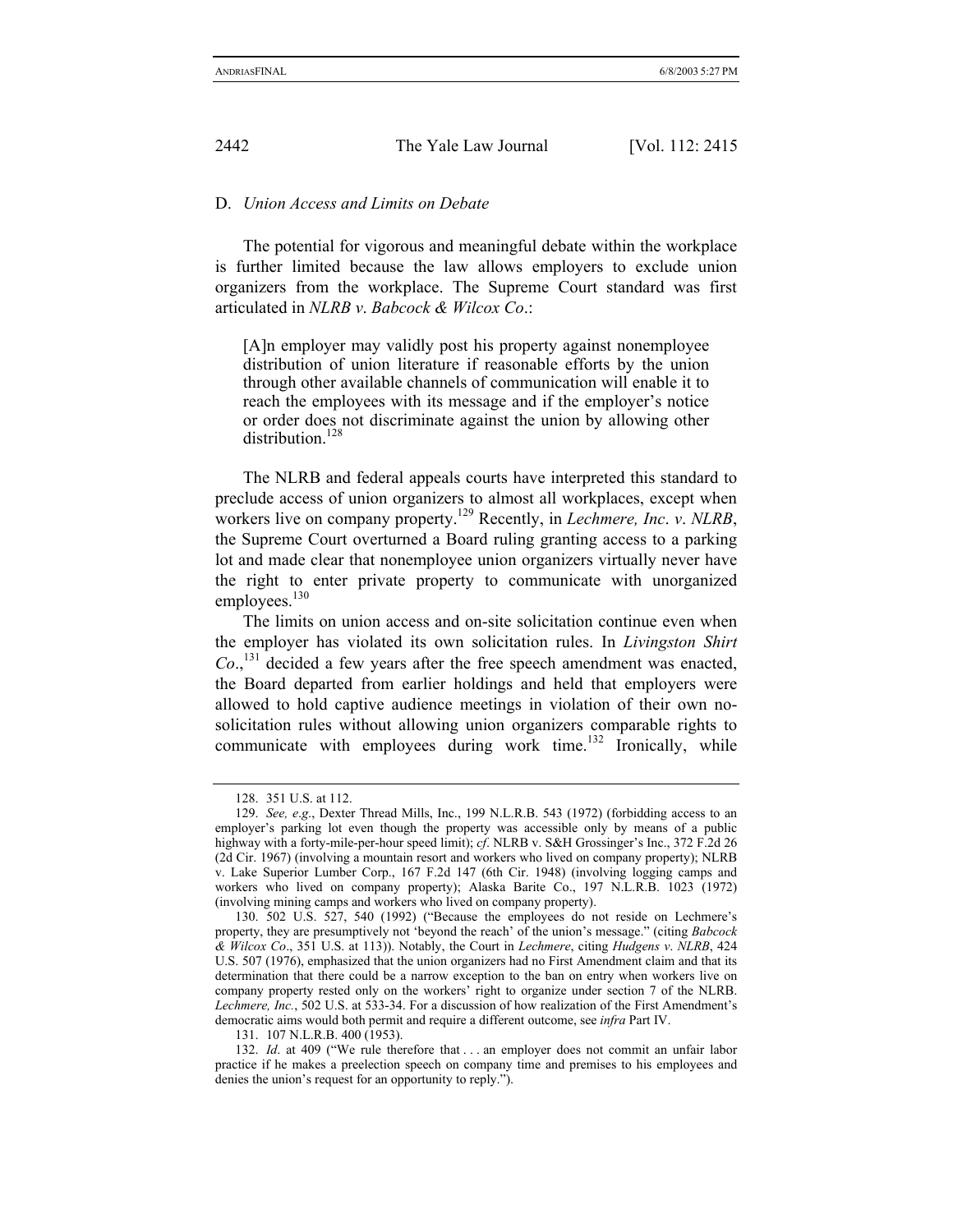### D. *Union Access and Limits on Debate*

The potential for vigorous and meaningful debate within the workplace is further limited because the law allows employers to exclude union organizers from the workplace. The Supreme Court standard was first articulated in *NLRB v. Babcock & Wilcox Co.*:

> [A]n employer may validly post his property against nonemployee distribution of union literature if reasonable efforts by the union through other available channels of communication will enable it to reach the employees with its message and if the employer's notice or order does not discriminate against the union by allowing other distribution.[128]

The NLRB and federal appeals courts have interpreted this standard to preclude access of union organizers to almost all workplaces, except when workers live on company property.[129] Recently, in *Lechmere, Inc. v. NLRB*, the Supreme Court overturned a Board ruling granting access to a parking lot and made clear that nonemployee union organizers virtually never have the right to enter private property to communicate with unorganized employees.[130]

The limits on union access and on-site solicitation continue even when the employer has violated its own solicitation rules. In *Livingston Shirt Co.*,[131] decided a few years after the free speech amendment was enacted, the Board departed from earlier holdings and held that employers were allowed to hold captive audience meetings in violation of their own no-solicitation rules without allowing union organizers comparable rights to communicate with employees during work time.[132] Ironically, while

---

128. 351 U.S. at 112.

129. *See, e.g.*, Dexter Thread Mills, Inc., 199 N.L.R.B. 543 (1972) (forbidding access to an employer's parking lot even though the property was accessible only by means of a public highway with a forty-mile-per-hour speed limit); *cf.* NLRB v. S&H Grossinger's Inc., 372 F.2d 26 (2d Cir. 1967) (involving a mountain resort and workers who lived on company property); NLRB v. Lake Superior Lumber Corp., 167 F.2d 147 (6th Cir. 1948) (involving logging camps and workers who lived on company property); Alaska Barite Co., 197 N.L.R.B. 1023 (1972) (involving mining camps and workers who lived on company property).

130. 502 U.S. 527, 540 (1992) ("Because the employees do not reside on Lechmere's property, they are presumptively not 'beyond the reach' of the union's message." (citing *Babcock & Wilcox Co.*, 351 U.S. at 113)). Notably, the Court in *Lechmere*, citing *Hudgens v. NLRB*, 424 U.S. 507 (1976), emphasized that the union organizers had no First Amendment claim and that its determination that there could be a narrow exception to the ban on entry when workers live on company property rested only on the workers' right to organize under section 7 of the NLRB. *Lechmere, Inc.*, 502 U.S. at 533-34. For a discussion of how realization of the First Amendment's democratic aims would both permit and require a different outcome, see *infra* Part IV.

131. 107 N.L.R.B. 400 (1953).

132. *Id.* at 409 ("We rule therefore that . . . an employer does not commit an unfair labor practice if he makes a preelection speech on company time and premises to his employees and denies the union's request for an opportunity to reply.").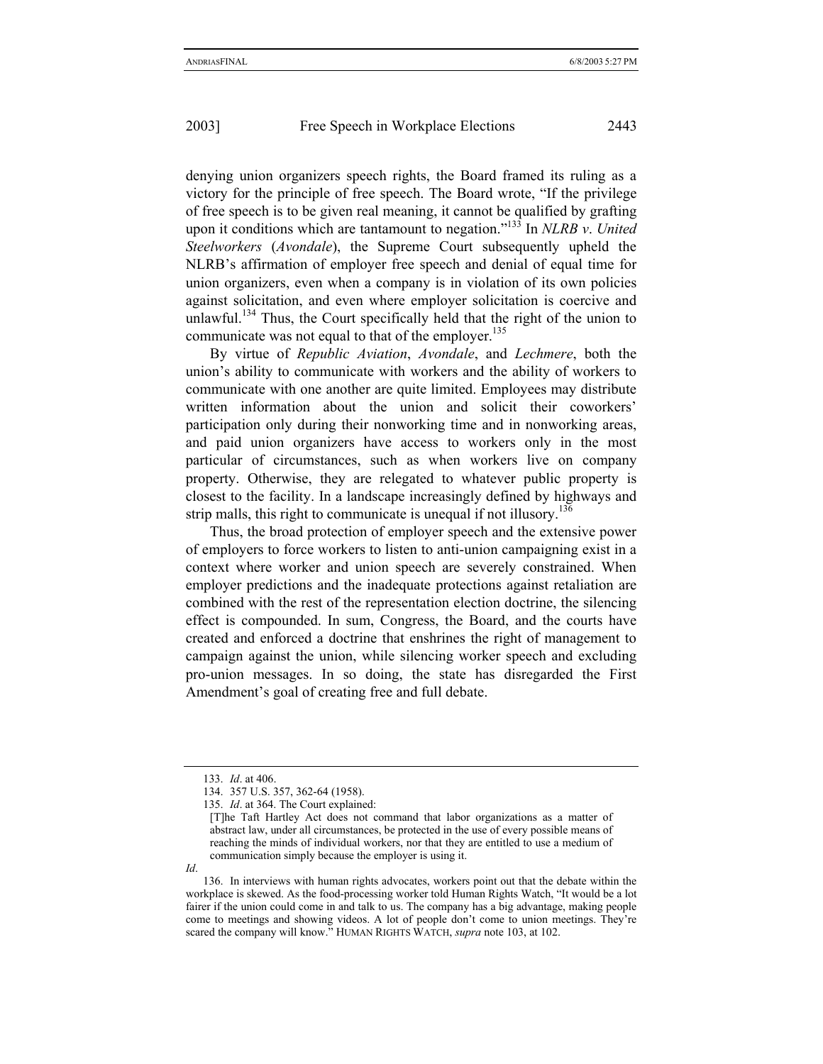denying union organizers speech rights, the Board framed its ruling as a victory for the principle of free speech. The Board wrote, "If the privilege of free speech is to be given real meaning, it cannot be qualified by grafting upon it conditions which are tantamount to negation."[133] In *NLRB v. United Steelworkers* (*Avondale*), the Supreme Court subsequently upheld the NLRB's affirmation of employer free speech and denial of equal time for union organizers, even when a company is in violation of its own policies against solicitation, and even where employer solicitation is coercive and unlawful.[134] Thus, the Court specifically held that the right of the union to communicate was not equal to that of the employer.[135]

By virtue of *Republic Aviation*, *Avondale*, and *Lechmere*, both the union's ability to communicate with workers and the ability of workers to communicate with one another are quite limited. Employees may distribute written information about the union and solicit their coworkers' participation only during their nonworking time and in nonworking areas, and paid union organizers have access to workers only in the most particular of circumstances, such as when workers live on company property. Otherwise, they are relegated to whatever public property is closest to the facility. In a landscape increasingly defined by highways and strip malls, this right to communicate is unequal if not illusory.[136]

Thus, the broad protection of employer speech and the extensive power of employers to force workers to listen to anti-union campaigning exist in a context where worker and union speech are severely constrained. When employer predictions and the inadequate protections against retaliation are combined with the rest of the representation election doctrine, the silencing effect is compounded. In sum, Congress, the Board, and the courts have created and enforced a doctrine that enshrines the right of management to campaign against the union, while silencing worker speech and excluding pro-union messages. In so doing, the state has disregarded the First Amendment's goal of creating free and full debate.

---

133. *Id*. at 406.

134. 357 U.S. 357, 362-64 (1958).

135. *Id*. at 364. The Court explained:

> [T]he Taft Hartley Act does not command that labor organizations as a matter of abstract law, under all circumstances, be protected in the use of every possible means of reaching the minds of individual workers, nor that they are entitled to use a medium of communication simply because the employer is using it.

*Id*.

136. In interviews with human rights advocates, workers point out that the debate within the workplace is skewed. As the food-processing worker told Human Rights Watch, "It would be a lot fairer if the union could come in and talk to us. The company has a big advantage, making people come to meetings and showing videos. A lot of people don't come to union meetings. They're scared the company will know." HUMAN RIGHTS WATCH, *supra* note 103, at 102.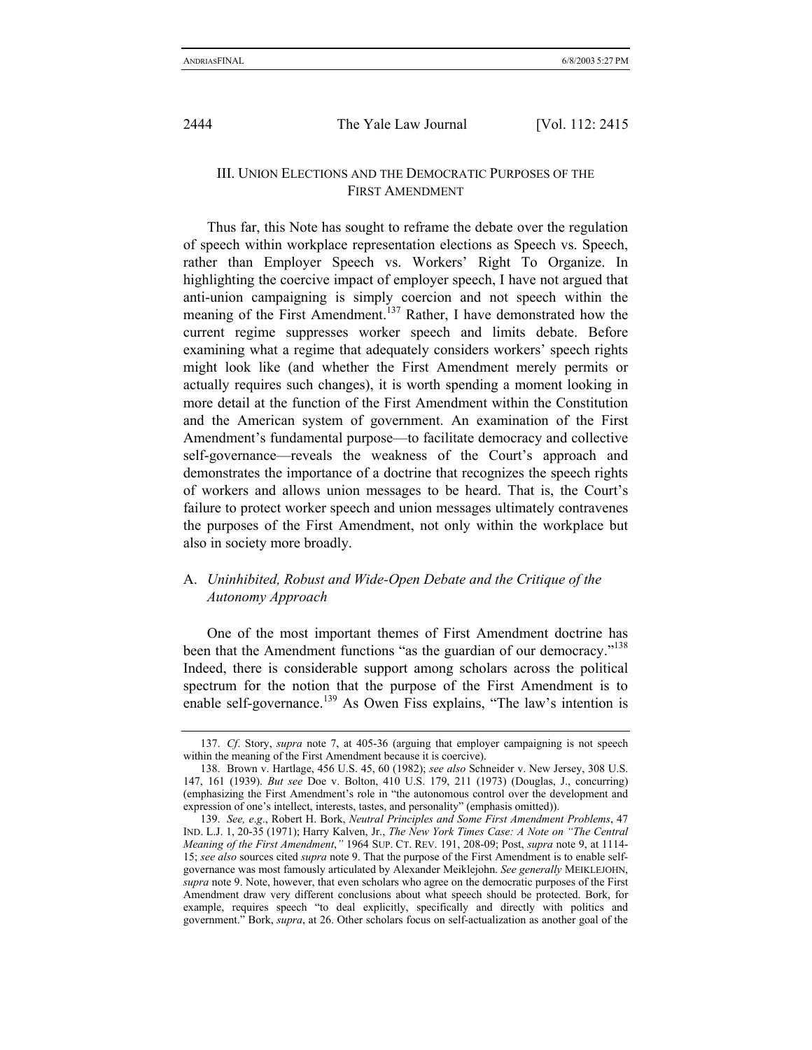## III. Union Elections and the Democratic Purposes of the First Amendment

Thus far, this Note has sought to reframe the debate over the regulation of speech within workplace representation elections as Speech vs. Speech, rather than Employer Speech vs. Workers' Right To Organize. In highlighting the coercive impact of employer speech, I have not argued that anti-union campaigning is simply coercion and not speech within the meaning of the First Amendment.[137] Rather, I have demonstrated how the current regime suppresses worker speech and limits debate. Before examining what a regime that adequately considers workers' speech rights might look like (and whether the First Amendment merely permits or actually requires such changes), it is worth spending a moment looking in more detail at the function of the First Amendment within the Constitution and the American system of government. An examination of the First Amendment's fundamental purpose—to facilitate democracy and collective self-governance—reveals the weakness of the Court's approach and demonstrates the importance of a doctrine that recognizes the speech rights of workers and allows union messages to be heard. That is, the Court's failure to protect worker speech and union messages ultimately contravenes the purposes of the First Amendment, not only within the workplace but also in society more broadly.

### A. *Uninhibited, Robust and Wide-Open Debate and the Critique of the Autonomy Approach*

One of the most important themes of First Amendment doctrine has been that the Amendment functions "as the guardian of our democracy."[138] Indeed, there is considerable support among scholars across the political spectrum for the notion that the purpose of the First Amendment is to enable self-governance.[139] As Owen Fiss explains, "The law's intention is

---

137. *Cf*. Story, *supra* note 7, at 405-36 (arguing that employer campaigning is not speech within the meaning of the First Amendment because it is coercive).

138. Brown v. Hartlage, 456 U.S. 45, 60 (1982); *see also* Schneider v. New Jersey, 308 U.S. 147, 161 (1939). *But see* Doe v. Bolton, 410 U.S. 179, 211 (1973) (Douglas, J., concurring) (emphasizing the First Amendment's role in "the autonomous control over the development and expression of one's intellect, interests, tastes, and personality" (emphasis omitted)).

139. *See, e.g*., Robert H. Bork, *Neutral Principles and Some First Amendment Problems*, 47 IND. L.J. 1, 20-35 (1971); Harry Kalven, Jr., *The New York Times Case: A Note on "The Central Meaning of the First Amendment*,*"* 1964 SUP. CT. REV. 191, 208-09; Post, *supra* note 9, at 1114-15; *see also* sources cited *supra* note 9. That the purpose of the First Amendment is to enable self-governance was most famously articulated by Alexander Meiklejohn. *See generally* MEIKLEJOHN, *supra* note 9. Note, however, that even scholars who agree on the democratic purposes of the First Amendment draw very different conclusions about what speech should be protected. Bork, for example, requires speech "to deal explicitly, specifically and directly with politics and government." Bork, *supra*, at 26. Other scholars focus on self-actualization as another goal of the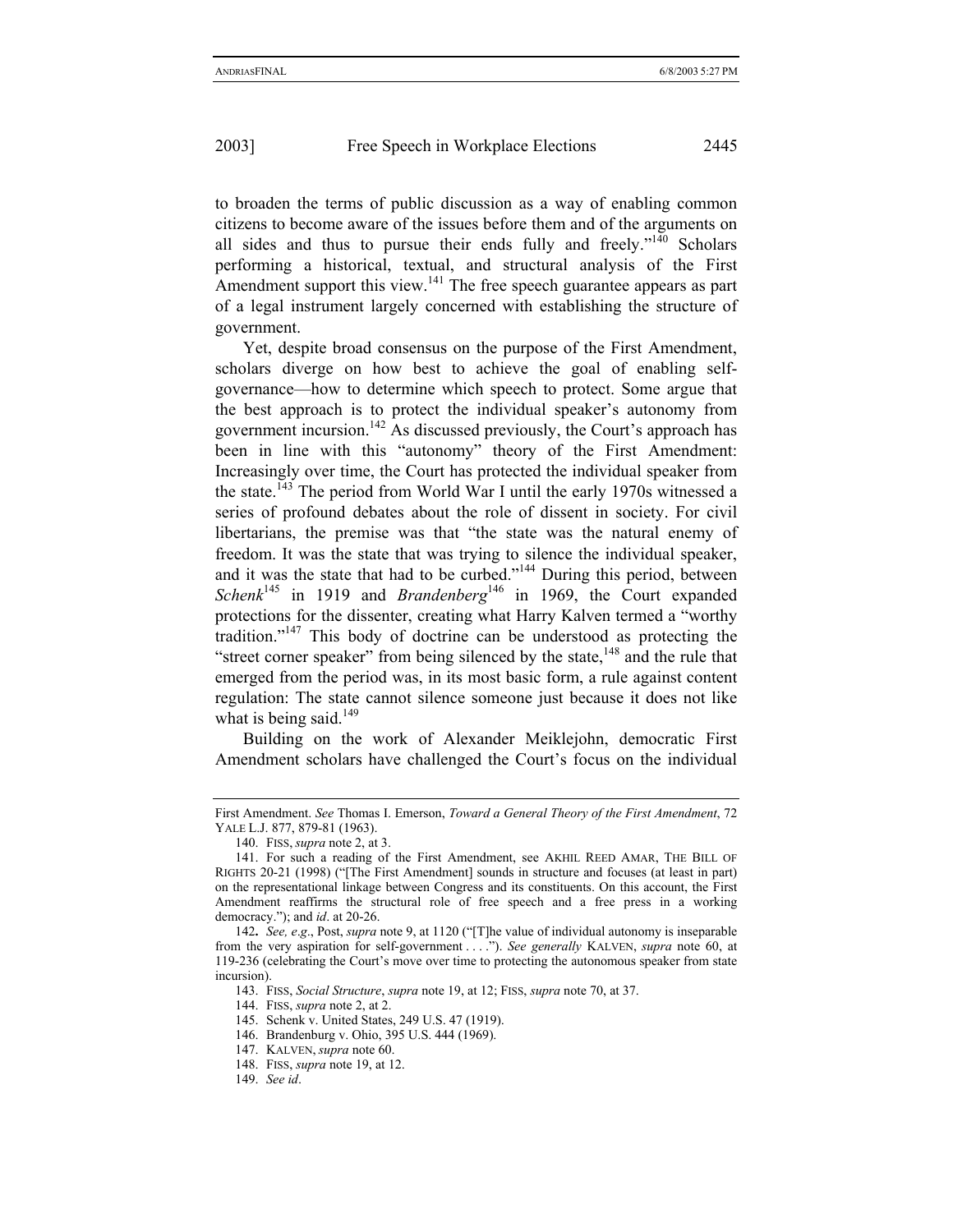to broaden the terms of public discussion as a way of enabling common citizens to become aware of the issues before them and of the arguments on all sides and thus to pursue their ends fully and freely."[140] Scholars performing a historical, textual, and structural analysis of the First Amendment support this view.[141] The free speech guarantee appears as part of a legal instrument largely concerned with establishing the structure of government.

Yet, despite broad consensus on the purpose of the First Amendment, scholars diverge on how best to achieve the goal of enabling self-governance—how to determine which speech to protect. Some argue that the best approach is to protect the individual speaker's autonomy from government incursion.[142] As discussed previously, the Court's approach has been in line with this "autonomy" theory of the First Amendment: Increasingly over time, the Court has protected the individual speaker from the state.[143] The period from World War I until the early 1970s witnessed a series of profound debates about the role of dissent in society. For civil libertarians, the premise was that "the state was the natural enemy of freedom. It was the state that was trying to silence the individual speaker, and it was the state that had to be curbed."[144] During this period, between *Schenk*[145] in 1919 and *Brandenberg*[146] in 1969, the Court expanded protections for the dissenter, creating what Harry Kalven termed a "worthy tradition."[147] This body of doctrine can be understood as protecting the "street corner speaker" from being silenced by the state,[148] and the rule that emerged from the period was, in its most basic form, a rule against content regulation: The state cannot silence someone just because it does not like what is being said.[149]

Building on the work of Alexander Meiklejohn, democratic First Amendment scholars have challenged the Court's focus on the individual

---

First Amendment. *See* Thomas I. Emerson, *Toward a General Theory of the First Amendment*, 72 YALE L.J. 877, 879-81 (1963).

140. FISS, *supra* note 2, at 3.

141. For such a reading of the First Amendment, see AKHIL REED AMAR, THE BILL OF RIGHTS 20-21 (1998) ("[The First Amendment] sounds in structure and focuses (at least in part) on the representational linkage between Congress and its constituents. On this account, the First Amendment reaffirms the structural role of free speech and a free press in a working democracy."); and *id*. at 20-26.

142. *See, e.g*., Post, *supra* note 9, at 1120 ("[T]he value of individual autonomy is inseparable from the very aspiration for self-government . . . ."). *See generally* KALVEN, *supra* note 60, at 119-236 (celebrating the Court's move over time to protecting the autonomous speaker from state incursion).

143. FISS, *Social Structure*, *supra* note 19, at 12; FISS, *supra* note 70, at 37.

144. FISS, *supra* note 2, at 2.

145. Schenk v. United States, 249 U.S. 47 (1919).

146. Brandenburg v. Ohio, 395 U.S. 444 (1969).

147. KALVEN, *supra* note 60.

148. FISS, *supra* note 19, at 12.

149. *See id*.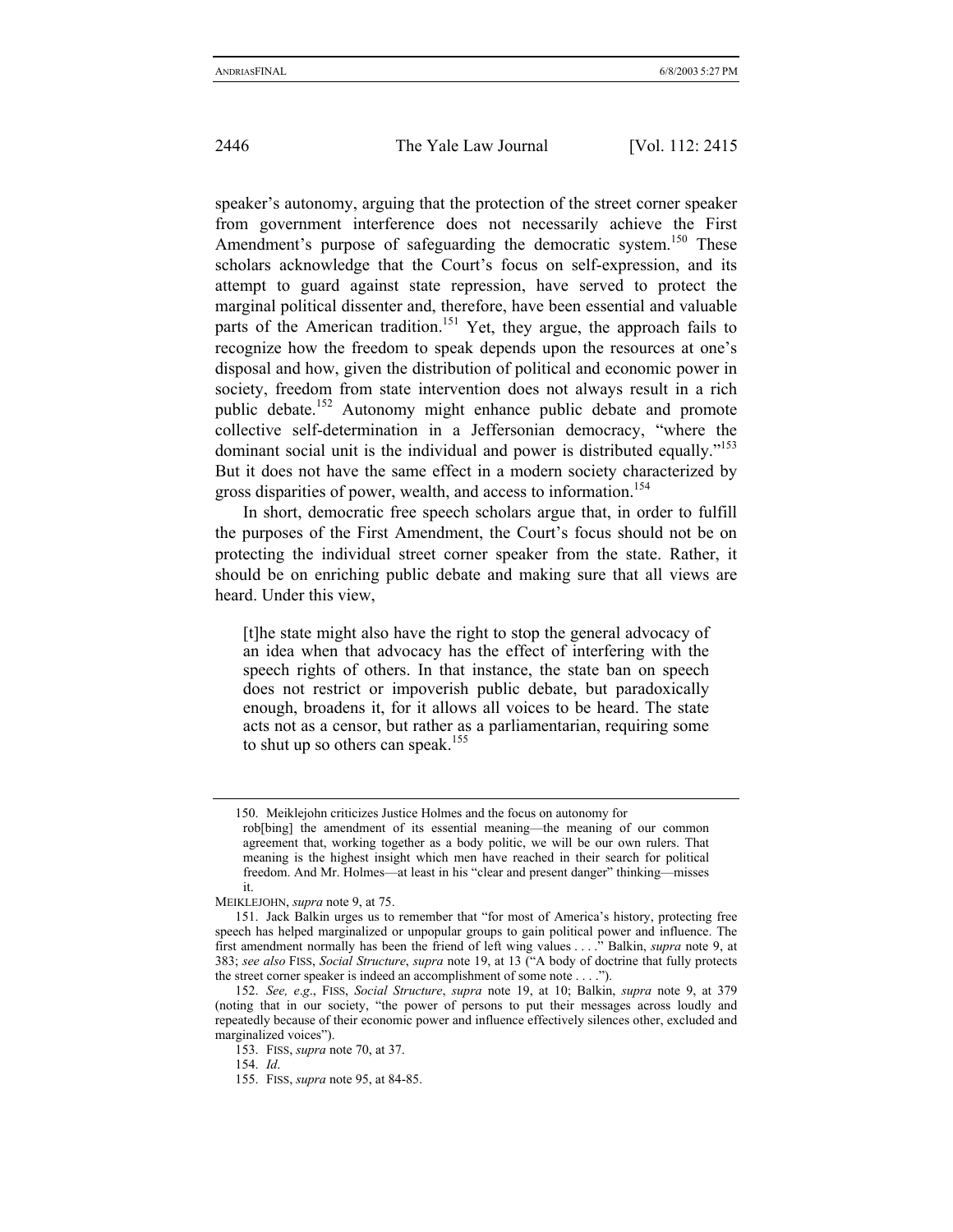speaker's autonomy, arguing that the protection of the street corner speaker from government interference does not necessarily achieve the First Amendment's purpose of safeguarding the democratic system.[150] These scholars acknowledge that the Court's focus on self-expression, and its attempt to guard against state repression, have served to protect the marginal political dissenter and, therefore, have been essential and valuable parts of the American tradition.[151] Yet, they argue, the approach fails to recognize how the freedom to speak depends upon the resources at one's disposal and how, given the distribution of political and economic power in society, freedom from state intervention does not always result in a rich public debate.[152] Autonomy might enhance public debate and promote collective self-determination in a Jeffersonian democracy, "where the dominant social unit is the individual and power is distributed equally."[153] But it does not have the same effect in a modern society characterized by gross disparities of power, wealth, and access to information.[154]

In short, democratic free speech scholars argue that, in order to fulfill the purposes of the First Amendment, the Court's focus should not be on protecting the individual street corner speaker from the state. Rather, it should be on enriching public debate and making sure that all views are heard. Under this view,

> [t]he state might also have the right to stop the general advocacy of an idea when that advocacy has the effect of interfering with the speech rights of others. In that instance, the state ban on speech does not restrict or impoverish public debate, but paradoxically enough, broadens it, for it allows all voices to be heard. The state acts not as a censor, but rather as a parliamentarian, requiring some to shut up so others can speak.[155]

---

150. Meiklejohn criticizes Justice Holmes and the focus on autonomy for

> rob[bing] the amendment of its essential meaning—the meaning of our common agreement that, working together as a body politic, we will be our own rulers. That meaning is the highest insight which men have reached in their search for political freedom. And Mr. Holmes—at least in his "clear and present danger" thinking—misses it.

MEIKLEJOHN, *supra* note 9, at 75.

151. Jack Balkin urges us to remember that "for most of America's history, protecting free speech has helped marginalized or unpopular groups to gain political power and influence. The first amendment normally has been the friend of left wing values . . . ." Balkin, *supra* note 9, at 383; *see also* FISS, *Social Structure*, *supra* note 19, at 13 ("A body of doctrine that fully protects the street corner speaker is indeed an accomplishment of some note . . . .").

152. *See, e.g.*, FISS, *Social Structure*, *supra* note 19, at 10; Balkin, *supra* note 9, at 379 (noting that in our society, "the power of persons to put their messages across loudly and repeatedly because of their economic power and influence effectively silences other, excluded and marginalized voices").

153. FISS, *supra* note 70, at 37.

154. *Id*.

155. FISS, *supra* note 95, at 84-85.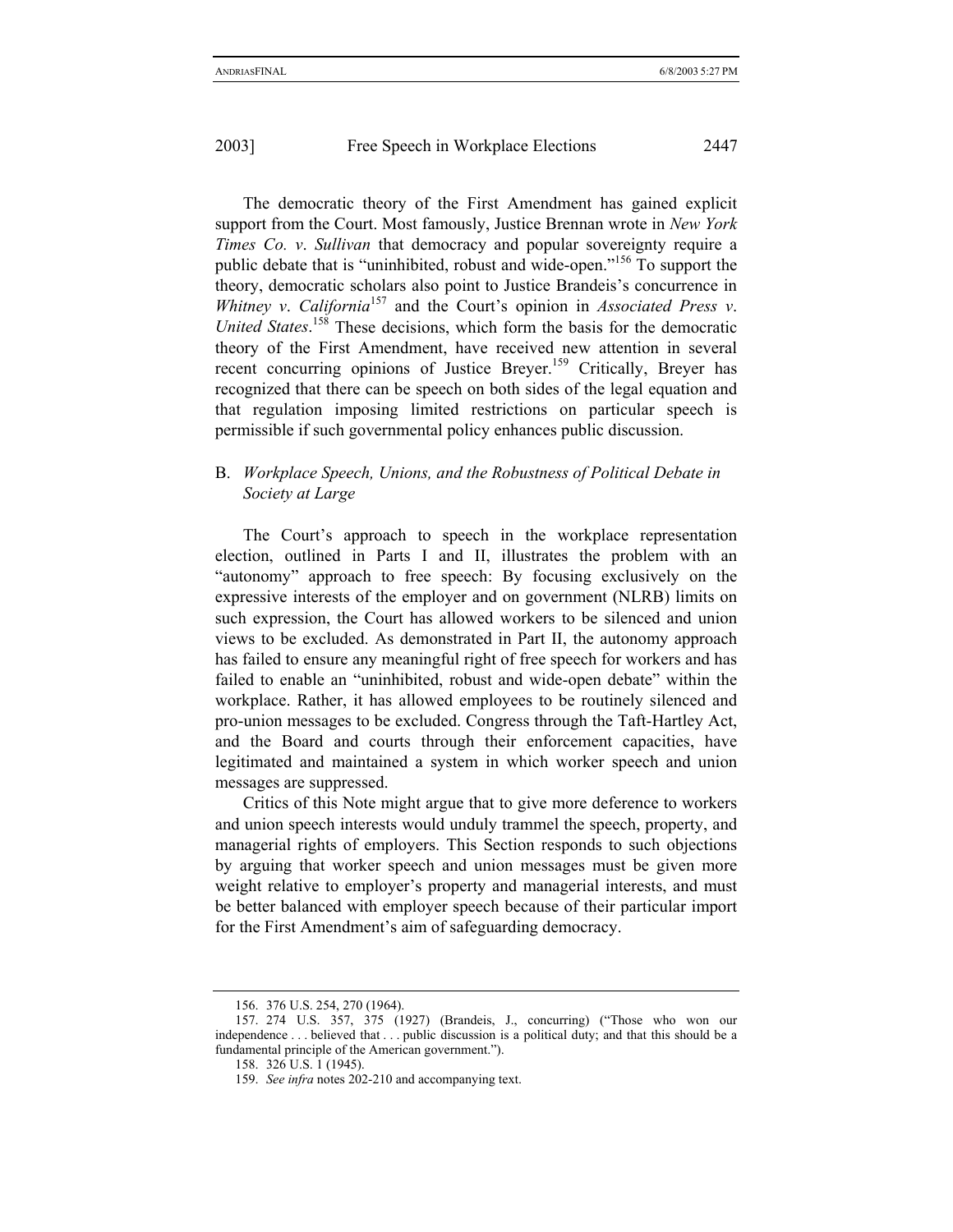The democratic theory of the First Amendment has gained explicit support from the Court. Most famously, Justice Brennan wrote in *New York Times Co. v. Sullivan* that democracy and popular sovereignty require a public debate that is "uninhibited, robust and wide-open."[156] To support the theory, democratic scholars also point to Justice Brandeis's concurrence in *Whitney v. California*[157] and the Court's opinion in *Associated Press v. United States*.[158] These decisions, which form the basis for the democratic theory of the First Amendment, have received new attention in several recent concurring opinions of Justice Breyer.[159] Critically, Breyer has recognized that there can be speech on both sides of the legal equation and that regulation imposing limited restrictions on particular speech is permissible if such governmental policy enhances public discussion.

### B. *Workplace Speech, Unions, and the Robustness of Political Debate in Society at Large*

The Court's approach to speech in the workplace representation election, outlined in Parts I and II, illustrates the problem with an "autonomy" approach to free speech: By focusing exclusively on the expressive interests of the employer and on government (NLRB) limits on such expression, the Court has allowed workers to be silenced and union views to be excluded. As demonstrated in Part II, the autonomy approach has failed to ensure any meaningful right of free speech for workers and has failed to enable an "uninhibited, robust and wide-open debate" within the workplace. Rather, it has allowed employees to be routinely silenced and pro-union messages to be excluded. Congress through the Taft-Hartley Act, and the Board and courts through their enforcement capacities, have legitimated and maintained a system in which worker speech and union messages are suppressed.

Critics of this Note might argue that to give more deference to workers and union speech interests would unduly trammel the speech, property, and managerial rights of employers. This Section responds to such objections by arguing that worker speech and union messages must be given more weight relative to employer's property and managerial interests, and must be better balanced with employer speech because of their particular import for the First Amendment's aim of safeguarding democracy.

---

156. 376 U.S. 254, 270 (1964).

157. 274 U.S. 357, 375 (1927) (Brandeis, J., concurring) ("Those who won our independence . . . believed that . . . public discussion is a political duty; and that this should be a fundamental principle of the American government.").

158. 326 U.S. 1 (1945).

159. *See infra* notes 202-210 and accompanying text.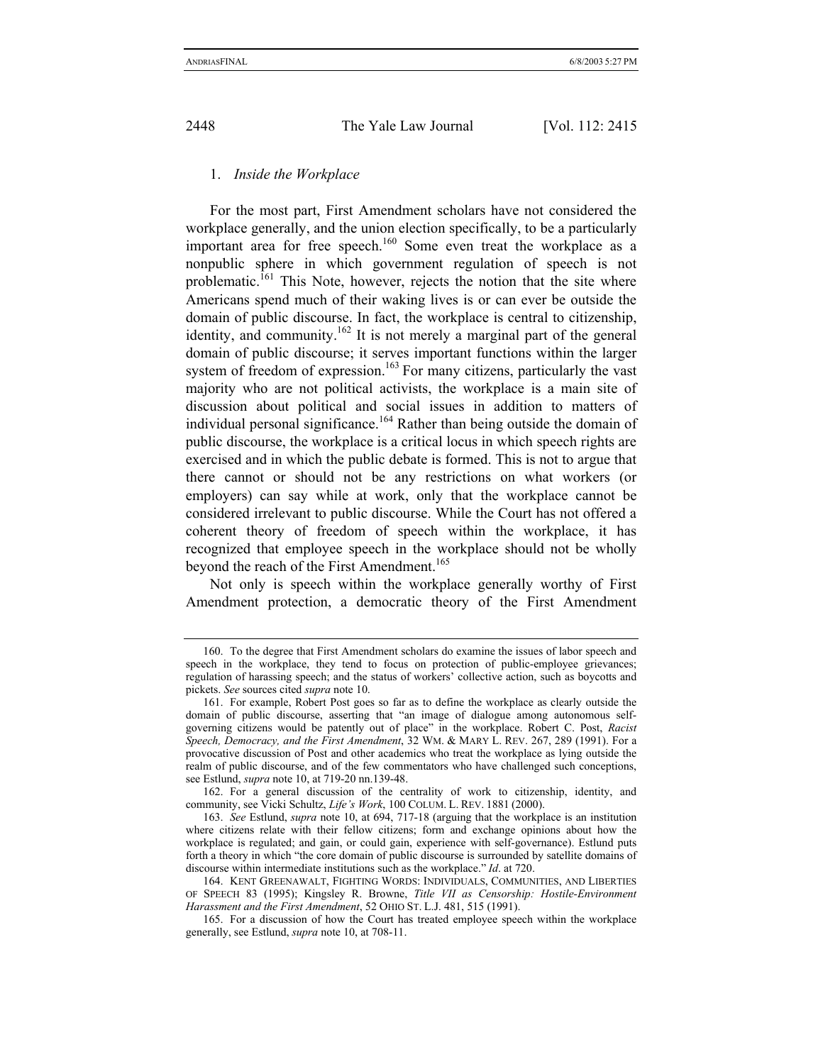### 1. *Inside the Workplace*

For the most part, First Amendment scholars have not considered the workplace generally, and the union election specifically, to be a particularly important area for free speech.[160] Some even treat the workplace as a nonpublic sphere in which government regulation of speech is not problematic.[161] This Note, however, rejects the notion that the site where Americans spend much of their waking lives is or can ever be outside the domain of public discourse. In fact, the workplace is central to citizenship, identity, and community.[162] It is not merely a marginal part of the general domain of public discourse; it serves important functions within the larger system of freedom of expression.[163] For many citizens, particularly the vast majority who are not political activists, the workplace is a main site of discussion about political and social issues in addition to matters of individual personal significance.[164] Rather than being outside the domain of public discourse, the workplace is a critical locus in which speech rights are exercised and in which the public debate is formed. This is not to argue that there cannot or should not be any restrictions on what workers (or employers) can say while at work, only that the workplace cannot be considered irrelevant to public discourse. While the Court has not offered a coherent theory of freedom of speech within the workplace, it has recognized that employee speech in the workplace should not be wholly beyond the reach of the First Amendment.[165]

Not only is speech within the workplace generally worthy of First Amendment protection, a democratic theory of the First Amendment

---

160. To the degree that First Amendment scholars do examine the issues of labor speech and speech in the workplace, they tend to focus on protection of public-employee grievances; regulation of harassing speech; and the status of workers' collective action, such as boycotts and pickets. *See* sources cited *supra* note 10.

161. For example, Robert Post goes so far as to define the workplace as clearly outside the domain of public discourse, asserting that "an image of dialogue among autonomous self-governing citizens would be patently out of place" in the workplace. Robert C. Post, *Racist Speech, Democracy, and the First Amendment*, 32 WM. & MARY L. REV. 267, 289 (1991). For a provocative discussion of Post and other academics who treat the workplace as lying outside the realm of public discourse, and of the few commentators who have challenged such conceptions, see Estlund, *supra* note 10, at 719-20 nn.139-48.

162. For a general discussion of the centrality of work to citizenship, identity, and community, see Vicki Schultz, *Life's Work*, 100 COLUM. L. REV. 1881 (2000).

163. *See* Estlund, *supra* note 10, at 694, 717-18 (arguing that the workplace is an institution where citizens relate with their fellow citizens; form and exchange opinions about how the workplace is regulated; and gain, or could gain, experience with self-governance). Estlund puts forth a theory in which "the core domain of public discourse is surrounded by satellite domains of discourse within intermediate institutions such as the workplace." *Id*. at 720.

164. KENT GREENAWALT, FIGHTING WORDS: INDIVIDUALS, COMMUNITIES, AND LIBERTIES OF SPEECH 83 (1995); Kingsley R. Browne, *Title VII as Censorship: Hostile-Environment Harassment and the First Amendment*, 52 OHIO ST. L.J. 481, 515 (1991).

165. For a discussion of how the Court has treated employee speech within the workplace generally, see Estlund, *supra* note 10, at 708-11.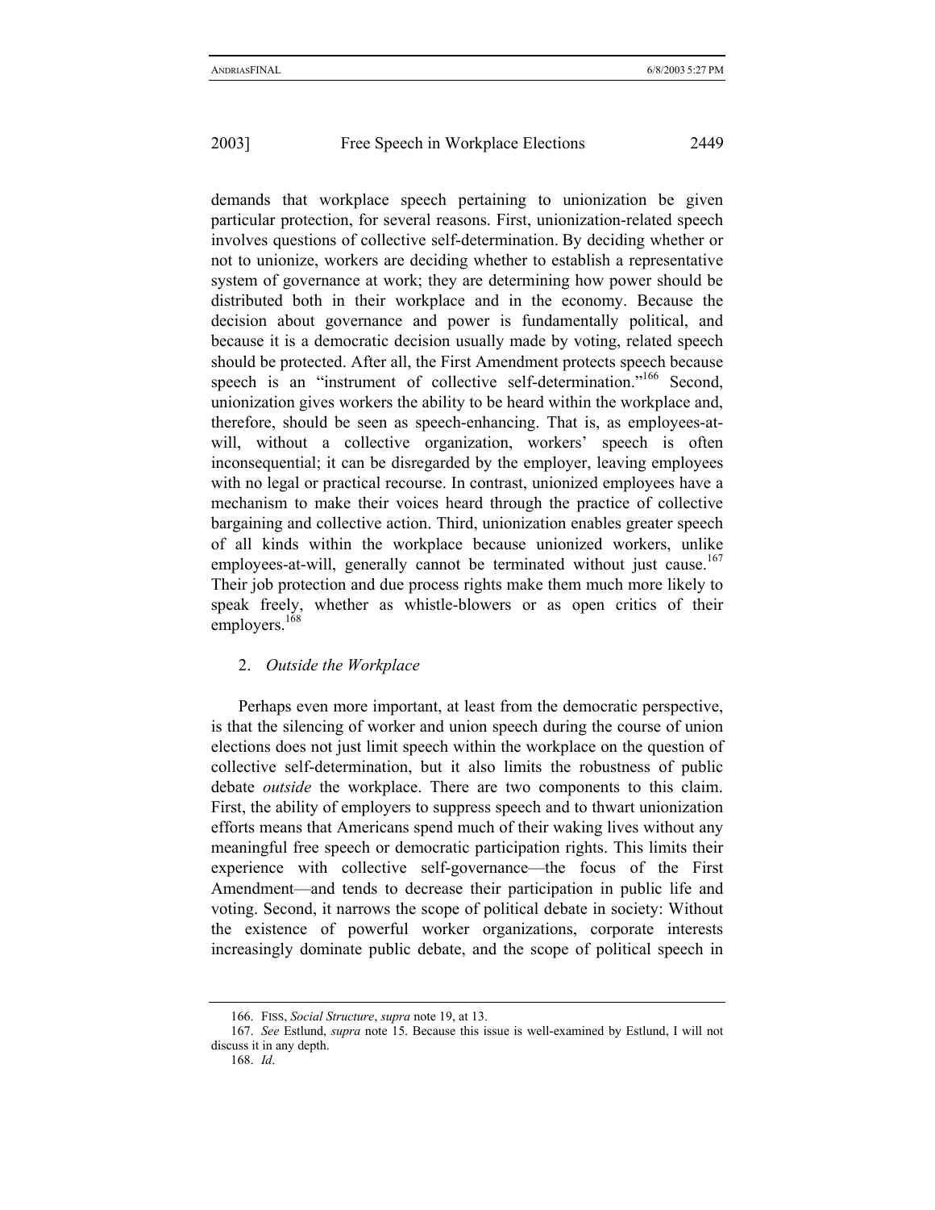demands that workplace speech pertaining to unionization be given particular protection, for several reasons. First, unionization-related speech involves questions of collective self-determination. By deciding whether or not to unionize, workers are deciding whether to establish a representative system of governance at work; they are determining how power should be distributed both in their workplace and in the economy. Because the decision about governance and power is fundamentally political, and because it is a democratic decision usually made by voting, related speech should be protected. After all, the First Amendment protects speech because speech is an "instrument of collective self-determination."[166] Second, unionization gives workers the ability to be heard within the workplace and, therefore, should be seen as speech-enhancing. That is, as employees-at-will, without a collective organization, workers' speech is often inconsequential; it can be disregarded by the employer, leaving employees with no legal or practical recourse. In contrast, unionized employees have a mechanism to make their voices heard through the practice of collective bargaining and collective action. Third, unionization enables greater speech of all kinds within the workplace because unionized workers, unlike employees-at-will, generally cannot be terminated without just cause.[167] Their job protection and due process rights make them much more likely to speak freely, whether as whistle-blowers or as open critics of their employers.[168]

### 2. *Outside the Workplace*

Perhaps even more important, at least from the democratic perspective, is that the silencing of worker and union speech during the course of union elections does not just limit speech within the workplace on the question of collective self-determination, but it also limits the robustness of public debate *outside* the workplace. There are two components to this claim. First, the ability of employers to suppress speech and to thwart unionization efforts means that Americans spend much of their waking lives without any meaningful free speech or democratic participation rights. This limits their experience with collective self-governance—the focus of the First Amendment—and tends to decrease their participation in public life and voting. Second, it narrows the scope of political debate in society: Without the existence of powerful worker organizations, corporate interests increasingly dominate public debate, and the scope of political speech in

---

166. FISS, *Social Structure*, *supra* note 19, at 13.

167. *See* Estlund, *supra* note 15. Because this issue is well-examined by Estlund, I will not discuss it in any depth.

168. *Id*.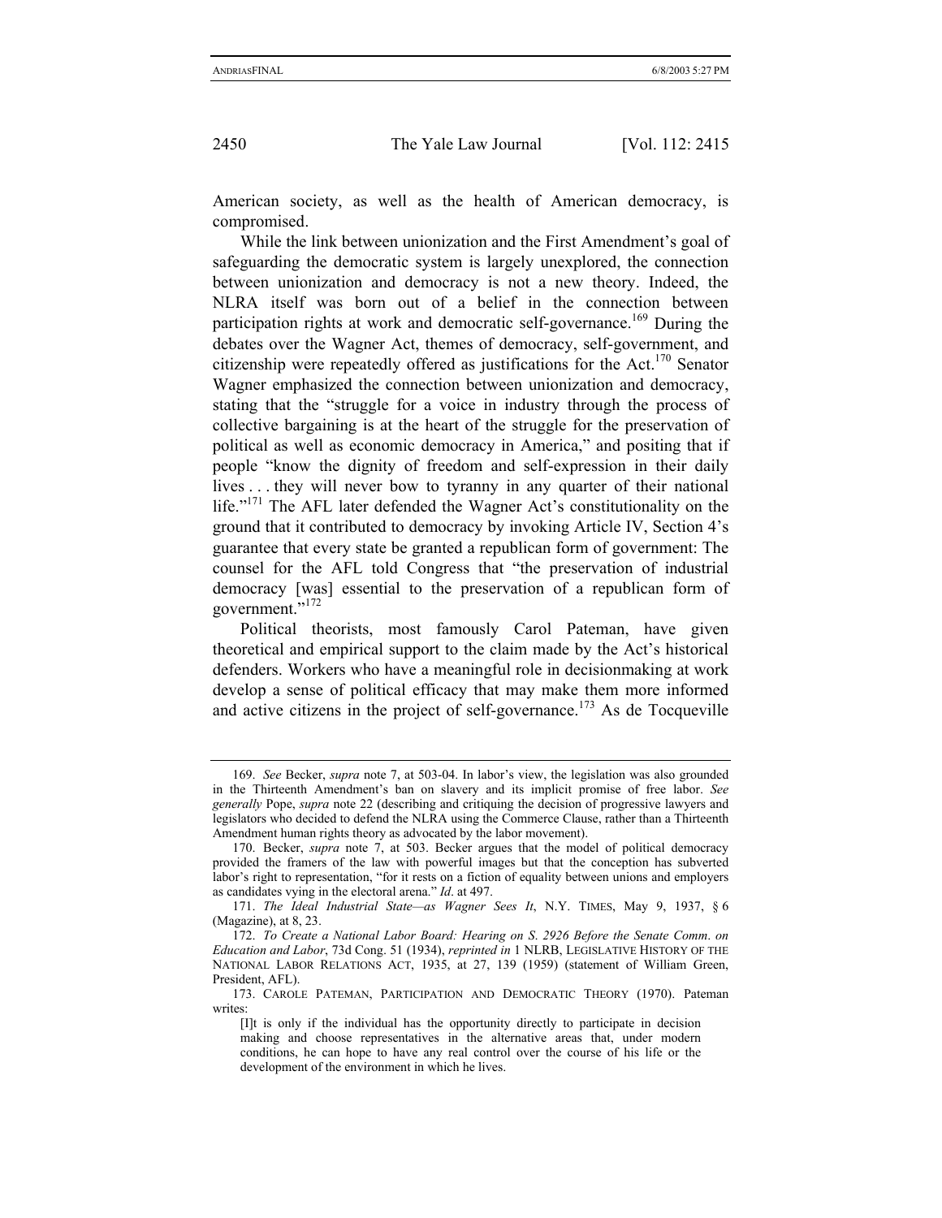American society, as well as the health of American democracy, is compromised.

While the link between unionization and the First Amendment's goal of safeguarding the democratic system is largely unexplored, the connection between unionization and democracy is not a new theory. Indeed, the NLRA itself was born out of a belief in the connection between participation rights at work and democratic self-governance.[169] During the debates over the Wagner Act, themes of democracy, self-government, and citizenship were repeatedly offered as justifications for the Act.[170] Senator Wagner emphasized the connection between unionization and democracy, stating that the "struggle for a voice in industry through the process of collective bargaining is at the heart of the struggle for the preservation of political as well as economic democracy in America," and positing that if people "know the dignity of freedom and self-expression in their daily lives . . . they will never bow to tyranny in any quarter of their national life."[171] The AFL later defended the Wagner Act's constitutionality on the ground that it contributed to democracy by invoking Article IV, Section 4's guarantee that every state be granted a republican form of government: The counsel for the AFL told Congress that "the preservation of industrial democracy [was] essential to the preservation of a republican form of government."[172]

Political theorists, most famously Carol Pateman, have given theoretical and empirical support to the claim made by the Act's historical defenders. Workers who have a meaningful role in decisionmaking at work develop a sense of political efficacy that may make them more informed and active citizens in the project of self-governance.[173] As de Tocqueville

---

169. *See* Becker, *supra* note 7, at 503-04. In labor's view, the legislation was also grounded in the Thirteenth Amendment's ban on slavery and its implicit promise of free labor. *See generally* Pope, *supra* note 22 (describing and critiquing the decision of progressive lawyers and legislators who decided to defend the NLRA using the Commerce Clause, rather than a Thirteenth Amendment human rights theory as advocated by the labor movement).

170. Becker, *supra* note 7, at 503. Becker argues that the model of political democracy provided the framers of the law with powerful images but that the conception has subverted labor's right to representation, "for it rests on a fiction of equality between unions and employers as candidates vying in the electoral arena." *Id*. at 497.

171. *The Ideal Industrial State—as Wagner Sees It*, N.Y. TIMES, May 9, 1937, § 6 (Magazine), at 8, 23.

172. *To Create a National Labor Board: Hearing on S. 2926 Before the Senate Comm. on Education and Labor*, 73d Cong. 51 (1934), *reprinted in* 1 NLRB, LEGISLATIVE HISTORY OF THE NATIONAL LABOR RELATIONS ACT, 1935, at 27, 139 (1959) (statement of William Green, President, AFL).

173. CAROLE PATEMAN, PARTICIPATION AND DEMOCRATIC THEORY (1970). Pateman writes:

> [I]t is only if the individual has the opportunity directly to participate in decision making and choose representatives in the alternative areas that, under modern conditions, he can hope to have any real control over the course of his life or the development of the environment in which he lives.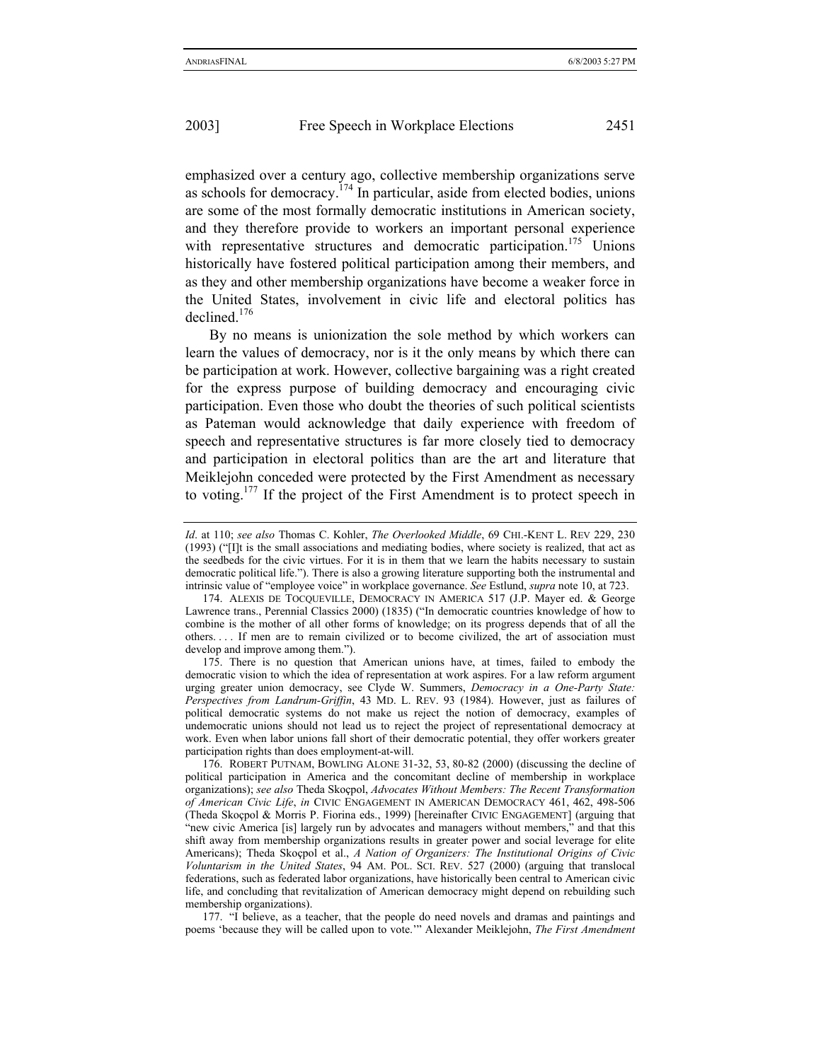emphasized over a century ago, collective membership organizations serve as schools for democracy.[174] In particular, aside from elected bodies, unions are some of the most formally democratic institutions in American society, and they therefore provide to workers an important personal experience with representative structures and democratic participation.[175] Unions historically have fostered political participation among their members, and as they and other membership organizations have become a weaker force in the United States, involvement in civic life and electoral politics has declined.[176]

By no means is unionization the sole method by which workers can learn the values of democracy, nor is it the only means by which there can be participation at work. However, collective bargaining was a right created for the express purpose of building democracy and encouraging civic participation. Even those who doubt the theories of such political scientists as Pateman would acknowledge that daily experience with freedom of speech and representative structures is far more closely tied to democracy and participation in electoral politics than are the art and literature that Meiklejohn conceded were protected by the First Amendment as necessary to voting.[177] If the project of the First Amendment is to protect speech in

---

*Id*. at 110; *see also* Thomas C. Kohler, *The Overlooked Middle*, 69 CHI.-KENT L. REV 229, 230 (1993) ("[I]t is the small associations and mediating bodies, where society is realized, that act as the seedbeds for the civic virtues. For it is in them that we learn the habits necessary to sustain democratic political life."). There is also a growing literature supporting both the instrumental and intrinsic value of "employee voice" in workplace governance. *See* Estlund, *supra* note 10, at 723.

174. ALEXIS DE TOCQUEVILLE, DEMOCRACY IN AMERICA 517 (J.P. Mayer ed. & George Lawrence trans., Perennial Classics 2000) (1835) ("In democratic countries knowledge of how to combine is the mother of all other forms of knowledge; on its progress depends that of all the others. . . . If men are to remain civilized or to become civilized, the art of association must develop and improve among them.").

175. There is no question that American unions have, at times, failed to embody the democratic vision to which the idea of representation at work aspires. For a law reform argument urging greater union democracy, see Clyde W. Summers, *Democracy in a One-Party State: Perspectives from Landrum-Griffin*, 43 MD. L. REV. 93 (1984). However, just as failures of political democratic systems do not make us reject the notion of democracy, examples of undemocratic unions should not lead us to reject the project of representational democracy at work. Even when labor unions fall short of their democratic potential, they offer workers greater participation rights than does employment-at-will.

176. ROBERT PUTNAM, BOWLING ALONE 31-32, 53, 80-82 (2000) (discussing the decline of political participation in America and the concomitant decline of membership in workplace organizations); *see also* Theda Skoçpol, *Advocates Without Members: The Recent Transformation of American Civic Life*, *in* CIVIC ENGAGEMENT IN AMERICAN DEMOCRACY 461, 462, 498-506 (Theda Skoçpol & Morris P. Fiorina eds., 1999) [hereinafter CIVIC ENGAGEMENT] (arguing that "new civic America [is] largely run by advocates and managers without members," and that this shift away from membership organizations results in greater power and social leverage for elite Americans); Theda Skoçpol et al., *A Nation of Organizers: The Institutional Origins of Civic Voluntarism in the United States*, 94 AM. POL. SCI. REV. 527 (2000) (arguing that translocal federations, such as federated labor organizations, have historically been central to American civic life, and concluding that revitalization of American democracy might depend on rebuilding such membership organizations).

177. "I believe, as a teacher, that the people do need novels and dramas and paintings and poems 'because they will be called upon to vote.'" Alexander Meiklejohn, *The First Amendment*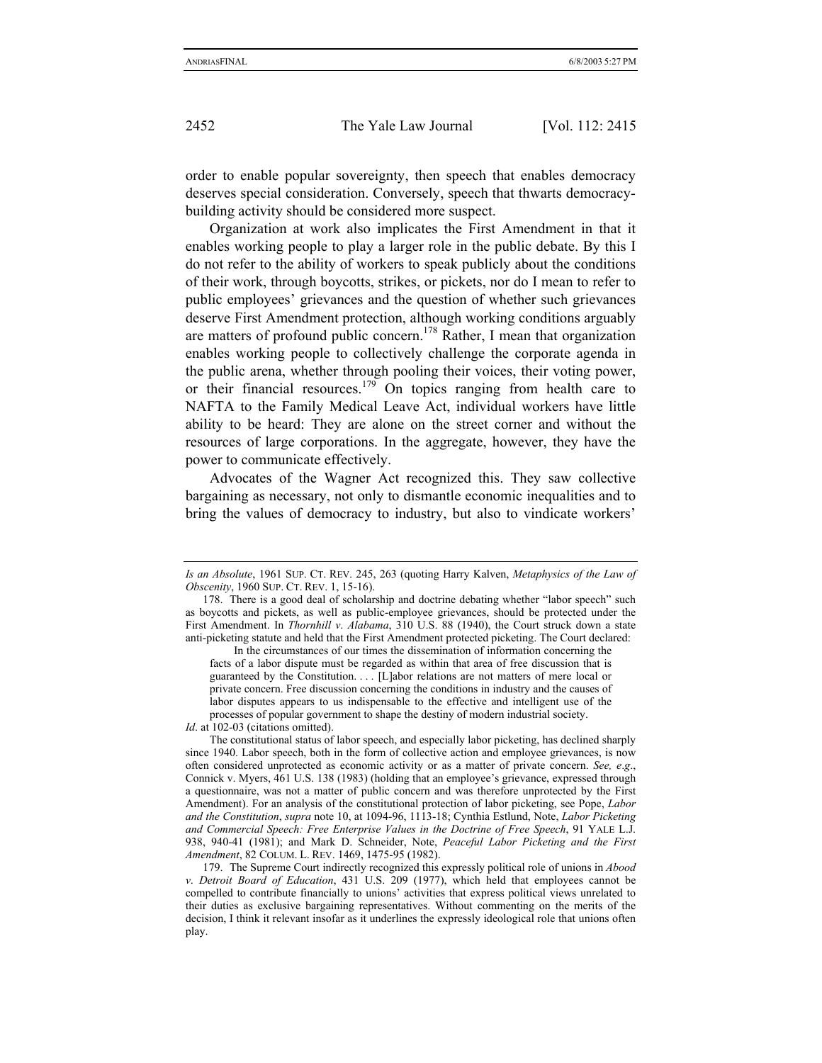order to enable popular sovereignty, then speech that enables democracy deserves special consideration. Conversely, speech that thwarts democracy-building activity should be considered more suspect.

Organization at work also implicates the First Amendment in that it enables working people to play a larger role in the public debate. By this I do not refer to the ability of workers to speak publicly about the conditions of their work, through boycotts, strikes, or pickets, nor do I mean to refer to public employees' grievances and the question of whether such grievances deserve First Amendment protection, although working conditions arguably are matters of profound public concern.[178] Rather, I mean that organization enables working people to collectively challenge the corporate agenda in the public arena, whether through pooling their voices, their voting power, or their financial resources.[179] On topics ranging from health care to NAFTA to the Family Medical Leave Act, individual workers have little ability to be heard: They are alone on the street corner and without the resources of large corporations. In the aggregate, however, they have the power to communicate effectively.

Advocates of the Wagner Act recognized this. They saw collective bargaining as necessary, not only to dismantle economic inequalities and to bring the values of democracy to industry, but also to vindicate workers'

---

*Is an Absolute*, 1961 SUP. CT. REV. 245, 263 (quoting Harry Kalven, *Metaphysics of the Law of Obscenity*, 1960 SUP. CT. REV. 1, 15-16).

178. There is a good deal of scholarship and doctrine debating whether "labor speech" such as boycotts and pickets, as well as public-employee grievances, should be protected under the First Amendment. In *Thornhill v. Alabama*, 310 U.S. 88 (1940), the Court struck down a state anti-picketing statute and held that the First Amendment protected picketing. The Court declared:

> In the circumstances of our times the dissemination of information concerning the facts of a labor dispute must be regarded as within that area of free discussion that is guaranteed by the Constitution. . . . [L]abor relations are not matters of mere local or private concern. Free discussion concerning the conditions in industry and the causes of labor disputes appears to us indispensable to the effective and intelligent use of the processes of popular government to shape the destiny of modern industrial society.

*Id*. at 102-03 (citations omitted).

The constitutional status of labor speech, and especially labor picketing, has declined sharply since 1940. Labor speech, both in the form of collective action and employee grievances, is now often considered unprotected as economic activity or as a matter of private concern. *See, e.g*., Connick v. Myers, 461 U.S. 138 (1983) (holding that an employee's grievance, expressed through a questionnaire, was not a matter of public concern and was therefore unprotected by the First Amendment). For an analysis of the constitutional protection of labor picketing, see Pope, *Labor and the Constitution*, *supra* note 10, at 1094-96, 1113-18; Cynthia Estlund, Note, *Labor Picketing and Commercial Speech: Free Enterprise Values in the Doctrine of Free Speech*, 91 YALE L.J. 938, 940-41 (1981); and Mark D. Schneider, Note, *Peaceful Labor Picketing and the First Amendment*, 82 COLUM. L. REV. 1469, 1475-95 (1982).

179. The Supreme Court indirectly recognized this expressly political role of unions in *Abood v. Detroit Board of Education*, 431 U.S. 209 (1977), which held that employees cannot be compelled to contribute financially to unions' activities that express political views unrelated to their duties as exclusive bargaining representatives. Without commenting on the merits of the decision, I think it relevant insofar as it underlines the expressly ideological role that unions often play.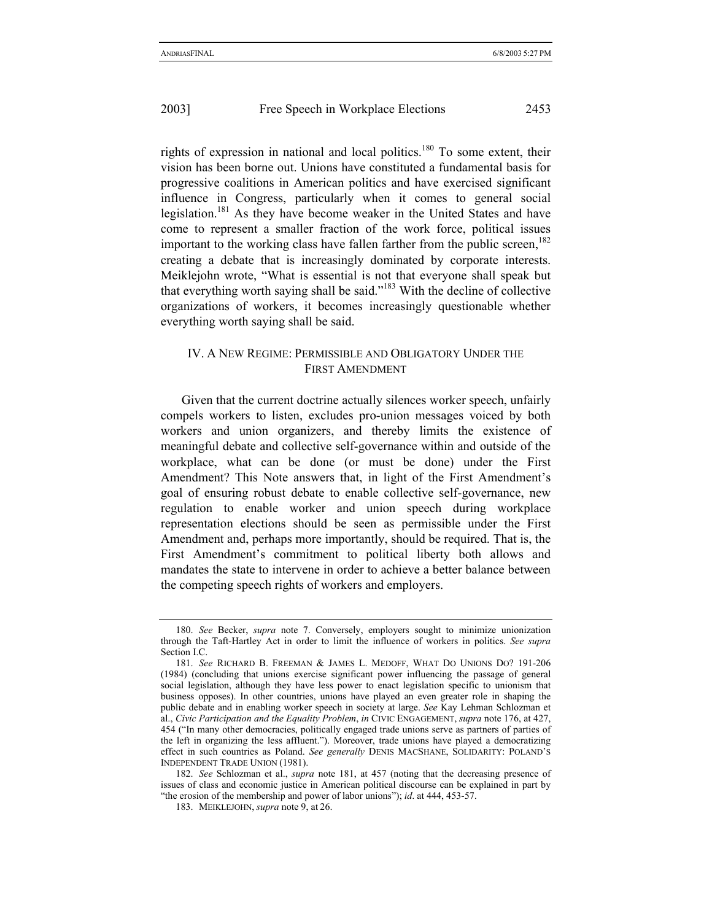rights of expression in national and local politics.[180] To some extent, their vision has been borne out. Unions have constituted a fundamental basis for progressive coalitions in American politics and have exercised significant influence in Congress, particularly when it comes to general social legislation.[181] As they have become weaker in the United States and have come to represent a smaller fraction of the work force, political issues important to the working class have fallen farther from the public screen,[182] creating a debate that is increasingly dominated by corporate interests. Meiklejohn wrote, "What is essential is not that everyone shall speak but that everything worth saying shall be said."[183] With the decline of collective organizations of workers, it becomes increasingly questionable whether everything worth saying shall be said.

## IV. A New Regime: Permissible and Obligatory Under the First Amendment

Given that the current doctrine actually silences worker speech, unfairly compels workers to listen, excludes pro-union messages voiced by both workers and union organizers, and thereby limits the existence of meaningful debate and collective self-governance within and outside of the workplace, what can be done (or must be done) under the First Amendment? This Note answers that, in light of the First Amendment's goal of ensuring robust debate to enable collective self-governance, new regulation to enable worker and union speech during workplace representation elections should be seen as permissible under the First Amendment and, perhaps more importantly, should be required. That is, the First Amendment's commitment to political liberty both allows and mandates the state to intervene in order to achieve a better balance between the competing speech rights of workers and employers.

---

180. *See* Becker, *supra* note 7. Conversely, employers sought to minimize unionization through the Taft-Hartley Act in order to limit the influence of workers in politics. *See supra* Section I.C.

181. *See* RICHARD B. FREEMAN & JAMES L. MEDOFF, WHAT DO UNIONS DO? 191-206 (1984) (concluding that unions exercise significant power influencing the passage of general social legislation, although they have less power to enact legislation specific to unionism that business opposes). In other countries, unions have played an even greater role in shaping the public debate and in enabling worker speech in society at large. *See* Kay Lehman Schlozman et al., *Civic Participation and the Equality Problem*, *in* CIVIC ENGAGEMENT, *supra* note 176, at 427, 454 ("In many other democracies, politically engaged trade unions serve as partners of parties of the left in organizing the less affluent."). Moreover, trade unions have played a democratizing effect in such countries as Poland. *See generally* DENIS MACSHANE, SOLIDARITY: POLAND'S INDEPENDENT TRADE UNION (1981).

182. *See* Schlozman et al., *supra* note 181, at 457 (noting that the decreasing presence of issues of class and economic justice in American political discourse can be explained in part by "the erosion of the membership and power of labor unions"); *id*. at 444, 453-57.

183. MEIKLEJOHN, *supra* note 9, at 26.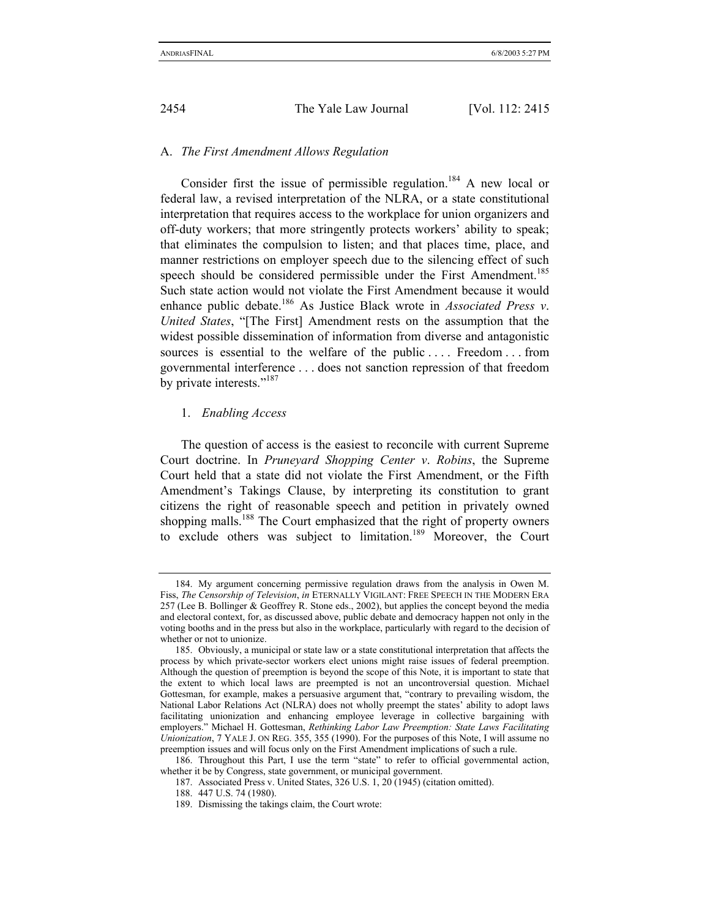### A. *The First Amendment Allows Regulation*

Consider first the issue of permissible regulation.[184] A new local or federal law, a revised interpretation of the NLRA, or a state constitutional interpretation that requires access to the workplace for union organizers and off-duty workers; that more stringently protects workers' ability to speak; that eliminates the compulsion to listen; and that places time, place, and manner restrictions on employer speech due to the silencing effect of such speech should be considered permissible under the First Amendment.[185] Such state action would not violate the First Amendment because it would enhance public debate.[186] As Justice Black wrote in *Associated Press v. United States*, "[The First] Amendment rests on the assumption that the widest possible dissemination of information from diverse and antagonistic sources is essential to the welfare of the public . . . . Freedom . . . from governmental interference . . . does not sanction repression of that freedom by private interests."[187]

#### 1. *Enabling Access*

The question of access is the easiest to reconcile with current Supreme Court doctrine. In *Pruneyard Shopping Center v. Robins*, the Supreme Court held that a state did not violate the First Amendment, or the Fifth Amendment's Takings Clause, by interpreting its constitution to grant citizens the right of reasonable speech and petition in privately owned shopping malls.[188] The Court emphasized that the right of property owners to exclude others was subject to limitation.[189] Moreover, the Court

---

184. My argument concerning permissive regulation draws from the analysis in Owen M. Fiss, *The Censorship of Television*, *in* ETERNALLY VIGILANT: FREE SPEECH IN THE MODERN ERA 257 (Lee B. Bollinger & Geoffrey R. Stone eds., 2002), but applies the concept beyond the media and electoral context, for, as discussed above, public debate and democracy happen not only in the voting booths and in the press but also in the workplace, particularly with regard to the decision of whether or not to unionize.

185. Obviously, a municipal or state law or a state constitutional interpretation that affects the process by which private-sector workers elect unions might raise issues of federal preemption. Although the question of preemption is beyond the scope of this Note, it is important to state that the extent to which local laws are preempted is not an uncontroversial question. Michael Gottesman, for example, makes a persuasive argument that, "contrary to prevailing wisdom, the National Labor Relations Act (NLRA) does not wholly preempt the states' ability to adopt laws facilitating unionization and enhancing employee leverage in collective bargaining with employers." Michael H. Gottesman, *Rethinking Labor Law Preemption: State Laws Facilitating Unionization*, 7 YALE J. ON REG. 355, 355 (1990). For the purposes of this Note, I will assume no preemption issues and will focus only on the First Amendment implications of such a rule.

186. Throughout this Part, I use the term "state" to refer to official governmental action, whether it be by Congress, state government, or municipal government.

187. Associated Press v. United States, 326 U.S. 1, 20 (1945) (citation omitted).

188. 447 U.S. 74 (1980).

189. Dismissing the takings claim, the Court wrote: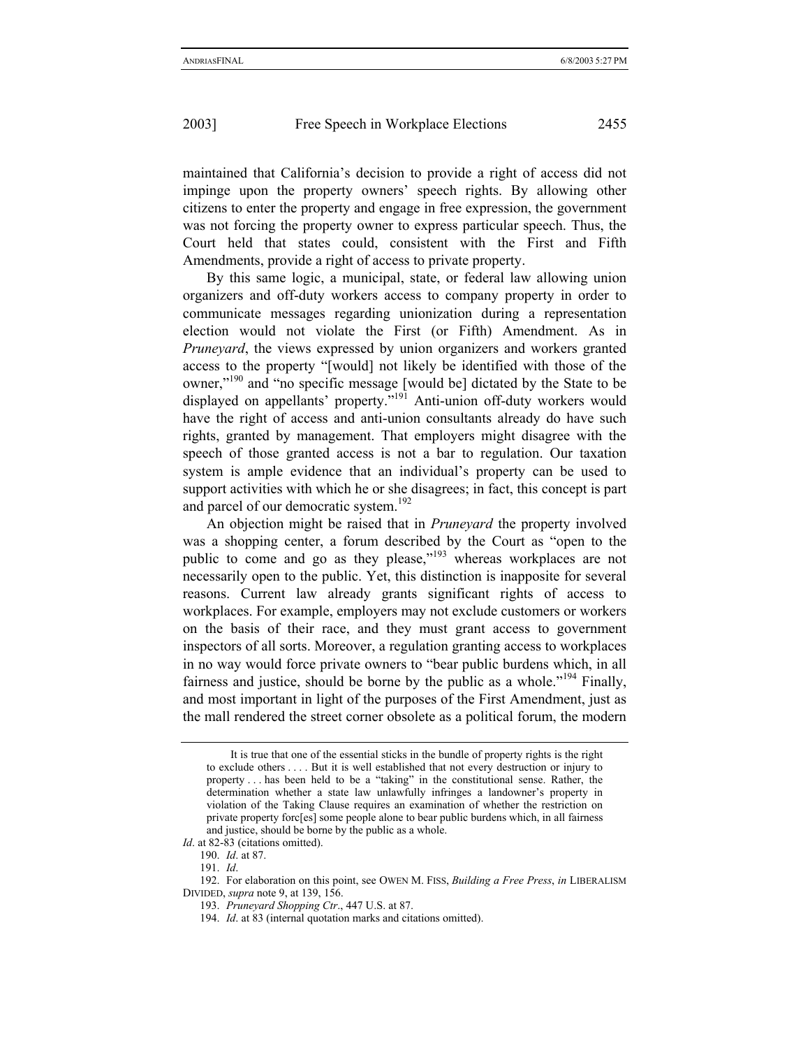maintained that California's decision to provide a right of access did not impinge upon the property owners' speech rights. By allowing other citizens to enter the property and engage in free expression, the government was not forcing the property owner to express particular speech. Thus, the Court held that states could, consistent with the First and Fifth Amendments, provide a right of access to private property.

By this same logic, a municipal, state, or federal law allowing union organizers and off-duty workers access to company property in order to communicate messages regarding unionization during a representation election would not violate the First (or Fifth) Amendment. As in *Pruneyard*, the views expressed by union organizers and workers granted access to the property "[would] not likely be identified with those of the owner,"[190] and "no specific message [would be] dictated by the State to be displayed on appellants' property."[191] Anti-union off-duty workers would have the right of access and anti-union consultants already do have such rights, granted by management. That employers might disagree with the speech of those granted access is not a bar to regulation. Our taxation system is ample evidence that an individual's property can be used to support activities with which he or she disagrees; in fact, this concept is part and parcel of our democratic system.[192]

An objection might be raised that in *Pruneyard* the property involved was a shopping center, a forum described by the Court as "open to the public to come and go as they please,"[193] whereas workplaces are not necessarily open to the public. Yet, this distinction is inapposite for several reasons. Current law already grants significant rights of access to workplaces. For example, employers may not exclude customers or workers on the basis of their race, and they must grant access to government inspectors of all sorts. Moreover, a regulation granting access to workplaces in no way would force private owners to "bear public burdens which, in all fairness and justice, should be borne by the public as a whole."[194] Finally, and most important in light of the purposes of the First Amendment, just as the mall rendered the street corner obsolete as a political forum, the modern

---

> It is true that one of the essential sticks in the bundle of property rights is the right to exclude others . . . . But it is well established that not every destruction or injury to property . . . has been held to be a "taking" in the constitutional sense. Rather, the determination whether a state law unlawfully infringes a landowner's property in violation of the Taking Clause requires an examination of whether the restriction on private property forc[es] some people alone to bear public burdens which, in all fairness and justice, should be borne by the public as a whole.

*Id*. at 82-83 (citations omitted).

190. *Id*. at 87.

191. *Id*.

192. For elaboration on this point, see OWEN M. FISS, *Building a Free Press*, *in* LIBERALISM DIVIDED, *supra* note 9, at 139, 156.

193. *Pruneyard Shopping Ctr*., 447 U.S. at 87.

194. *Id*. at 83 (internal quotation marks and citations omitted).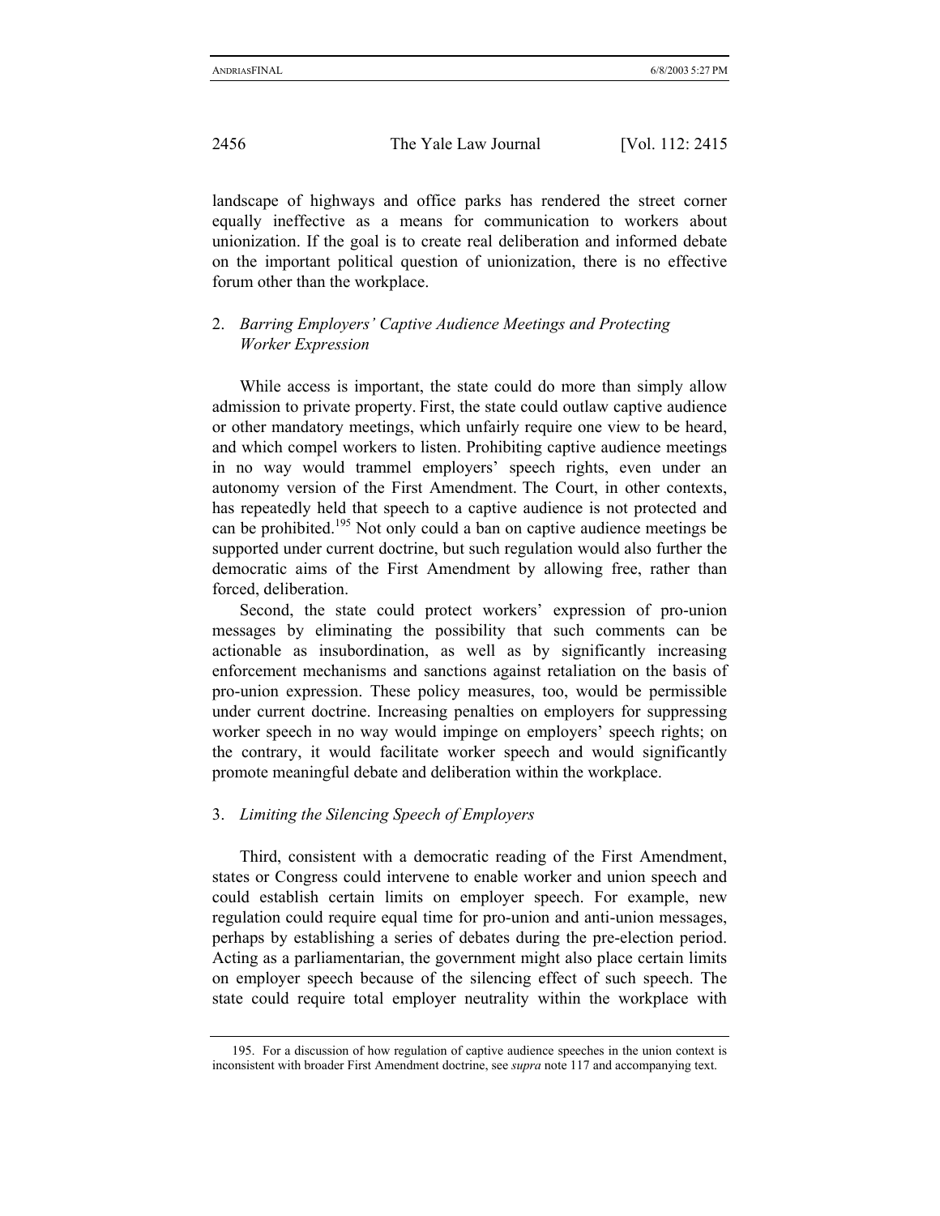landscape of highways and office parks has rendered the street corner equally ineffective as a means for communication to workers about unionization. If the goal is to create real deliberation and informed debate on the important political question of unionization, there is no effective forum other than the workplace.

### 2. *Barring Employers' Captive Audience Meetings and Protecting Worker Expression*

While access is important, the state could do more than simply allow admission to private property. First, the state could outlaw captive audience or other mandatory meetings, which unfairly require one view to be heard, and which compel workers to listen. Prohibiting captive audience meetings in no way would trammel employers' speech rights, even under an autonomy version of the First Amendment. The Court, in other contexts, has repeatedly held that speech to a captive audience is not protected and can be prohibited.[195] Not only could a ban on captive audience meetings be supported under current doctrine, but such regulation would also further the democratic aims of the First Amendment by allowing free, rather than forced, deliberation.

Second, the state could protect workers' expression of pro-union messages by eliminating the possibility that such comments can be actionable as insubordination, as well as by significantly increasing enforcement mechanisms and sanctions against retaliation on the basis of pro-union expression. These policy measures, too, would be permissible under current doctrine. Increasing penalties on employers for suppressing worker speech in no way would impinge on employers' speech rights; on the contrary, it would facilitate worker speech and would significantly promote meaningful debate and deliberation within the workplace.

### 3. *Limiting the Silencing Speech of Employers*

Third, consistent with a democratic reading of the First Amendment, states or Congress could intervene to enable worker and union speech and could establish certain limits on employer speech. For example, new regulation could require equal time for pro-union and anti-union messages, perhaps by establishing a series of debates during the pre-election period. Acting as a parliamentarian, the government might also place certain limits on employer speech because of the silencing effect of such speech. The state could require total employer neutrality within the workplace with

---

195. For a discussion of how regulation of captive audience speeches in the union context is inconsistent with broader First Amendment doctrine, see *supra* note 117 and accompanying text.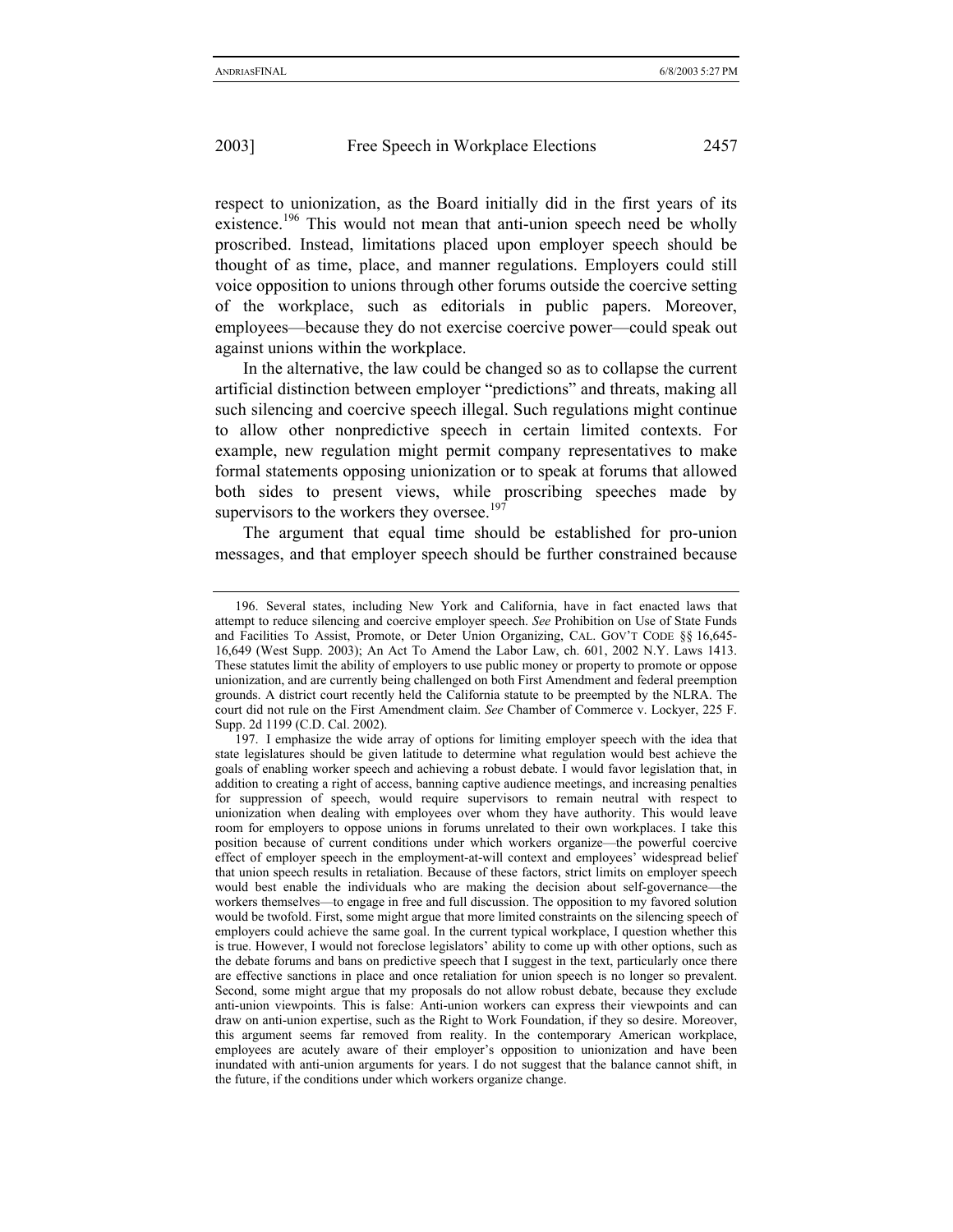respect to unionization, as the Board initially did in the first years of its existence.[196] This would not mean that anti-union speech need be wholly proscribed. Instead, limitations placed upon employer speech should be thought of as time, place, and manner regulations. Employers could still voice opposition to unions through other forums outside the coercive setting of the workplace, such as editorials in public papers. Moreover, employees—because they do not exercise coercive power—could speak out against unions within the workplace.

In the alternative, the law could be changed so as to collapse the current artificial distinction between employer "predictions" and threats, making all such silencing and coercive speech illegal. Such regulations might continue to allow other nonpredictive speech in certain limited contexts. For example, new regulation might permit company representatives to make formal statements opposing unionization or to speak at forums that allowed both sides to present views, while proscribing speeches made by supervisors to the workers they oversee.[197]

The argument that equal time should be established for pro-union messages, and that employer speech should be further constrained because

---

196. Several states, including New York and California, have in fact enacted laws that attempt to reduce silencing and coercive employer speech. *See* Prohibition on Use of State Funds and Facilities To Assist, Promote, or Deter Union Organizing, CAL. GOV'T CODE §§ 16,645-16,649 (West Supp. 2003); An Act To Amend the Labor Law, ch. 601, 2002 N.Y. Laws 1413. These statutes limit the ability of employers to use public money or property to promote or oppose unionization, and are currently being challenged on both First Amendment and federal preemption grounds. A district court recently held the California statute to be preempted by the NLRA. The court did not rule on the First Amendment claim. *See* Chamber of Commerce v. Lockyer, 225 F. Supp. 2d 1199 (C.D. Cal. 2002).

197. I emphasize the wide array of options for limiting employer speech with the idea that state legislatures should be given latitude to determine what regulation would best achieve the goals of enabling worker speech and achieving a robust debate. I would favor legislation that, in addition to creating a right of access, banning captive audience meetings, and increasing penalties for suppression of speech, would require supervisors to remain neutral with respect to unionization when dealing with employees over whom they have authority. This would leave room for employers to oppose unions in forums unrelated to their own workplaces. I take this position because of current conditions under which workers organize—the powerful coercive effect of employer speech in the employment-at-will context and employees' widespread belief that union speech results in retaliation. Because of these factors, strict limits on employer speech would best enable the individuals who are making the decision about self-governance—the workers themselves—to engage in free and full discussion. The opposition to my favored solution would be twofold. First, some might argue that more limited constraints on the silencing speech of employers could achieve the same goal. In the current typical workplace, I question whether this is true. However, I would not foreclose legislators' ability to come up with other options, such as the debate forums and bans on predictive speech that I suggest in the text, particularly once there are effective sanctions in place and once retaliation for union speech is no longer so prevalent. Second, some might argue that my proposals do not allow robust debate, because they exclude anti-union viewpoints. This is false: Anti-union workers can express their viewpoints and can draw on anti-union expertise, such as the Right to Work Foundation, if they so desire. Moreover, this argument seems far removed from reality. In the contemporary American workplace, employees are acutely aware of their employer's opposition to unionization and have been inundated with anti-union arguments for years. I do not suggest that the balance cannot shift, in the future, if the conditions under which workers organize change.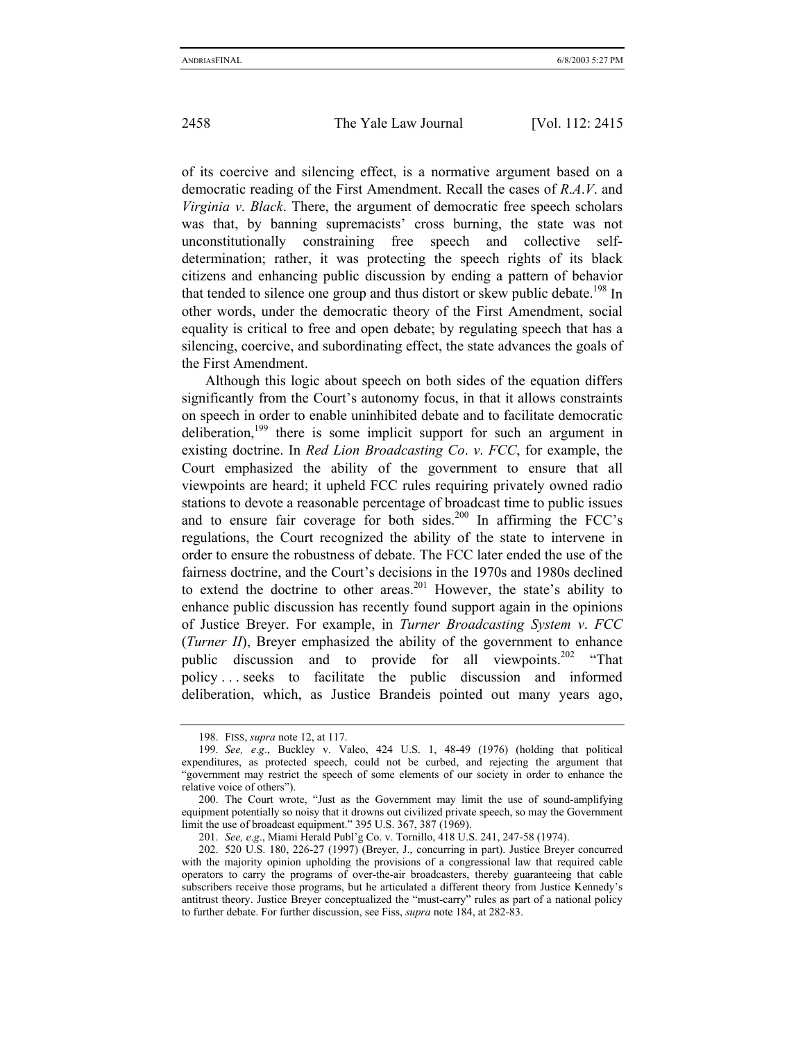of its coercive and silencing effect, is a normative argument based on a democratic reading of the First Amendment. Recall the cases of *R.A.V.* and *Virginia v. Black*. There, the argument of democratic free speech scholars was that, by banning supremacists' cross burning, the state was not unconstitutionally constraining free speech and collective self-determination; rather, it was protecting the speech rights of its black citizens and enhancing public discussion by ending a pattern of behavior that tended to silence one group and thus distort or skew public debate.[198] In other words, under the democratic theory of the First Amendment, social equality is critical to free and open debate; by regulating speech that has a silencing, coercive, and subordinating effect, the state advances the goals of the First Amendment.

Although this logic about speech on both sides of the equation differs significantly from the Court's autonomy focus, in that it allows constraints on speech in order to enable uninhibited debate and to facilitate democratic deliberation,[199] there is some implicit support for such an argument in existing doctrine. In *Red Lion Broadcasting Co. v. FCC*, for example, the Court emphasized the ability of the government to ensure that all viewpoints are heard; it upheld FCC rules requiring privately owned radio stations to devote a reasonable percentage of broadcast time to public issues and to ensure fair coverage for both sides.[200] In affirming the FCC's regulations, the Court recognized the ability of the state to intervene in order to ensure the robustness of debate. The FCC later ended the use of the fairness doctrine, and the Court's decisions in the 1970s and 1980s declined to extend the doctrine to other areas.[201] However, the state's ability to enhance public discussion has recently found support again in the opinions of Justice Breyer. For example, in *Turner Broadcasting System v. FCC* (*Turner II*), Breyer emphasized the ability of the government to enhance public discussion and to provide for all viewpoints.[202] "That policy . . . seeks to facilitate the public discussion and informed deliberation, which, as Justice Brandeis pointed out many years ago,

---

198. FISS, *supra* note 12, at 117.

199. *See, e.g.*, Buckley v. Valeo, 424 U.S. 1, 48-49 (1976) (holding that political expenditures, as protected speech, could not be curbed, and rejecting the argument that "government may restrict the speech of some elements of our society in order to enhance the relative voice of others").

200. The Court wrote, "Just as the Government may limit the use of sound-amplifying equipment potentially so noisy that it drowns out civilized private speech, so may the Government limit the use of broadcast equipment." 395 U.S. 367, 387 (1969).

201. *See, e.g.*, Miami Herald Publ'g Co. v. Tornillo, 418 U.S. 241, 247-58 (1974).

202. 520 U.S. 180, 226-27 (1997) (Breyer, J., concurring in part). Justice Breyer concurred with the majority opinion upholding the provisions of a congressional law that required cable operators to carry the programs of over-the-air broadcasters, thereby guaranteeing that cable subscribers receive those programs, but he articulated a different theory from Justice Kennedy's antitrust theory. Justice Breyer conceptualized the "must-carry" rules as part of a national policy to further debate. For further discussion, see Fiss, *supra* note 184, at 282-83.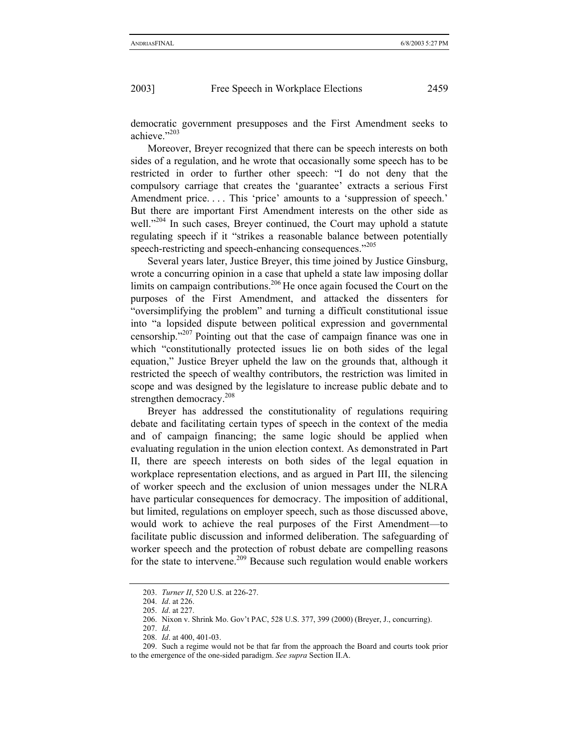democratic government presupposes and the First Amendment seeks to achieve."[203]

Moreover, Breyer recognized that there can be speech interests on both sides of a regulation, and he wrote that occasionally some speech has to be restricted in order to further other speech: "I do not deny that the compulsory carriage that creates the 'guarantee' extracts a serious First Amendment price. . . . This 'price' amounts to a 'suppression of speech.' But there are important First Amendment interests on the other side as well."[204] In such cases, Breyer continued, the Court may uphold a statute regulating speech if it "strikes a reasonable balance between potentially speech-restricting and speech-enhancing consequences."[205]

Several years later, Justice Breyer, this time joined by Justice Ginsburg, wrote a concurring opinion in a case that upheld a state law imposing dollar limits on campaign contributions.[206] He once again focused the Court on the purposes of the First Amendment, and attacked the dissenters for "oversimplifying the problem" and turning a difficult constitutional issue into "a lopsided dispute between political expression and governmental censorship."[207] Pointing out that the case of campaign finance was one in which "constitutionally protected issues lie on both sides of the legal equation," Justice Breyer upheld the law on the grounds that, although it restricted the speech of wealthy contributors, the restriction was limited in scope and was designed by the legislature to increase public debate and to strengthen democracy.[208]

Breyer has addressed the constitutionality of regulations requiring debate and facilitating certain types of speech in the context of the media and of campaign financing; the same logic should be applied when evaluating regulation in the union election context. As demonstrated in Part II, there are speech interests on both sides of the legal equation in workplace representation elections, and as argued in Part III, the silencing of worker speech and the exclusion of union messages under the NLRA have particular consequences for democracy. The imposition of additional, but limited, regulations on employer speech, such as those discussed above, would work to achieve the real purposes of the First Amendment—to facilitate public discussion and informed deliberation. The safeguarding of worker speech and the protection of robust debate are compelling reasons for the state to intervene.[209] Because such regulation would enable workers

---

203. *Turner II*, 520 U.S. at 226-27.

204. *Id*. at 226.

205. *Id*. at 227.

206. Nixon v. Shrink Mo. Gov't PAC, 528 U.S. 377, 399 (2000) (Breyer, J., concurring).

207. *Id*.

208. *Id*. at 400, 401-03.

209. Such a regime would not be that far from the approach the Board and courts took prior to the emergence of the one-sided paradigm. *See supra* Section II.A.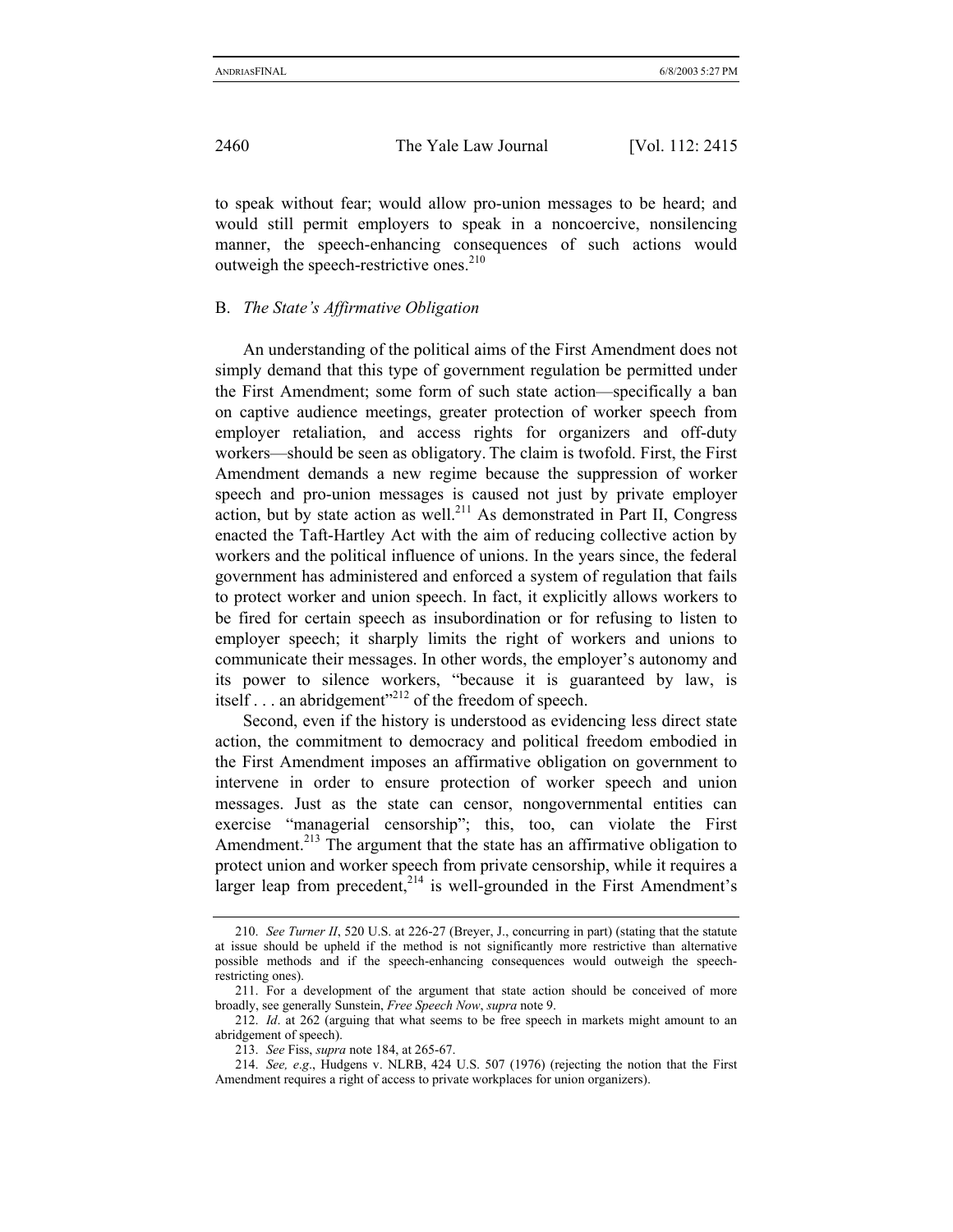to speak without fear; would allow pro-union messages to be heard; and would still permit employers to speak in a noncoercive, nonsilencing manner, the speech-enhancing consequences of such actions would outweigh the speech-restrictive ones.[210]

## B. *The State's Affirmative Obligation*

An understanding of the political aims of the First Amendment does not simply demand that this type of government regulation be permitted under the First Amendment; some form of such state action—specifically a ban on captive audience meetings, greater protection of worker speech from employer retaliation, and access rights for organizers and off-duty workers—should be seen as obligatory. The claim is twofold. First, the First Amendment demands a new regime because the suppression of worker speech and pro-union messages is caused not just by private employer action, but by state action as well.[211] As demonstrated in Part II, Congress enacted the Taft-Hartley Act with the aim of reducing collective action by workers and the political influence of unions. In the years since, the federal government has administered and enforced a system of regulation that fails to protect worker and union speech. In fact, it explicitly allows workers to be fired for certain speech as insubordination or for refusing to listen to employer speech; it sharply limits the right of workers and unions to communicate their messages. In other words, the employer's autonomy and its power to silence workers, "because it is guaranteed by law, is itself . . . an abridgement"[212] of the freedom of speech.

Second, even if the history is understood as evidencing less direct state action, the commitment to democracy and political freedom embodied in the First Amendment imposes an affirmative obligation on government to intervene in order to ensure protection of worker speech and union messages. Just as the state can censor, nongovernmental entities can exercise "managerial censorship"; this, too, can violate the First Amendment.[213] The argument that the state has an affirmative obligation to protect union and worker speech from private censorship, while it requires a larger leap from precedent,[214] is well-grounded in the First Amendment's

---

210. *See Turner II*, 520 U.S. at 226-27 (Breyer, J., concurring in part) (stating that the statute at issue should be upheld if the method is not significantly more restrictive than alternative possible methods and if the speech-enhancing consequences would outweigh the speech-restricting ones).

211. For a development of the argument that state action should be conceived of more broadly, see generally Sunstein, *Free Speech Now*, *supra* note 9.

212. *Id*. at 262 (arguing that what seems to be free speech in markets might amount to an abridgement of speech).

213. *See* Fiss, *supra* note 184, at 265-67.

214. *See, e.g*., Hudgens v. NLRB, 424 U.S. 507 (1976) (rejecting the notion that the First Amendment requires a right of access to private workplaces for union organizers).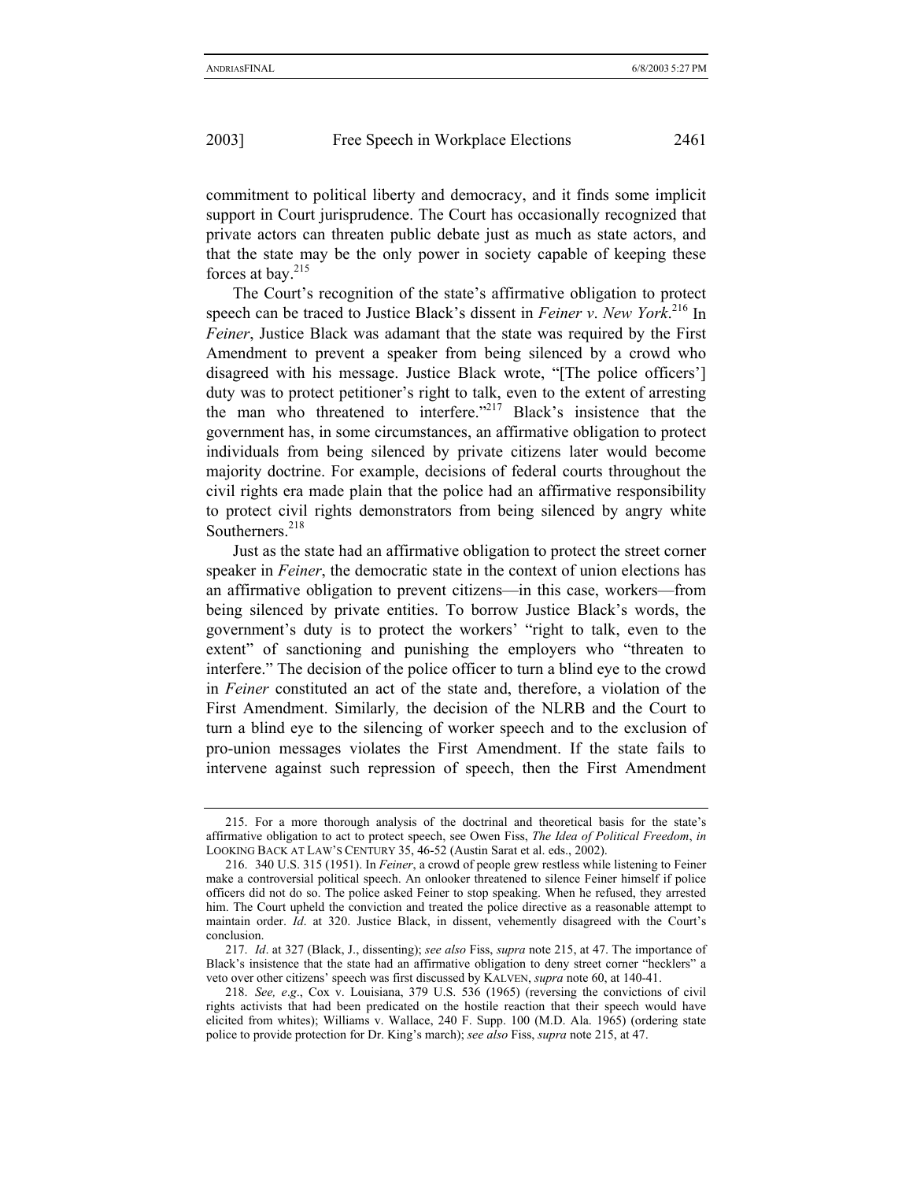commitment to political liberty and democracy, and it finds some implicit support in Court jurisprudence. The Court has occasionally recognized that private actors can threaten public debate just as much as state actors, and that the state may be the only power in society capable of keeping these forces at bay.[215]

The Court's recognition of the state's affirmative obligation to protect speech can be traced to Justice Black's dissent in *Feiner v. New York*.[216] In *Feiner*, Justice Black was adamant that the state was required by the First Amendment to prevent a speaker from being silenced by a crowd who disagreed with his message. Justice Black wrote, "[The police officers'] duty was to protect petitioner's right to talk, even to the extent of arresting the man who threatened to interfere."[217] Black's insistence that the government has, in some circumstances, an affirmative obligation to protect individuals from being silenced by private citizens later would become majority doctrine. For example, decisions of federal courts throughout the civil rights era made plain that the police had an affirmative responsibility to protect civil rights demonstrators from being silenced by angry white Southerners.[218]

Just as the state had an affirmative obligation to protect the street corner speaker in *Feiner*, the democratic state in the context of union elections has an affirmative obligation to prevent citizens—in this case, workers—from being silenced by private entities. To borrow Justice Black's words, the government's duty is to protect the workers' "right to talk, even to the extent" of sanctioning and punishing the employers who "threaten to interfere." The decision of the police officer to turn a blind eye to the crowd in *Feiner* constituted an act of the state and, therefore, a violation of the First Amendment. Similarly*,* the decision of the NLRB and the Court to turn a blind eye to the silencing of worker speech and to the exclusion of pro-union messages violates the First Amendment. If the state fails to intervene against such repression of speech, then the First Amendment

---

215. For a more thorough analysis of the doctrinal and theoretical basis for the state's affirmative obligation to act to protect speech, see Owen Fiss, *The Idea of Political Freedom*, *in* LOOKING BACK AT LAW'S CENTURY 35, 46-52 (Austin Sarat et al. eds., 2002).

216. 340 U.S. 315 (1951). In *Feiner*, a crowd of people grew restless while listening to Feiner make a controversial political speech. An onlooker threatened to silence Feiner himself if police officers did not do so. The police asked Feiner to stop speaking. When he refused, they arrested him. The Court upheld the conviction and treated the police directive as a reasonable attempt to maintain order. *Id*. at 320. Justice Black, in dissent, vehemently disagreed with the Court's conclusion.

217. *Id*. at 327 (Black, J., dissenting); *see also* Fiss, *supra* note 215, at 47. The importance of Black's insistence that the state had an affirmative obligation to deny street corner "hecklers" a veto over other citizens' speech was first discussed by KALVEN, *supra* note 60, at 140-41.

218. *See, e.g*., Cox v. Louisiana, 379 U.S. 536 (1965) (reversing the convictions of civil rights activists that had been predicated on the hostile reaction that their speech would have elicited from whites); Williams v. Wallace, 240 F. Supp. 100 (M.D. Ala. 1965) (ordering state police to provide protection for Dr. King's march); *see also* Fiss, *supra* note 215, at 47.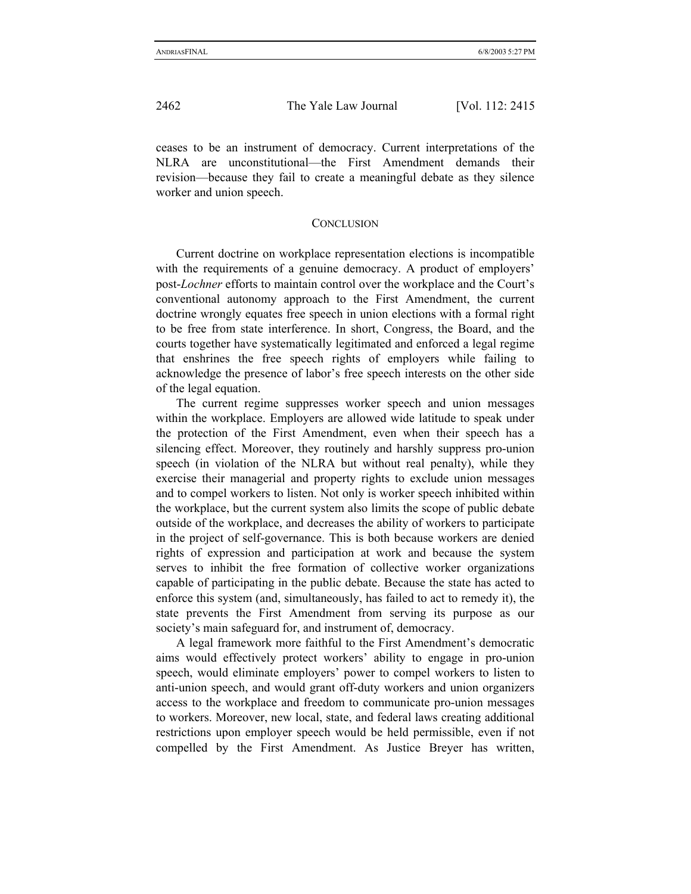ceases to be an instrument of democracy. Current interpretations of the NLRA are unconstitutional—the First Amendment demands their revision—because they fail to create a meaningful debate as they silence worker and union speech.

## CONCLUSION

Current doctrine on workplace representation elections is incompatible with the requirements of a genuine democracy. A product of employers' post-*Lochner* efforts to maintain control over the workplace and the Court's conventional autonomy approach to the First Amendment, the current doctrine wrongly equates free speech in union elections with a formal right to be free from state interference. In short, Congress, the Board, and the courts together have systematically legitimated and enforced a legal regime that enshrines the free speech rights of employers while failing to acknowledge the presence of labor's free speech interests on the other side of the legal equation.

The current regime suppresses worker speech and union messages within the workplace. Employers are allowed wide latitude to speak under the protection of the First Amendment, even when their speech has a silencing effect. Moreover, they routinely and harshly suppress pro-union speech (in violation of the NLRA but without real penalty), while they exercise their managerial and property rights to exclude union messages and to compel workers to listen. Not only is worker speech inhibited within the workplace, but the current system also limits the scope of public debate outside of the workplace, and decreases the ability of workers to participate in the project of self-governance. This is both because workers are denied rights of expression and participation at work and because the system serves to inhibit the free formation of collective worker organizations capable of participating in the public debate. Because the state has acted to enforce this system (and, simultaneously, has failed to act to remedy it), the state prevents the First Amendment from serving its purpose as our society's main safeguard for, and instrument of, democracy.

A legal framework more faithful to the First Amendment's democratic aims would effectively protect workers' ability to engage in pro-union speech, would eliminate employers' power to compel workers to listen to anti-union speech, and would grant off-duty workers and union organizers access to the workplace and freedom to communicate pro-union messages to workers. Moreover, new local, state, and federal laws creating additional restrictions upon employer speech would be held permissible, even if not compelled by the First Amendment. As Justice Breyer has written,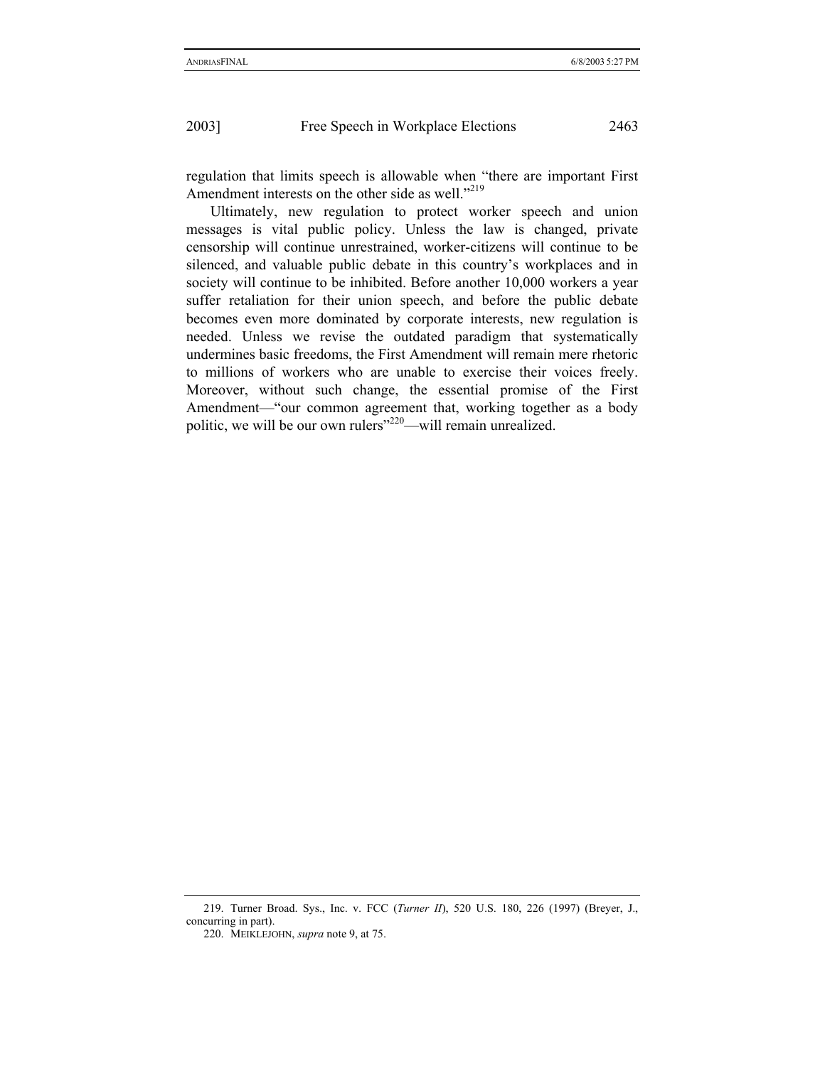regulation that limits speech is allowable when "there are important First Amendment interests on the other side as well."[219]

Ultimately, new regulation to protect worker speech and union messages is vital public policy. Unless the law is changed, private censorship will continue unrestrained, worker-citizens will continue to be silenced, and valuable public debate in this country's workplaces and in society will continue to be inhibited. Before another 10,000 workers a year suffer retaliation for their union speech, and before the public debate becomes even more dominated by corporate interests, new regulation is needed. Unless we revise the outdated paradigm that systematically undermines basic freedoms, the First Amendment will remain mere rhetoric to millions of workers who are unable to exercise their voices freely. Moreover, without such change, the essential promise of the First Amendment—"our common agreement that, working together as a body politic, we will be our own rulers"[220]—will remain unrealized.

---

219. Turner Broad. Sys., Inc. v. FCC (*Turner II*), 520 U.S. 180, 226 (1997) (Breyer, J., concurring in part).

220. MEIKLEJOHN, *supra* note 9, at 75.